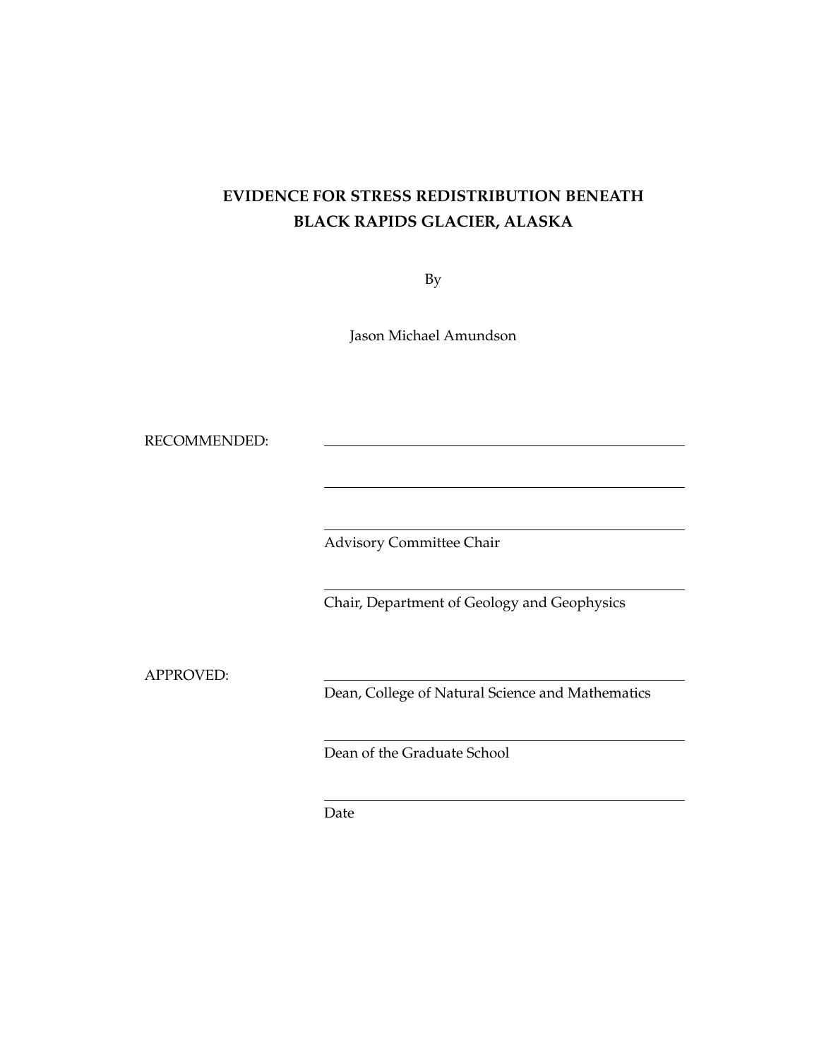# EVIDENCE FOR STRESS REDISTRIBUTION BENEATH BLACK RAPIDS GLACIER, ALASKA

By

Jason Michael Amundson

RECOMMENDED: \_\_\_\_\_\_\_\_\_\_\_\_\_\_\_\_\_\_\_\_\_\_\_\_\_\_\_\_\_\_\_\_\_\_\_\_\_\_\_\_

\_\_\_\_\_\_\_\_\_\_\_\_\_\_\_\_\_\_\_\_\_\_\_\_\_\_\_\_\_\_\_\_\_\_\_\_\_\_\_\_

\_\_\_\_\_\_\_\_\_\_\_\_\_\_\_\_\_\_\_\_\_\_\_\_\_\_\_\_\_\_\_\_\_\_\_\_\_\_\_\_
Advisory Committee Chair

\_\_\_\_\_\_\_\_\_\_\_\_\_\_\_\_\_\_\_\_\_\_\_\_\_\_\_\_\_\_\_\_\_\_\_\_\_\_\_\_
Chair, Department of Geology and Geophysics

APPROVED: \_\_\_\_\_\_\_\_\_\_\_\_\_\_\_\_\_\_\_\_\_\_\_\_\_\_\_\_\_\_\_\_\_\_\_\_\_\_\_\_
Dean, College of Natural Science and Mathematics

\_\_\_\_\_\_\_\_\_\_\_\_\_\_\_\_\_\_\_\_\_\_\_\_\_\_\_\_\_\_\_\_\_\_\_\_\_\_\_\_
Dean of the Graduate School

\_\_\_\_\_\_\_\_\_\_\_\_\_\_\_\_\_\_\_\_\_\_\_\_\_\_\_\_\_\_\_\_\_\_\_\_\_\_\_\_
Date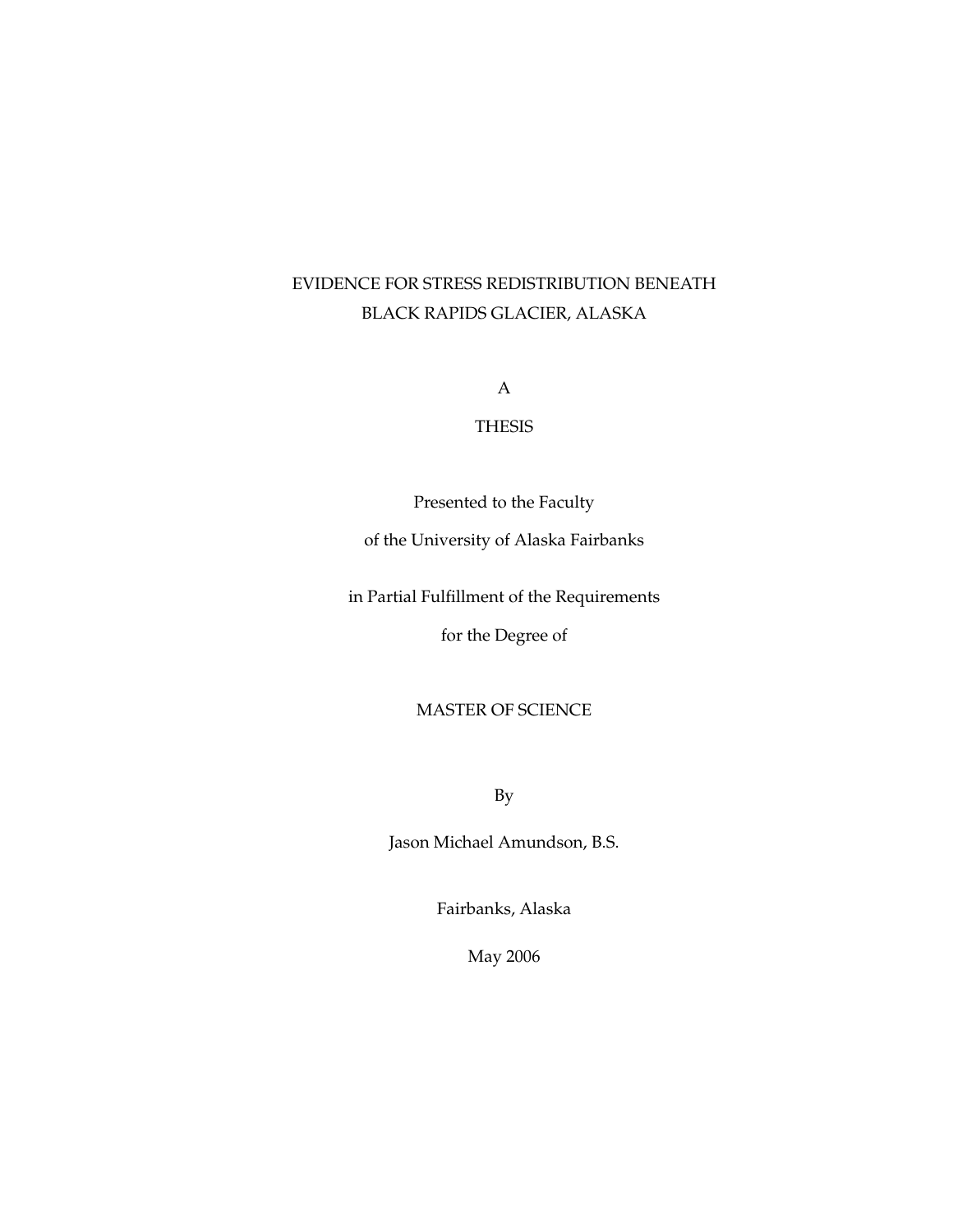# EVIDENCE FOR STRESS REDISTRIBUTION BENEATH BLACK RAPIDS GLACIER, ALASKA

A

THESIS

Presented to the Faculty

of the University of Alaska Fairbanks

in Partial Fulfillment of the Requirements

for the Degree of

MASTER OF SCIENCE

By

Jason Michael Amundson, B.S.

Fairbanks, Alaska

May 2006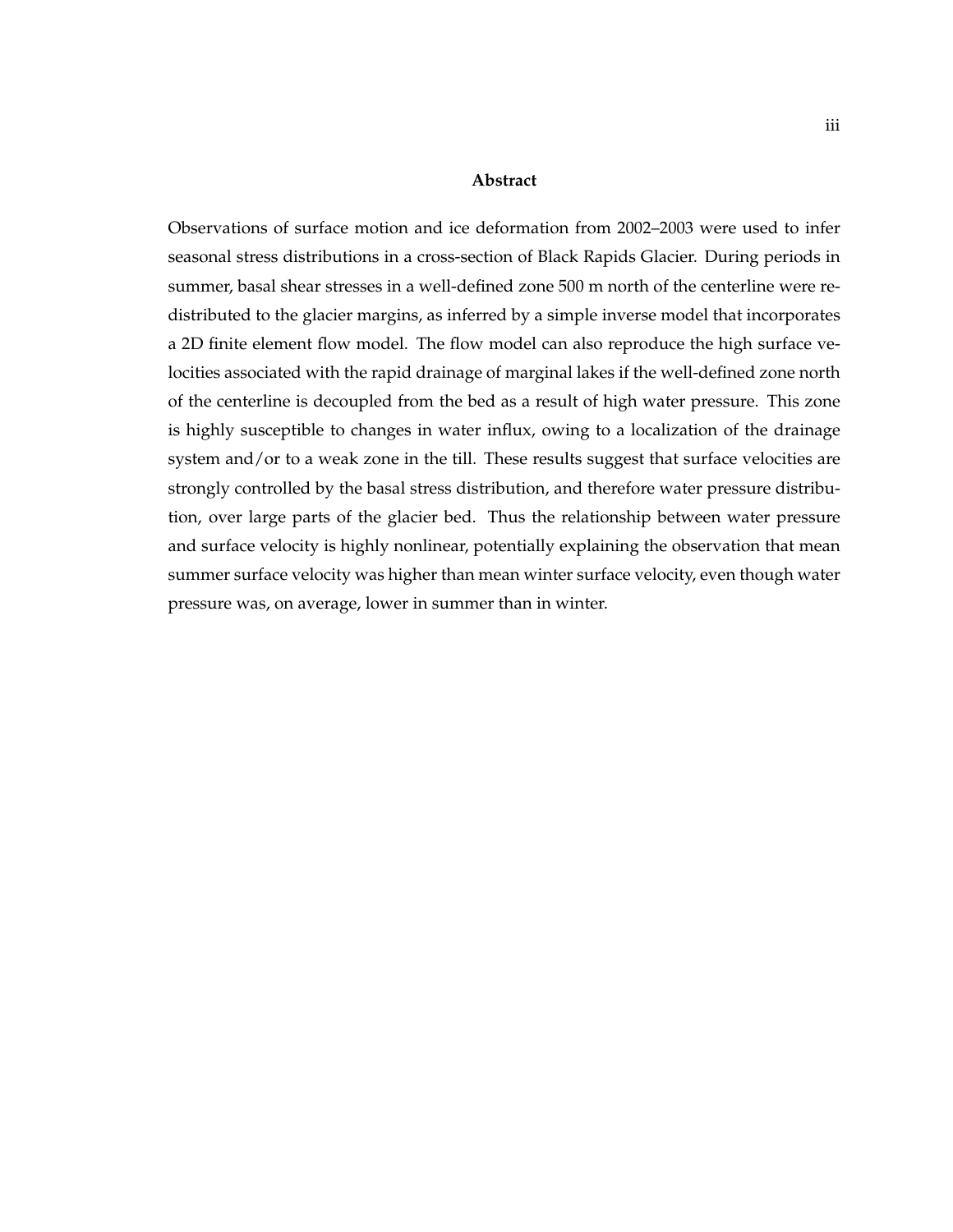## Abstract

Observations of surface motion and ice deformation from 2002–2003 were used to infer seasonal stress distributions in a cross-section of Black Rapids Glacier. During periods in summer, basal shear stresses in a well-defined zone 500 m north of the centerline were redistributed to the glacier margins, as inferred by a simple inverse model that incorporates a 2D finite element flow model. The flow model can also reproduce the high surface velocities associated with the rapid drainage of marginal lakes if the well-defined zone north of the centerline is decoupled from the bed as a result of high water pressure. This zone is highly susceptible to changes in water influx, owing to a localization of the drainage system and/or to a weak zone in the till. These results suggest that surface velocities are strongly controlled by the basal stress distribution, and therefore water pressure distribution, over large parts of the glacier bed. Thus the relationship between water pressure and surface velocity is highly nonlinear, potentially explaining the observation that mean summer surface velocity was higher than mean winter surface velocity, even though water pressure was, on average, lower in summer than in winter.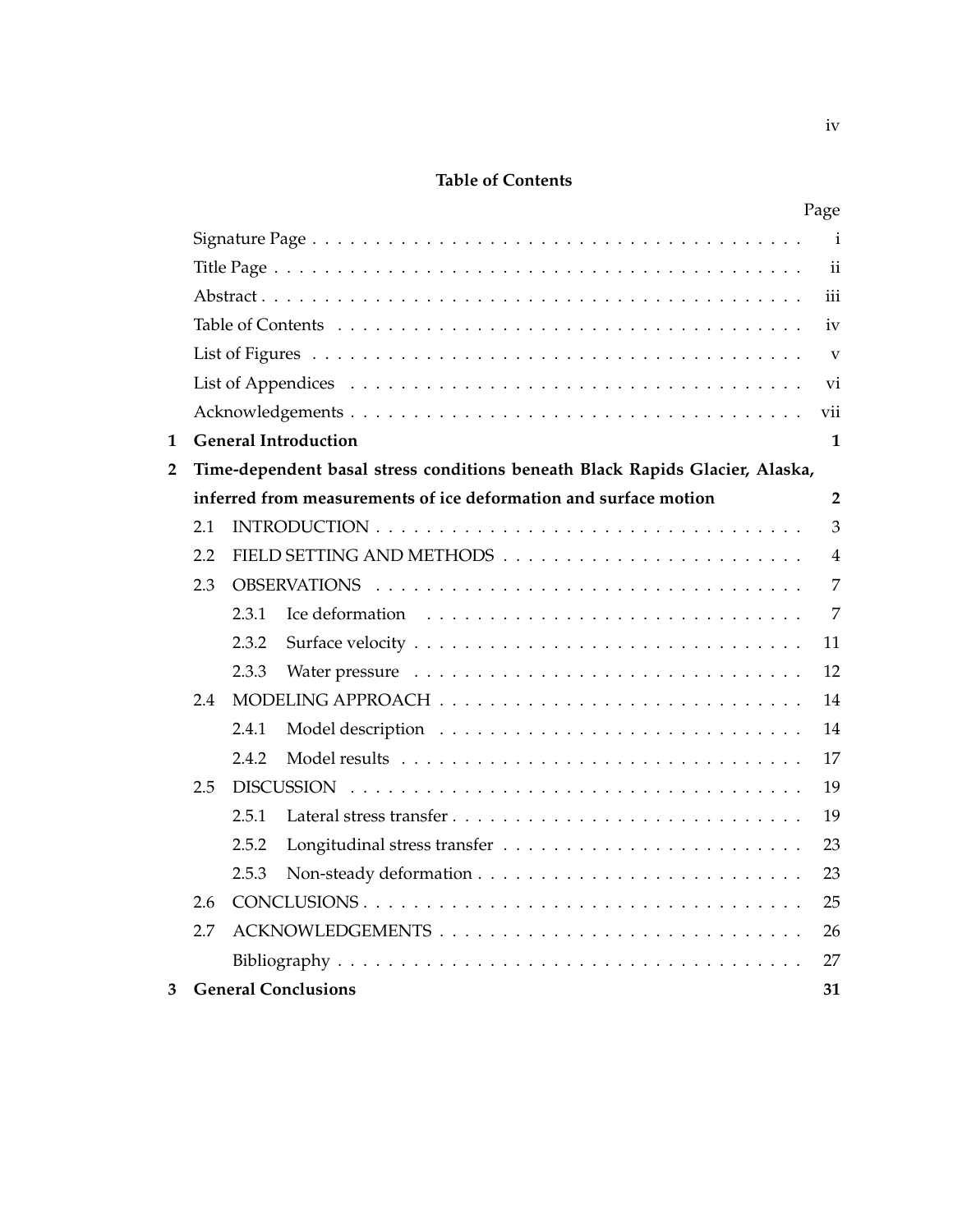# Table of Contents

| | | | Page |
|---|---|---|---|
| | Signature Page | | i |
| | Title Page | | ii |
| | Abstract | | iii |
| | Table of Contents | | iv |
| | List of Figures | | v |
| | List of Appendices | | vi |
| | Acknowledgements | | vii |
| **1** | **General Introduction** | | **1** |
| **2** | **Time-dependent basal stress conditions beneath Black Rapids Glacier, Alaska, inferred from measurements of ice deformation and surface motion** | | **2** |
| | 2.1 | INTRODUCTION | 3 |
| | 2.2 | FIELD SETTING AND METHODS | 4 |
| | 2.3 | OBSERVATIONS | 7 |
| | | 2.3.1 Ice deformation | 7 |
| | | 2.3.2 Surface velocity | 11 |
| | | 2.3.3 Water pressure | 12 |
| | 2.4 | MODELING APPROACH | 14 |
| | | 2.4.1 Model description | 14 |
| | | 2.4.2 Model results | 17 |
| | 2.5 | DISCUSSION | 19 |
| | | 2.5.1 Lateral stress transfer | 19 |
| | | 2.5.2 Longitudinal stress transfer | 23 |
| | | 2.5.3 Non-steady deformation | 23 |
| | 2.6 | CONCLUSIONS | 25 |
| | 2.7 | ACKNOWLEDGEMENTS | 26 |
| | | Bibliography | 27 |
| **3** | **General Conclusions** | | **31** |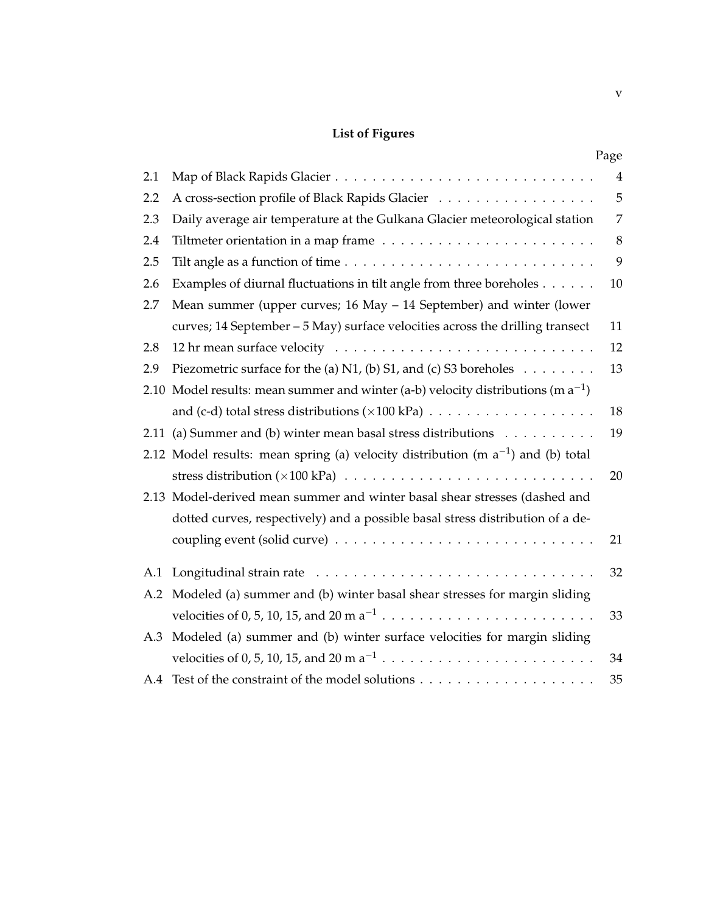## List of Figures

| | | Page |
|---|---|---|
| 2.1 | Map of Black Rapids Glacier | 4 |
| 2.2 | A cross-section profile of Black Rapids Glacier | 5 |
| 2.3 | Daily average air temperature at the Gulkana Glacier meteorological station | 7 |
| 2.4 | Tiltmeter orientation in a map frame | 8 |
| 2.5 | Tilt angle as a function of time | 9 |
| 2.6 | Examples of diurnal fluctuations in tilt angle from three boreholes | 10 |
| 2.7 | Mean summer (upper curves; 16 May – 14 September) and winter (lower curves; 14 September – 5 May) surface velocities across the drilling transect | 11 |
| 2.8 | 12 hr mean surface velocity | 12 |
| 2.9 | Piezometric surface for the (a) N1, (b) S1, and (c) S3 boreholes | 13 |
| 2.10 | Model results: mean summer and winter (a-b) velocity distributions (m $a^{-1}$) and (c-d) total stress distributions ($\times$100 kPa) | 18 |
| 2.11 | (a) Summer and (b) winter mean basal stress distributions | 19 |
| 2.12 | Model results: mean spring (a) velocity distribution (m $a^{-1}$) and (b) total stress distribution ($\times$100 kPa) | 20 |
| 2.13 | Model-derived mean summer and winter basal shear stresses (dashed and dotted curves, respectively) and a possible basal stress distribution of a decoupling event (solid curve) | 21 |
| A.1 | Longitudinal strain rate | 32 |
| A.2 | Modeled (a) summer and (b) winter basal shear stresses for margin sliding velocities of 0, 5, 10, 15, and 20 m $a^{-1}$ | 33 |
| A.3 | Modeled (a) summer and (b) winter surface velocities for margin sliding velocities of 0, 5, 10, 15, and 20 m $a^{-1}$ | 34 |
| A.4 | Test of the constraint of the model solutions | 35 |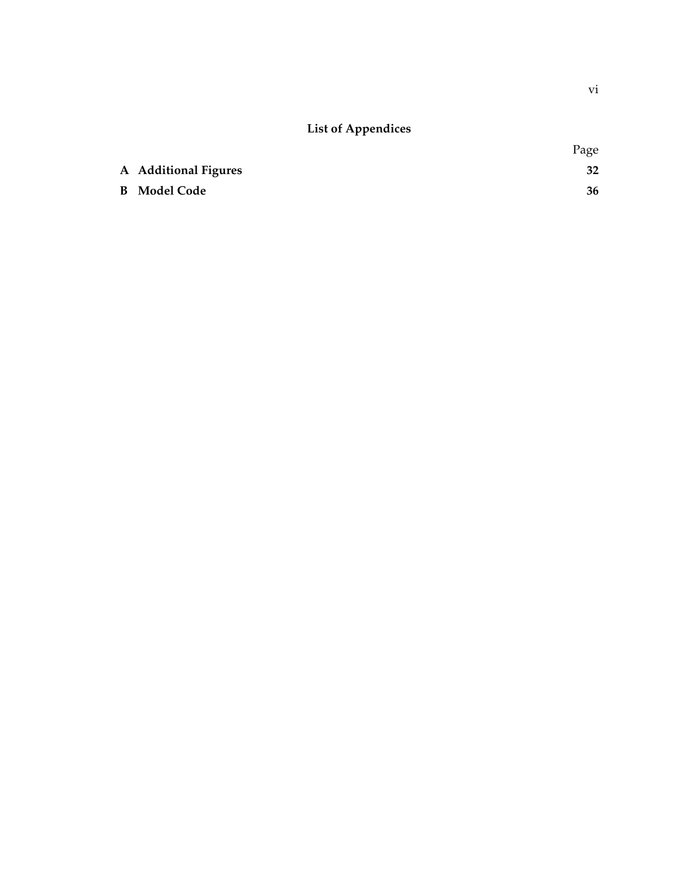## List of Appendices

| | Page |
|---|---|
| **A Additional Figures** | **32** |
| **B Model Code** | **36** |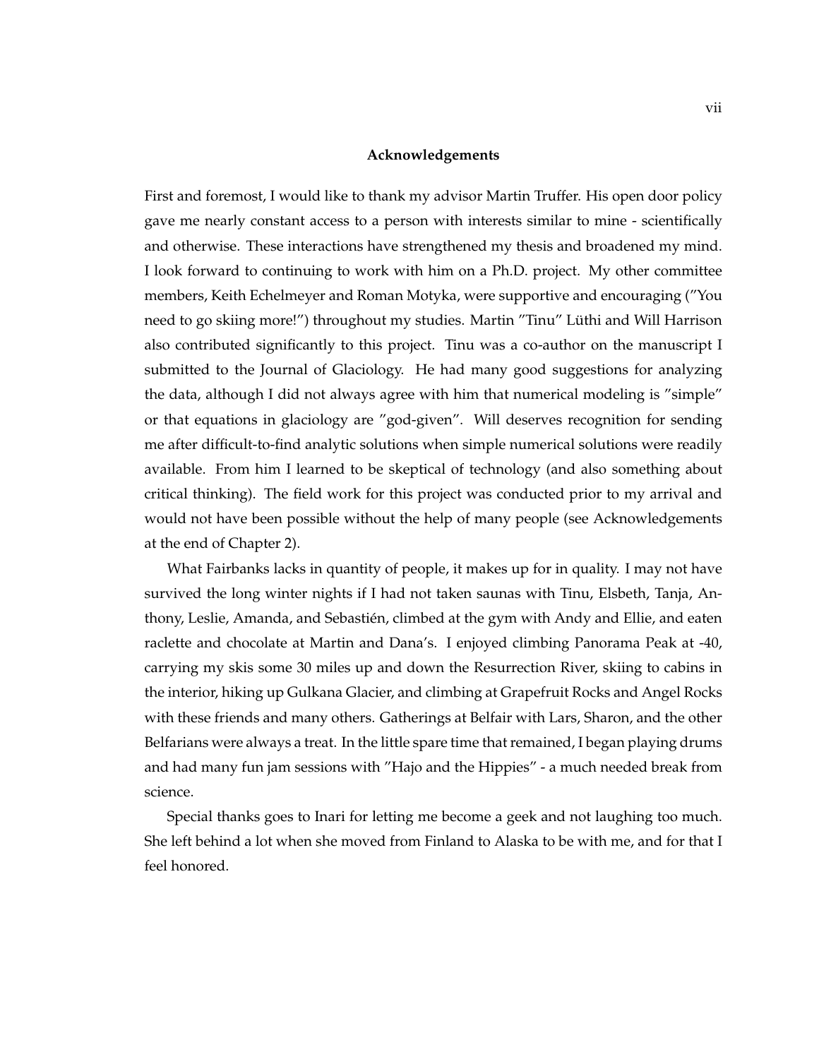## Acknowledgements

First and foremost, I would like to thank my advisor Martin Truffer. His open door policy gave me nearly constant access to a person with interests similar to mine - scientifically and otherwise. These interactions have strengthened my thesis and broadened my mind. I look forward to continuing to work with him on a Ph.D. project. My other committee members, Keith Echelmeyer and Roman Motyka, were supportive and encouraging ("You need to go skiing more!") throughout my studies. Martin "Tinu" Lüthi and Will Harrison also contributed significantly to this project. Tinu was a co-author on the manuscript I submitted to the Journal of Glaciology. He had many good suggestions for analyzing the data, although I did not always agree with him that numerical modeling is "simple" or that equations in glaciology are "god-given". Will deserves recognition for sending me after difficult-to-find analytic solutions when simple numerical solutions were readily available. From him I learned to be skeptical of technology (and also something about critical thinking). The field work for this project was conducted prior to my arrival and would not have been possible without the help of many people (see Acknowledgements at the end of Chapter 2).

What Fairbanks lacks in quantity of people, it makes up for in quality. I may not have survived the long winter nights if I had not taken saunas with Tinu, Elsbeth, Tanja, Anthony, Leslie, Amanda, and Sebastién, climbed at the gym with Andy and Ellie, and eaten raclette and chocolate at Martin and Dana's. I enjoyed climbing Panorama Peak at -40, carrying my skis some 30 miles up and down the Resurrection River, skiing to cabins in the interior, hiking up Gulkana Glacier, and climbing at Grapefruit Rocks and Angel Rocks with these friends and many others. Gatherings at Belfair with Lars, Sharon, and the other Belfarians were always a treat. In the little spare time that remained, I began playing drums and had many fun jam sessions with "Hajo and the Hippies" - a much needed break from science.

Special thanks goes to Inari for letting me become a geek and not laughing too much. She left behind a lot when she moved from Finland to Alaska to be with me, and for that I feel honored.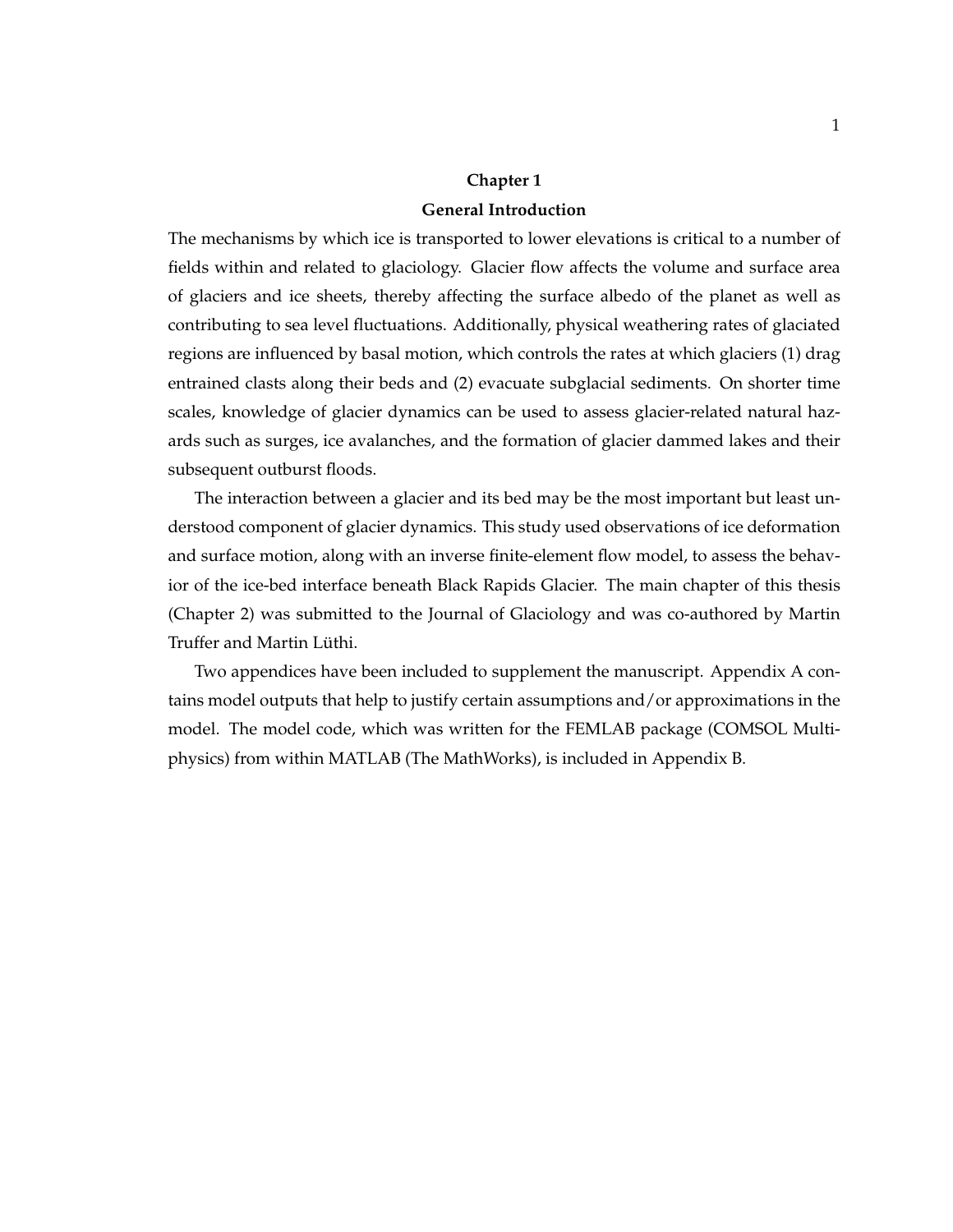# Chapter 1

## General Introduction

The mechanisms by which ice is transported to lower elevations is critical to a number of fields within and related to glaciology. Glacier flow affects the volume and surface area of glaciers and ice sheets, thereby affecting the surface albedo of the planet as well as contributing to sea level fluctuations. Additionally, physical weathering rates of glaciated regions are influenced by basal motion, which controls the rates at which glaciers (1) drag entrained clasts along their beds and (2) evacuate subglacial sediments. On shorter time scales, knowledge of glacier dynamics can be used to assess glacier-related natural hazards such as surges, ice avalanches, and the formation of glacier dammed lakes and their subsequent outburst floods.

The interaction between a glacier and its bed may be the most important but least understood component of glacier dynamics. This study used observations of ice deformation and surface motion, along with an inverse finite-element flow model, to assess the behavior of the ice-bed interface beneath Black Rapids Glacier. The main chapter of this thesis (Chapter 2) was submitted to the Journal of Glaciology and was co-authored by Martin Truffer and Martin Lüthi.

Two appendices have been included to supplement the manuscript. Appendix A contains model outputs that help to justify certain assumptions and/or approximations in the model. The model code, which was written for the FEMLAB package (COMSOL Multiphysics) from within MATLAB (The MathWorks), is included in Appendix B.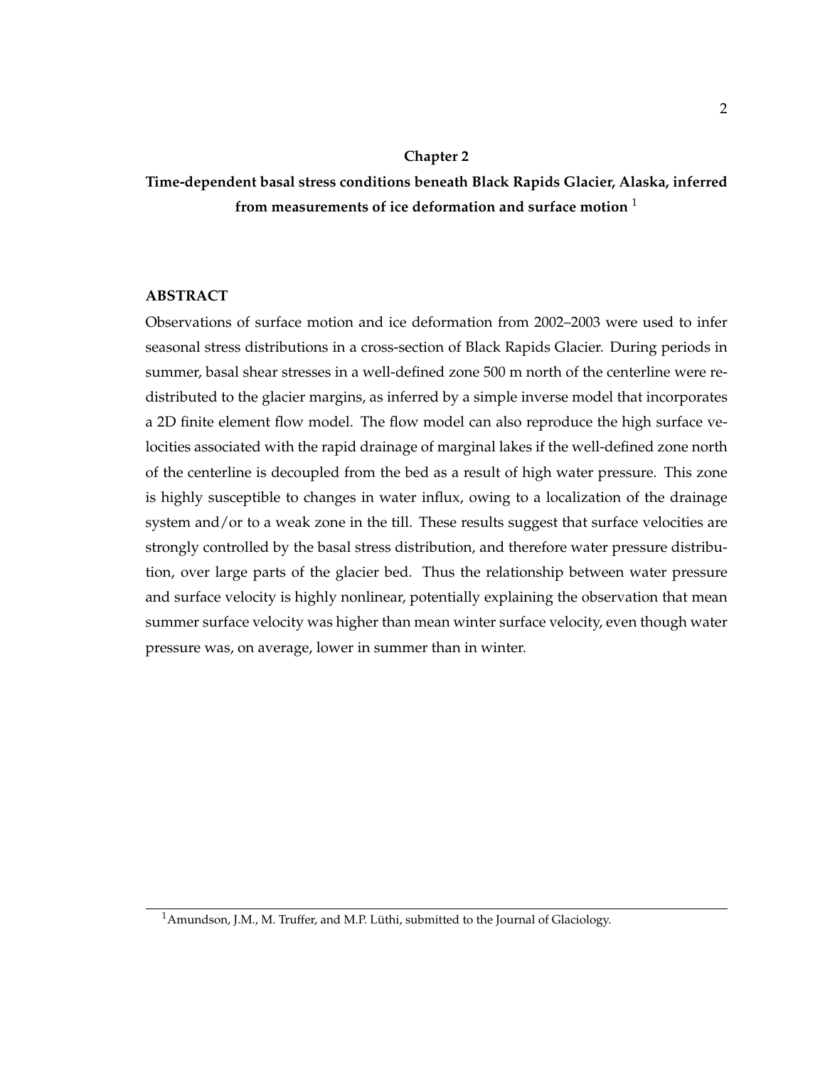# Chapter 2

## Time-dependent basal stress conditions beneath Black Rapids Glacier, Alaska, inferred from measurements of ice deformation and surface motion [1]

### ABSTRACT

Observations of surface motion and ice deformation from 2002–2003 were used to infer seasonal stress distributions in a cross-section of Black Rapids Glacier. During periods in summer, basal shear stresses in a well-defined zone 500 m north of the centerline were redistributed to the glacier margins, as inferred by a simple inverse model that incorporates a 2D finite element flow model. The flow model can also reproduce the high surface velocities associated with the rapid drainage of marginal lakes if the well-defined zone north of the centerline is decoupled from the bed as a result of high water pressure. This zone is highly susceptible to changes in water influx, owing to a localization of the drainage system and/or to a weak zone in the till. These results suggest that surface velocities are strongly controlled by the basal stress distribution, and therefore water pressure distribution, over large parts of the glacier bed. Thus the relationship between water pressure and surface velocity is highly nonlinear, potentially explaining the observation that mean summer surface velocity was higher than mean winter surface velocity, even though water pressure was, on average, lower in summer than in winter.

[1] Amundson, J.M., M. Truffer, and M.P. Lüthi, submitted to the Journal of Glaciology.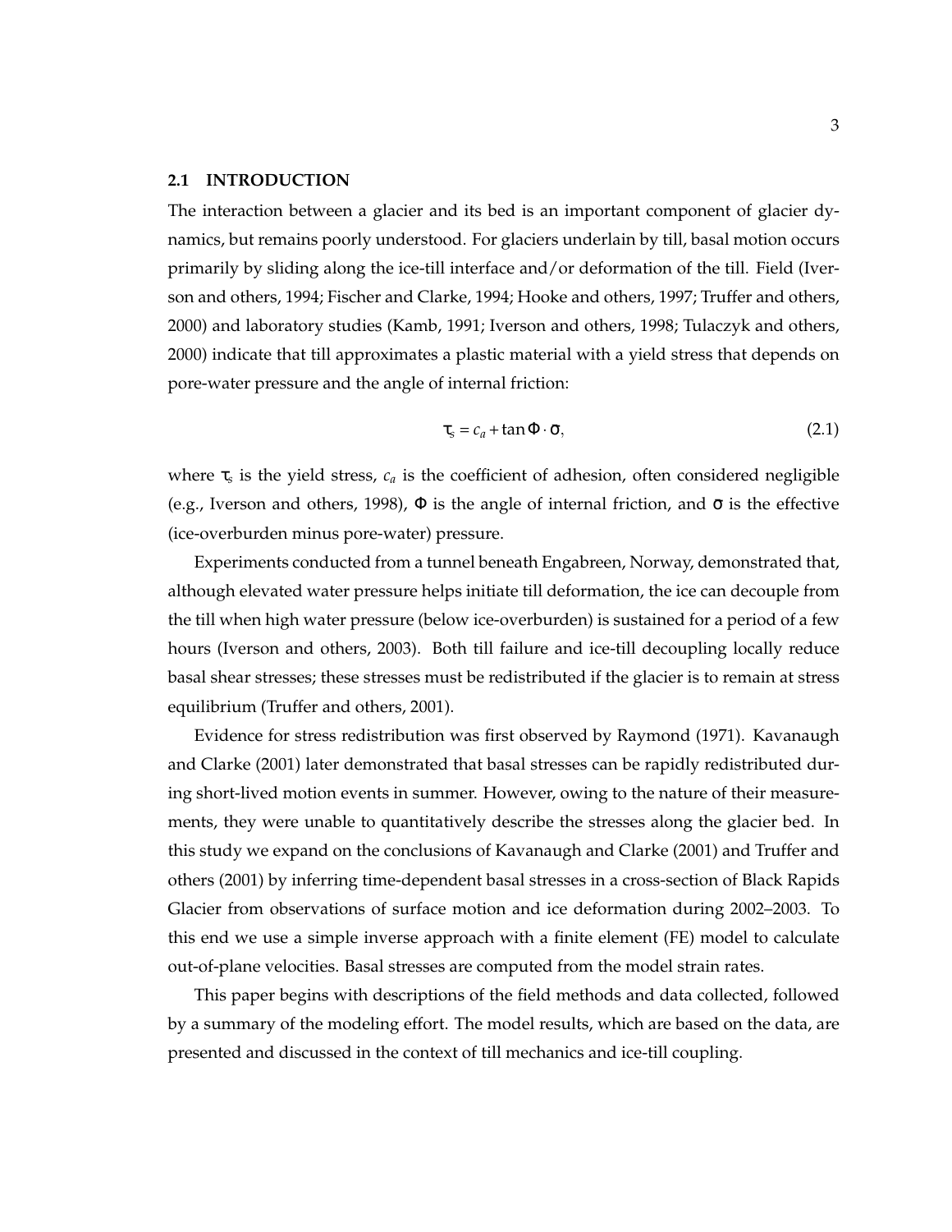## 2.1 INTRODUCTION

The interaction between a glacier and its bed is an important component of glacier dynamics, but remains poorly understood. For glaciers underlain by till, basal motion occurs primarily by sliding along the ice-till interface and/or deformation of the till. Field (Iverson and others, 1994; Fischer and Clarke, 1994; Hooke and others, 1997; Truffer and others, 2000) and laboratory studies (Kamb, 1991; Iverson and others, 1998; Tulaczyk and others, 2000) indicate that till approximates a plastic material with a yield stress that depends on pore-water pressure and the angle of internal friction:

$$\tau_s = c_a + \tan\Phi \cdot \sigma, \tag{2.1}$$

where $\tau_s$ is the yield stress, $c_a$ is the coefficient of adhesion, often considered negligible (e.g., Iverson and others, 1998), $\Phi$ is the angle of internal friction, and $\sigma$ is the effective (ice-overburden minus pore-water) pressure.

Experiments conducted from a tunnel beneath Engabreen, Norway, demonstrated that, although elevated water pressure helps initiate till deformation, the ice can decouple from the till when high water pressure (below ice-overburden) is sustained for a period of a few hours (Iverson and others, 2003). Both till failure and ice-till decoupling locally reduce basal shear stresses; these stresses must be redistributed if the glacier is to remain at stress equilibrium (Truffer and others, 2001).

Evidence for stress redistribution was first observed by Raymond (1971). Kavanaugh and Clarke (2001) later demonstrated that basal stresses can be rapidly redistributed during short-lived motion events in summer. However, owing to the nature of their measurements, they were unable to quantitatively describe the stresses along the glacier bed. In this study we expand on the conclusions of Kavanaugh and Clarke (2001) and Truffer and others (2001) by inferring time-dependent basal stresses in a cross-section of Black Rapids Glacier from observations of surface motion and ice deformation during 2002–2003. To this end we use a simple inverse approach with a finite element (FE) model to calculate out-of-plane velocities. Basal stresses are computed from the model strain rates.

This paper begins with descriptions of the field methods and data collected, followed by a summary of the modeling effort. The model results, which are based on the data, are presented and discussed in the context of till mechanics and ice-till coupling.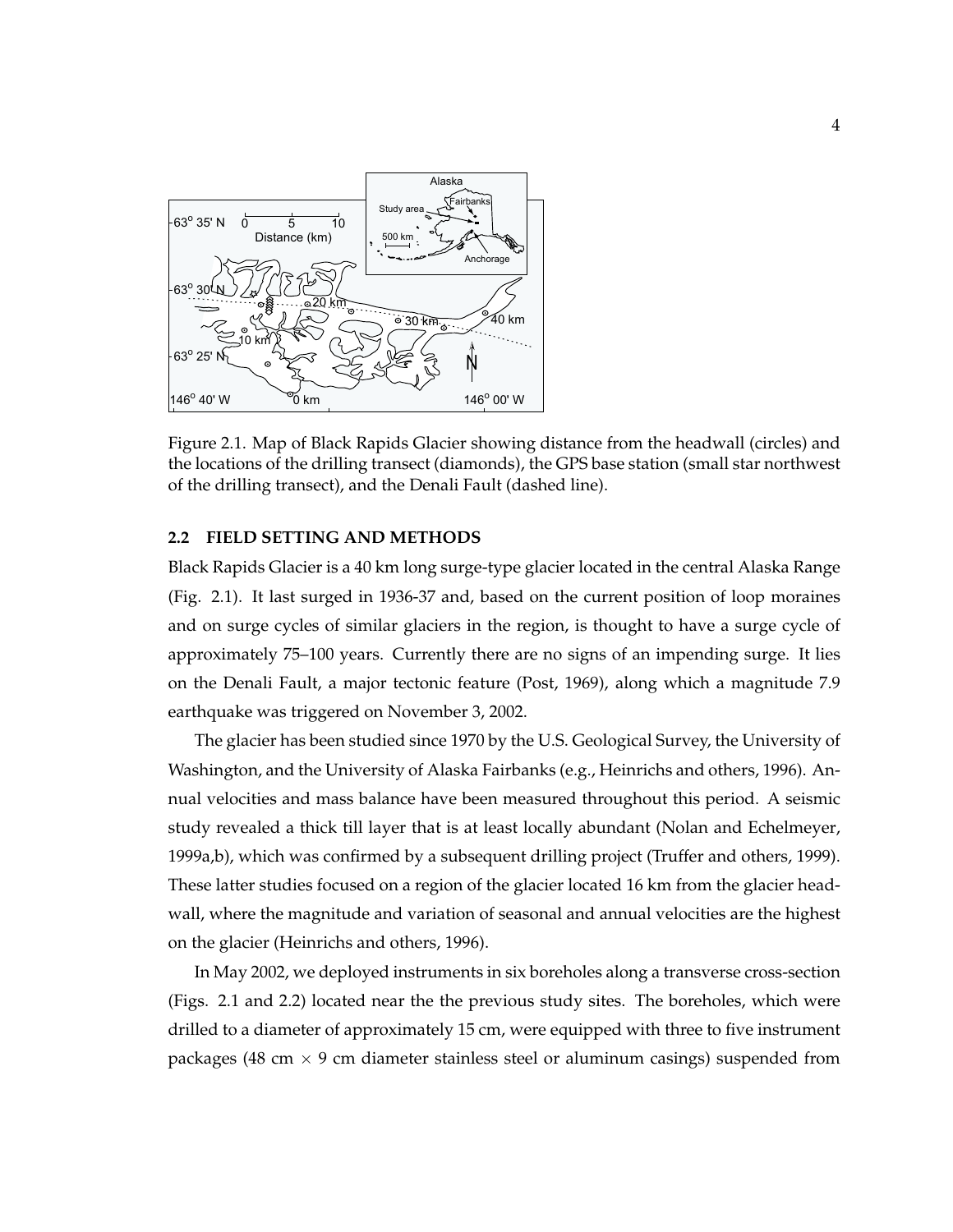Figure 2.1. Map of Black Rapids Glacier showing distance from the headwall (circles) and the locations of the drilling transect (diamonds), the GPS base station (small star northwest of the drilling transect), and the Denali Fault (dashed line).

## 2.2 FIELD SETTING AND METHODS

Black Rapids Glacier is a 40 km long surge-type glacier located in the central Alaska Range (Fig. 2.1). It last surged in 1936-37 and, based on the current position of loop moraines and on surge cycles of similar glaciers in the region, is thought to have a surge cycle of approximately 75–100 years. Currently there are no signs of an impending surge. It lies on the Denali Fault, a major tectonic feature (Post, 1969), along which a magnitude 7.9 earthquake was triggered on November 3, 2002.

The glacier has been studied since 1970 by the U.S. Geological Survey, the University of Washington, and the University of Alaska Fairbanks (e.g., Heinrichs and others, 1996). Annual velocities and mass balance have been measured throughout this period. A seismic study revealed a thick till layer that is at least locally abundant (Nolan and Echelmeyer, 1999a,b), which was confirmed by a subsequent drilling project (Truffer and others, 1999). These latter studies focused on a region of the glacier located 16 km from the glacier headwall, where the magnitude and variation of seasonal and annual velocities are the highest on the glacier (Heinrichs and others, 1996).

In May 2002, we deployed instruments in six boreholes along a transverse cross-section (Figs. 2.1 and 2.2) located near the the previous study sites. The boreholes, which were drilled to a diameter of approximately 15 cm, were equipped with three to five instrument packages (48 cm $\times$ 9 cm diameter stainless steel or aluminum casings) suspended from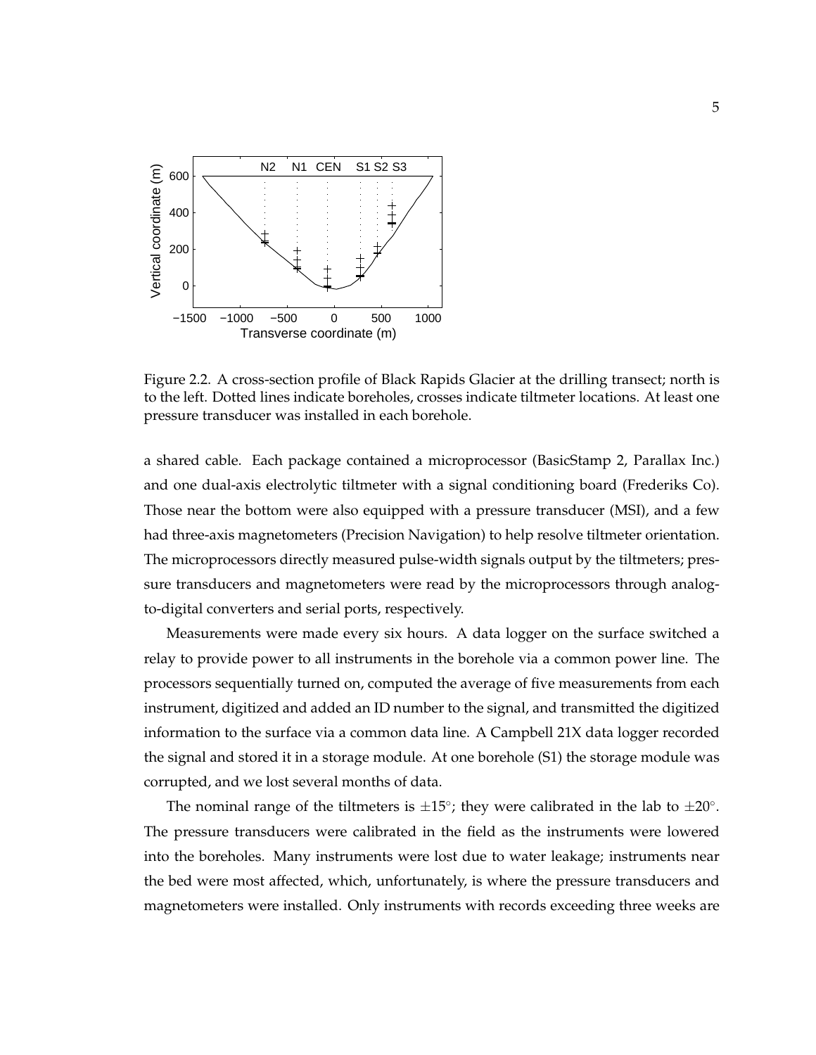Figure 2.2. A cross-section profile of Black Rapids Glacier at the drilling transect; north is to the left. Dotted lines indicate boreholes, crosses indicate tiltmeter locations. At least one pressure transducer was installed in each borehole.

a shared cable. Each package contained a microprocessor (BasicStamp 2, Parallax Inc.) and one dual-axis electrolytic tiltmeter with a signal conditioning board (Frederiks Co). Those near the bottom were also equipped with a pressure transducer (MSI), and a few had three-axis magnetometers (Precision Navigation) to help resolve tiltmeter orientation. The microprocessors directly measured pulse-width signals output by the tiltmeters; pressure transducers and magnetometers were read by the microprocessors through analog-to-digital converters and serial ports, respectively.

Measurements were made every six hours. A data logger on the surface switched a relay to provide power to all instruments in the borehole via a common power line. The processors sequentially turned on, computed the average of five measurements from each instrument, digitized and added an ID number to the signal, and transmitted the digitized information to the surface via a common data line. A Campbell 21X data logger recorded the signal and stored it in a storage module. At one borehole (S1) the storage module was corrupted, and we lost several months of data.

The nominal range of the tiltmeters is $\pm 15^{\circ}$; they were calibrated in the lab to $\pm 20^{\circ}$. The pressure transducers were calibrated in the field as the instruments were lowered into the boreholes. Many instruments were lost due to water leakage; instruments near the bed were most affected, which, unfortunately, is where the pressure transducers and magnetometers were installed. Only instruments with records exceeding three weeks are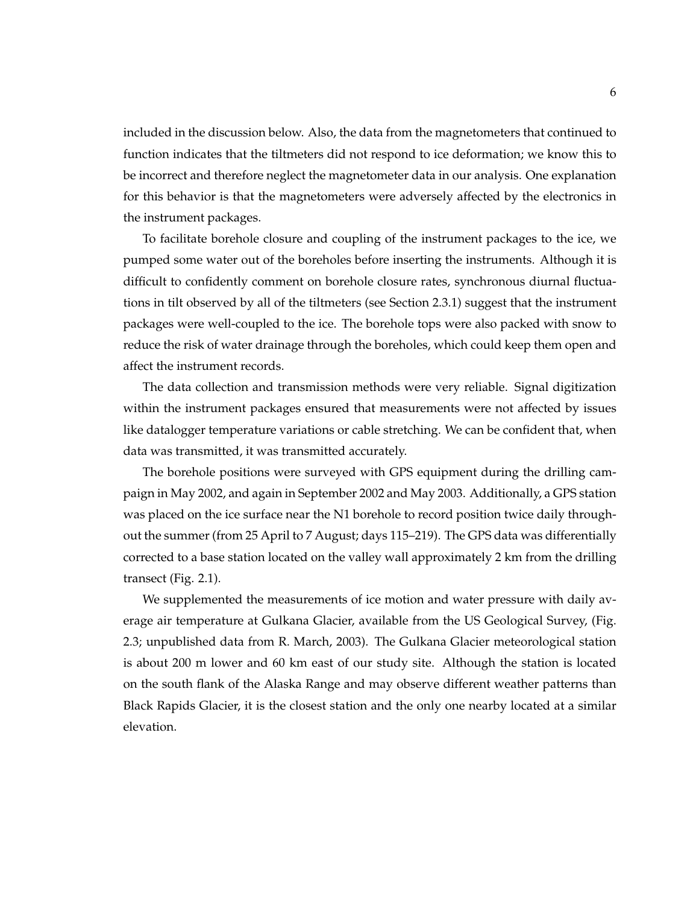included in the discussion below. Also, the data from the magnetometers that continued to function indicates that the tiltmeters did not respond to ice deformation; we know this to be incorrect and therefore neglect the magnetometer data in our analysis. One explanation for this behavior is that the magnetometers were adversely affected by the electronics in the instrument packages.

To facilitate borehole closure and coupling of the instrument packages to the ice, we pumped some water out of the boreholes before inserting the instruments. Although it is difficult to confidently comment on borehole closure rates, synchronous diurnal fluctuations in tilt observed by all of the tiltmeters (see Section 2.3.1) suggest that the instrument packages were well-coupled to the ice. The borehole tops were also packed with snow to reduce the risk of water drainage through the boreholes, which could keep them open and affect the instrument records.

The data collection and transmission methods were very reliable. Signal digitization within the instrument packages ensured that measurements were not affected by issues like datalogger temperature variations or cable stretching. We can be confident that, when data was transmitted, it was transmitted accurately.

The borehole positions were surveyed with GPS equipment during the drilling campaign in May 2002, and again in September 2002 and May 2003. Additionally, a GPS station was placed on the ice surface near the N1 borehole to record position twice daily throughout the summer (from 25 April to 7 August; days 115–219). The GPS data was differentially corrected to a base station located on the valley wall approximately 2 km from the drilling transect (Fig. 2.1).

We supplemented the measurements of ice motion and water pressure with daily average air temperature at Gulkana Glacier, available from the US Geological Survey, (Fig. 2.3; unpublished data from R. March, 2003). The Gulkana Glacier meteorological station is about 200 m lower and 60 km east of our study site. Although the station is located on the south flank of the Alaska Range and may observe different weather patterns than Black Rapids Glacier, it is the closest station and the only one nearby located at a similar elevation.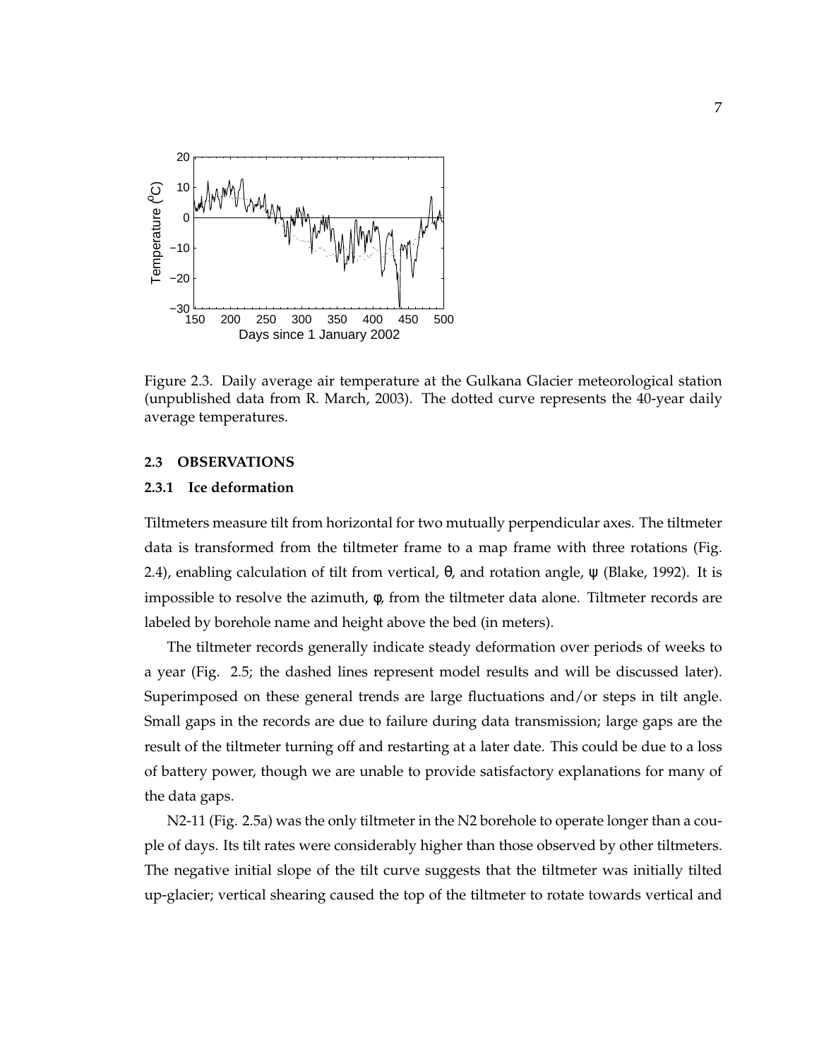Figure 2.3. Daily average air temperature at the Gulkana Glacier meteorological station (unpublished data from R. March, 2003). The dotted curve represents the 40-year daily average temperatures.

## 2.3 OBSERVATIONS

### 2.3.1 Ice deformation

Tiltmeters measure tilt from horizontal for two mutually perpendicular axes. The tiltmeter data is transformed from the tiltmeter frame to a map frame with three rotations (Fig. 2.4), enabling calculation of tilt from vertical, $\theta$, and rotation angle, $\psi$ (Blake, 1992). It is impossible to resolve the azimuth, $\phi$, from the tiltmeter data alone. Tiltmeter records are labeled by borehole name and height above the bed (in meters).

The tiltmeter records generally indicate steady deformation over periods of weeks to a year (Fig. 2.5; the dashed lines represent model results and will be discussed later). Superimposed on these general trends are large fluctuations and/or steps in tilt angle. Small gaps in the records are due to failure during data transmission; large gaps are the result of the tiltmeter turning off and restarting at a later date. This could be due to a loss of battery power, though we are unable to provide satisfactory explanations for many of the data gaps.

N2-11 (Fig. 2.5a) was the only tiltmeter in the N2 borehole to operate longer than a couple of days. Its tilt rates were considerably higher than those observed by other tiltmeters. The negative initial slope of the tilt curve suggests that the tiltmeter was initially tilted up-glacier; vertical shearing caused the top of the tiltmeter to rotate towards vertical and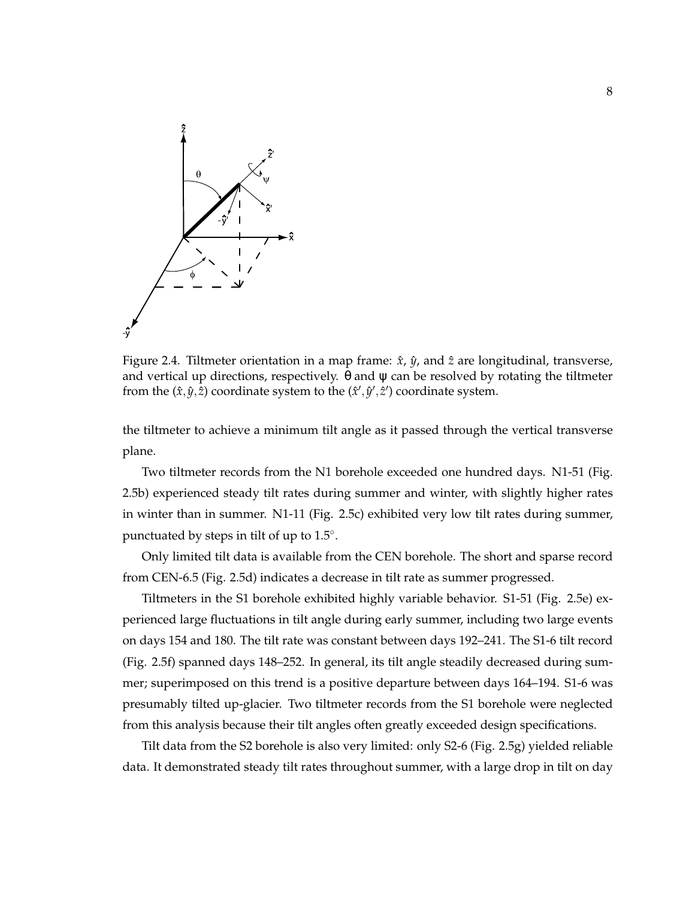Figure 2.4. Tiltmeter orientation in a map frame: $\hat{x}$, $\hat{y}$, and $\hat{z}$ are longitudinal, transverse, and vertical up directions, respectively. $\theta$ and $\psi$ can be resolved by rotating the tiltmeter from the $(\hat{x}, \hat{y}, \hat{z})$ coordinate system to the $(\hat{x}', \hat{y}', \hat{z}')$ coordinate system.

the tiltmeter to achieve a minimum tilt angle as it passed through the vertical transverse plane.

Two tiltmeter records from the N1 borehole exceeded one hundred days. N1-51 (Fig. 2.5b) experienced steady tilt rates during summer and winter, with slightly higher rates in winter than in summer. N1-11 (Fig. 2.5c) exhibited very low tilt rates during summer, punctuated by steps in tilt of up to $1.5^{\circ}$.

Only limited tilt data is available from the CEN borehole. The short and sparse record from CEN-6.5 (Fig. 2.5d) indicates a decrease in tilt rate as summer progressed.

Tiltmeters in the S1 borehole exhibited highly variable behavior. S1-51 (Fig. 2.5e) experienced large fluctuations in tilt angle during early summer, including two large events on days 154 and 180. The tilt rate was constant between days 192–241. The S1-6 tilt record (Fig. 2.5f) spanned days 148–252. In general, its tilt angle steadily decreased during summer; superimposed on this trend is a positive departure between days 164–194. S1-6 was presumably tilted up-glacier. Two tiltmeter records from the S1 borehole were neglected from this analysis because their tilt angles often greatly exceeded design specifications.

Tilt data from the S2 borehole is also very limited: only S2-6 (Fig. 2.5g) yielded reliable data. It demonstrated steady tilt rates throughout summer, with a large drop in tilt on day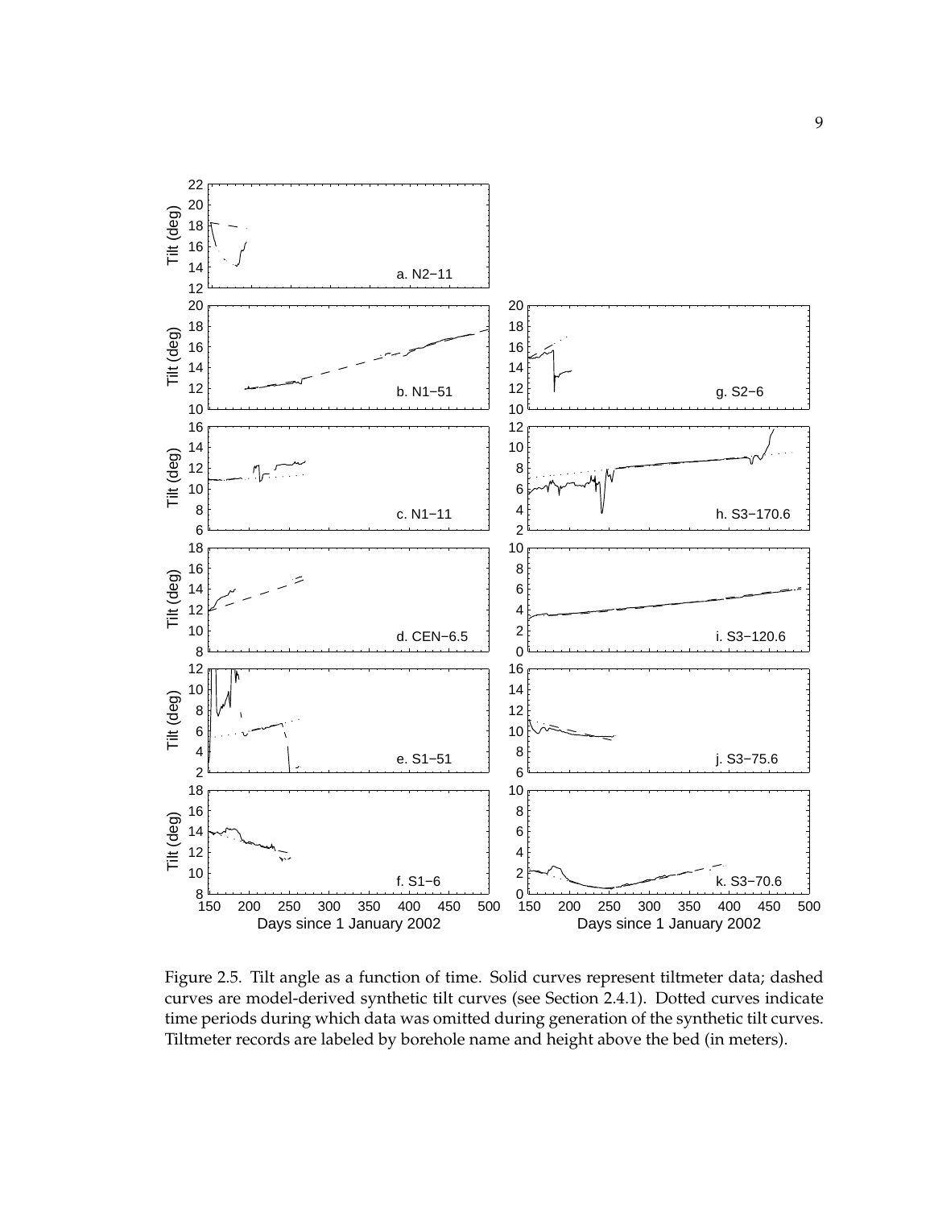Figure 2.5. Tilt angle as a function of time. Solid curves represent tiltmeter data; dashed curves are model-derived synthetic tilt curves (see Section 2.4.1). Dotted curves indicate time periods during which data was omitted during generation of the synthetic tilt curves. Tiltmeter records are labeled by borehole name and height above the bed (in meters).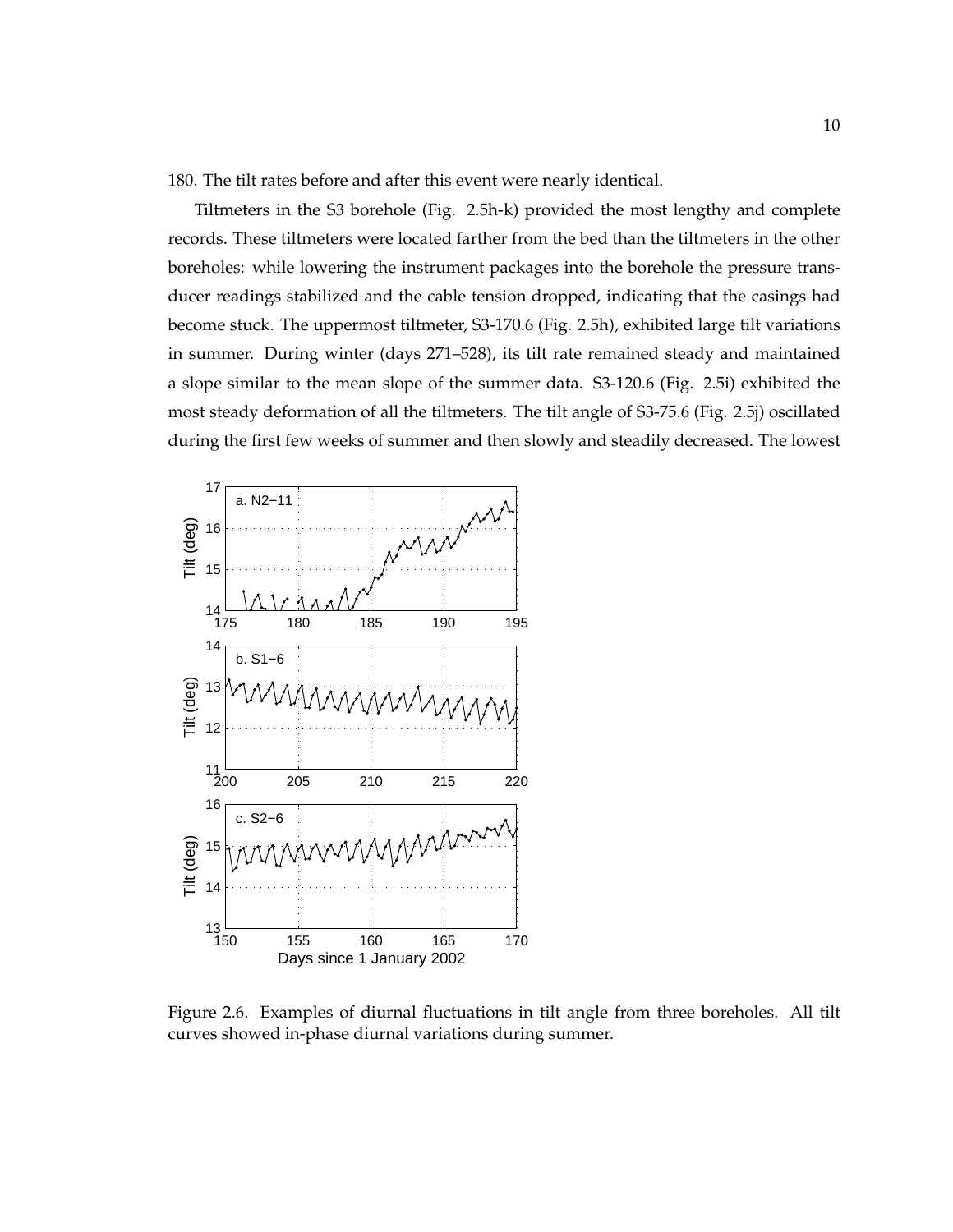180. The tilt rates before and after this event were nearly identical.

Tiltmeters in the S3 borehole (Fig. 2.5h-k) provided the most lengthy and complete records. These tiltmeters were located farther from the bed than the tiltmeters in the other boreholes: while lowering the instrument packages into the borehole the pressure transducer readings stabilized and the cable tension dropped, indicating that the casings had become stuck. The uppermost tiltmeter, S3-170.6 (Fig. 2.5h), exhibited large tilt variations in summer. During winter (days 271–528), its tilt rate remained steady and maintained a slope similar to the mean slope of the summer data. S3-120.6 (Fig. 2.5i) exhibited the most steady deformation of all the tiltmeters. The tilt angle of S3-75.6 (Fig. 2.5j) oscillated during the first few weeks of summer and then slowly and steadily decreased. The lowest

Figure 2.6. Examples of diurnal fluctuations in tilt angle from three boreholes. All tilt curves showed in-phase diurnal variations during summer.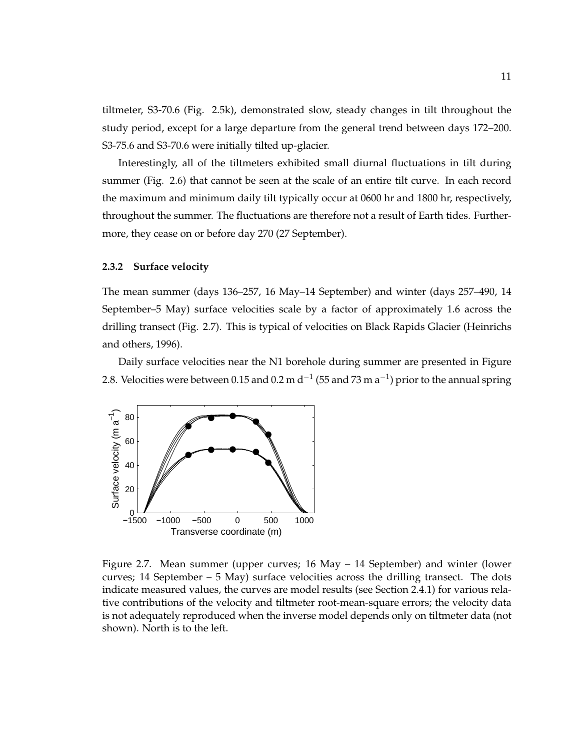tiltmeter, S3-70.6 (Fig. 2.5k), demonstrated slow, steady changes in tilt throughout the study period, except for a large departure from the general trend between days 172–200. S3-75.6 and S3-70.6 were initially tilted up-glacier.

Interestingly, all of the tiltmeters exhibited small diurnal fluctuations in tilt during summer (Fig. 2.6) that cannot be seen at the scale of an entire tilt curve. In each record the maximum and minimum daily tilt typically occur at 0600 hr and 1800 hr, respectively, throughout the summer. The fluctuations are therefore not a result of Earth tides. Furthermore, they cease on or before day 270 (27 September).

### 2.3.2 Surface velocity

The mean summer (days 136–257, 16 May–14 September) and winter (days 257–490, 14 September–5 May) surface velocities scale by a factor of approximately 1.6 across the drilling transect (Fig. 2.7). This is typical of velocities on Black Rapids Glacier (Heinrichs and others, 1996).

Daily surface velocities near the N1 borehole during summer are presented in Figure 2.8. Velocities were between 0.15 and 0.2 m $d^{-1}$ (55 and 73 m $a^{-1}$) prior to the annual spring

Figure 2.7. Mean summer (upper curves; 16 May – 14 September) and winter (lower curves; 14 September – 5 May) surface velocities across the drilling transect. The dots indicate measured values, the curves are model results (see Section 2.4.1) for various relative contributions of the velocity and tiltmeter root-mean-square errors; the velocity data is not adequately reproduced when the inverse model depends only on tiltmeter data (not shown). North is to the left.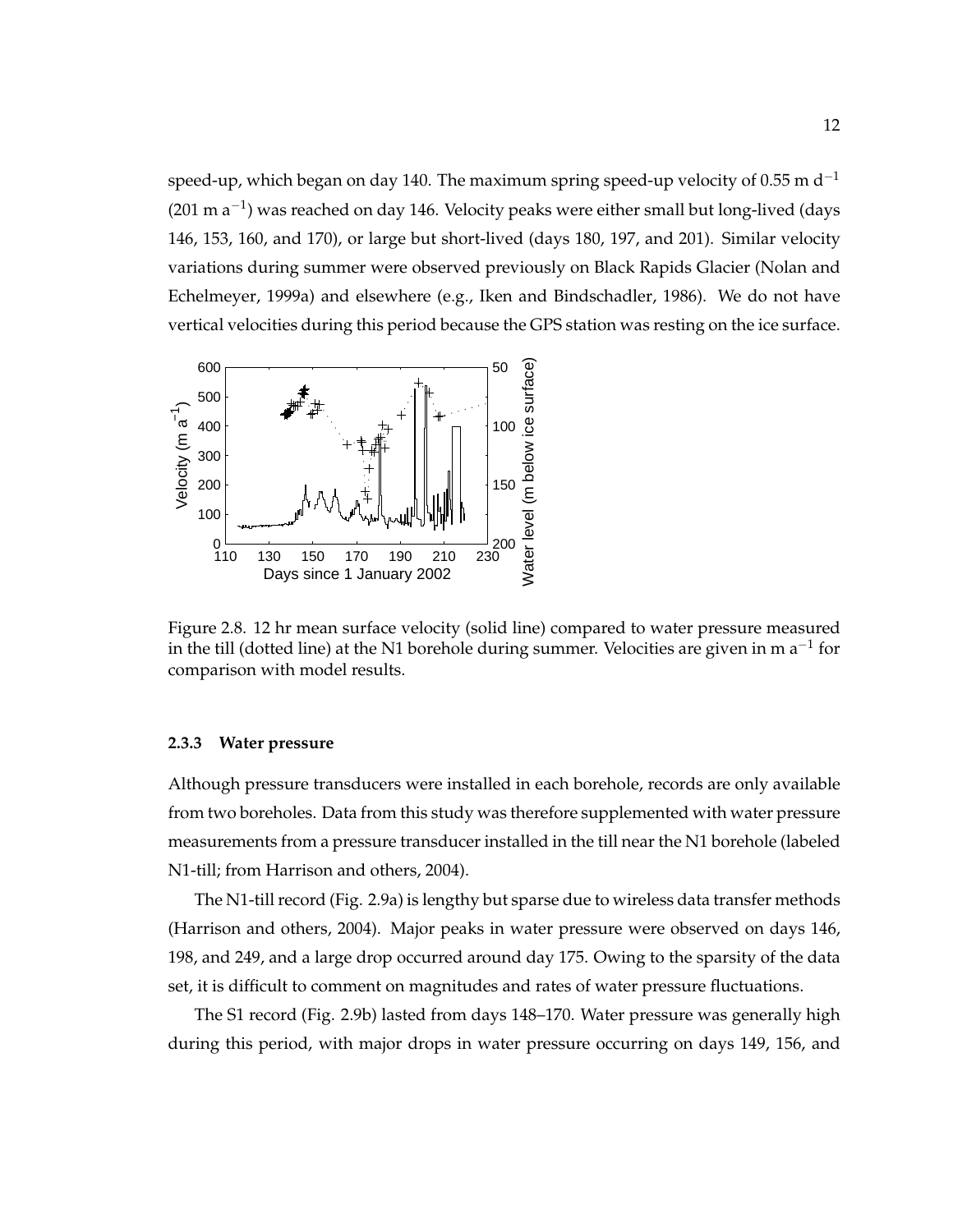speed-up, which began on day 140. The maximum spring speed-up velocity of 0.55 m $d^{-1}$ (201 m $a^{-1}$) was reached on day 146. Velocity peaks were either small but long-lived (days 146, 153, 160, and 170), or large but short-lived (days 180, 197, and 201). Similar velocity variations during summer were observed previously on Black Rapids Glacier (Nolan and Echelmeyer, 1999a) and elsewhere (e.g., Iken and Bindschadler, 1986). We do not have vertical velocities during this period because the GPS station was resting on the ice surface.

Figure 2.8. 12 hr mean surface velocity (solid line) compared to water pressure measured in the till (dotted line) at the N1 borehole during summer. Velocities are given in m $a^{-1}$ for comparison with model results.

### 2.3.3 Water pressure

Although pressure transducers were installed in each borehole, records are only available from two boreholes. Data from this study was therefore supplemented with water pressure measurements from a pressure transducer installed in the till near the N1 borehole (labeled N1-till; from Harrison and others, 2004).

The N1-till record (Fig. 2.9a) is lengthy but sparse due to wireless data transfer methods (Harrison and others, 2004). Major peaks in water pressure were observed on days 146, 198, and 249, and a large drop occurred around day 175. Owing to the sparsity of the data set, it is difficult to comment on magnitudes and rates of water pressure fluctuations.

The S1 record (Fig. 2.9b) lasted from days 148–170. Water pressure was generally high during this period, with major drops in water pressure occurring on days 149, 156, and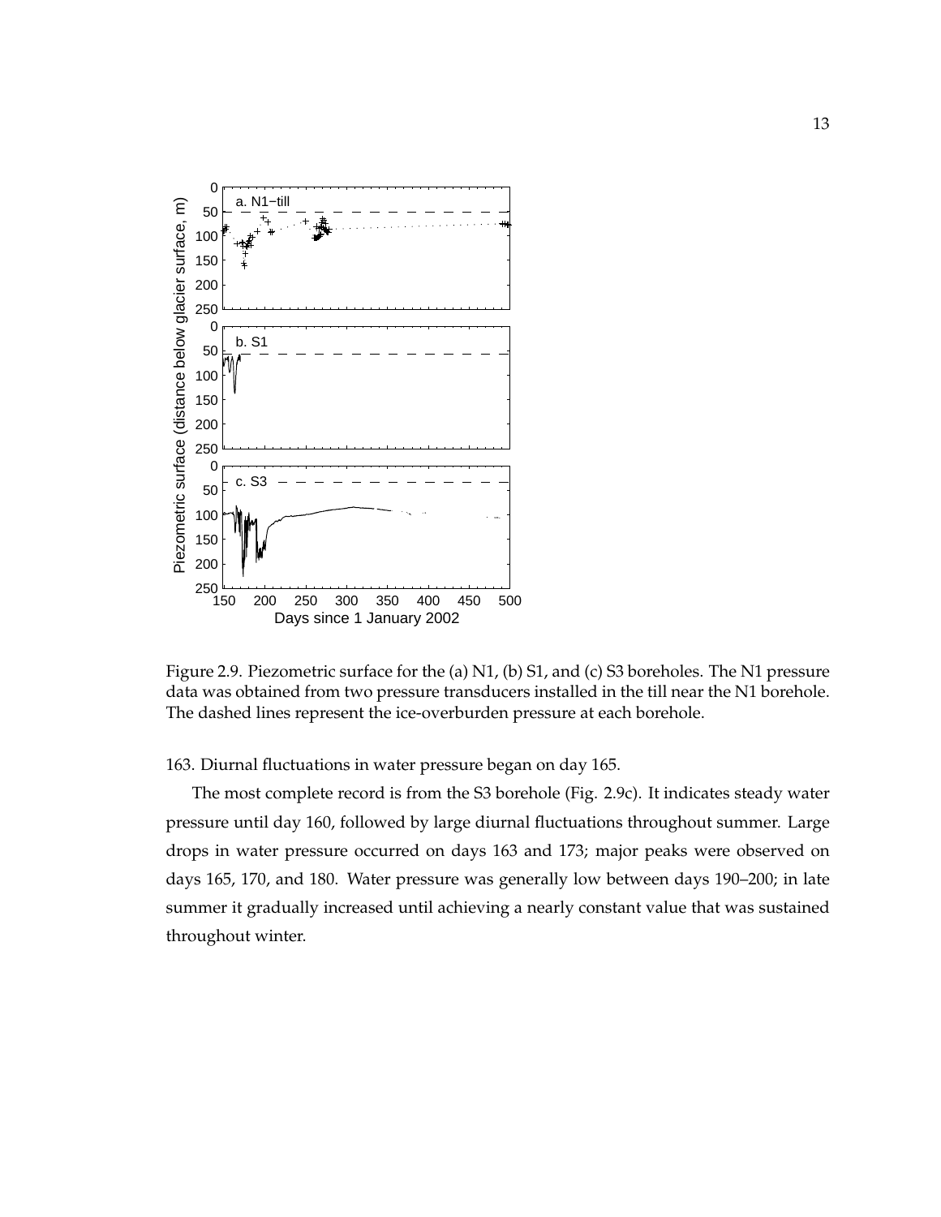Figure 2.9. Piezometric surface for the (a) N1, (b) S1, and (c) S3 boreholes. The N1 pressure data was obtained from two pressure transducers installed in the till near the N1 borehole. The dashed lines represent the ice-overburden pressure at each borehole.

163. Diurnal fluctuations in water pressure began on day 165.

The most complete record is from the S3 borehole (Fig. 2.9c). It indicates steady water pressure until day 160, followed by large diurnal fluctuations throughout summer. Large drops in water pressure occurred on days 163 and 173; major peaks were observed on days 165, 170, and 180. Water pressure was generally low between days 190–200; in late summer it gradually increased until achieving a nearly constant value that was sustained throughout winter.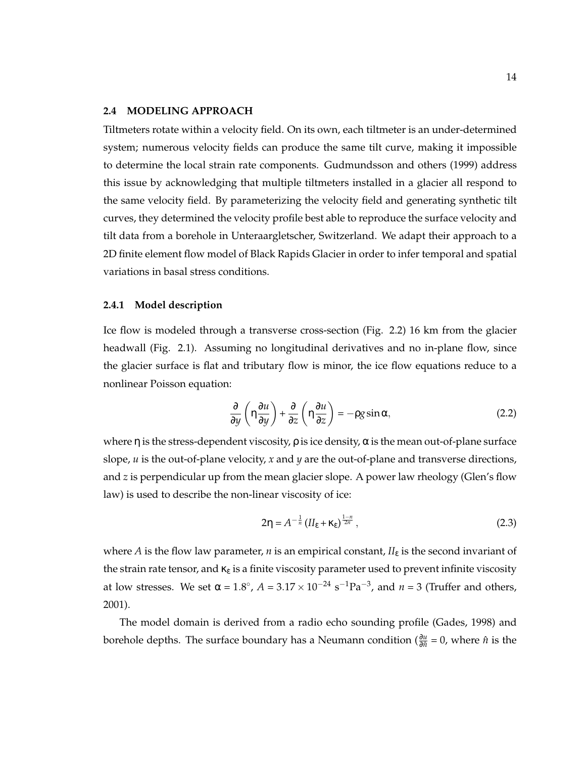### 2.4 MODELING APPROACH

Tiltmeters rotate within a velocity field. On its own, each tiltmeter is an under-determined system; numerous velocity fields can produce the same tilt curve, making it impossible to determine the local strain rate components. Gudmundsson and others (1999) address this issue by acknowledging that multiple tiltmeters installed in a glacier all respond to the same velocity field. By parameterizing the velocity field and generating synthetic tilt curves, they determined the velocity profile best able to reproduce the surface velocity and tilt data from a borehole in Unteraargletscher, Switzerland. We adapt their approach to a 2D finite element flow model of Black Rapids Glacier in order to infer temporal and spatial variations in basal stress conditions.

#### 2.4.1 Model description

Ice flow is modeled through a transverse cross-section (Fig. 2.2) 16 km from the glacier headwall (Fig. 2.1). Assuming no longitudinal derivatives and no in-plane flow, since the glacier surface is flat and tributary flow is minor, the ice flow equations reduce to a nonlinear Poisson equation:

$$\frac{\partial}{\partial y}\left(\eta \frac{\partial u}{\partial y}\right) + \frac{\partial}{\partial z}\left(\eta \frac{\partial u}{\partial z}\right) = -\rho g \sin \alpha, \tag{2.2}$$

where $\eta$ is the stress-dependent viscosity, $\rho$ is ice density, $\alpha$ is the mean out-of-plane surface slope, $u$ is the out-of-plane velocity, $x$ and $y$ are the out-of-plane and transverse directions, and $z$ is perpendicular up from the mean glacier slope. A power law rheology (Glen's flow law) is used to describe the non-linear viscosity of ice:

$$2\eta = A^{-\frac{1}{n}} \left(II_{\varepsilon} + \kappa_{\varepsilon}\right)^{\frac{1-n}{2n}}, \tag{2.3}$$

where $A$ is the flow law parameter, $n$ is an empirical constant, $II_{\varepsilon}$ is the second invariant of the strain rate tensor, and $\kappa_{\varepsilon}$ is a finite viscosity parameter used to prevent infinite viscosity at low stresses. We set $\alpha = 1.8^{\circ}$, $A = 3.17 \times 10^{-24}\ \mathrm{s^{-1}Pa^{-3}}$, and $n = 3$ (Truffer and others, 2001).

The model domain is derived from a radio echo sounding profile (Gades, 1998) and borehole depths. The surface boundary has a Neumann condition ($\frac{\partial u}{\partial \hat{n}} = 0$, where $\hat{n}$ is the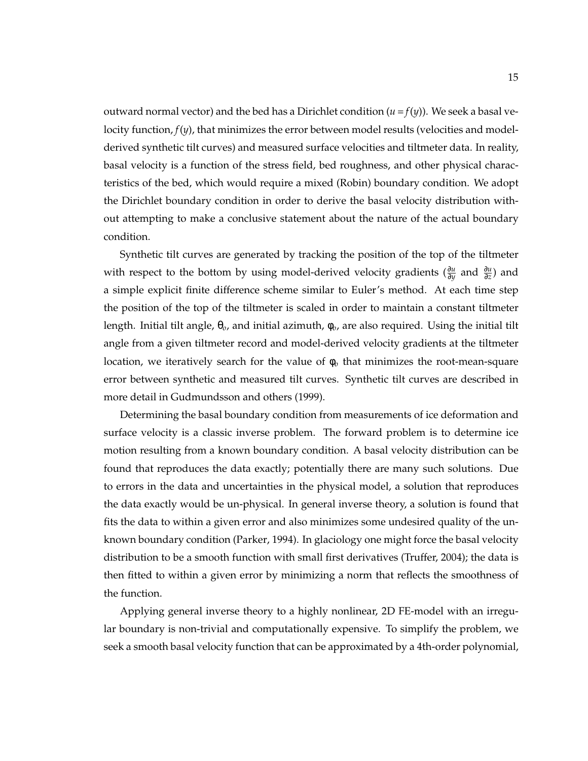outward normal vector) and the bed has a Dirichlet condition ($u = f(y)$). We seek a basal velocity function, $f(y)$, that minimizes the error between model results (velocities and model-derived synthetic tilt curves) and measured surface velocities and tiltmeter data. In reality, basal velocity is a function of the stress field, bed roughness, and other physical characteristics of the bed, which would require a mixed (Robin) boundary condition. We adopt the Dirichlet boundary condition in order to derive the basal velocity distribution without attempting to make a conclusive statement about the nature of the actual boundary condition.

Synthetic tilt curves are generated by tracking the position of the top of the tiltmeter with respect to the bottom by using model-derived velocity gradients ($\frac{\partial u}{\partial y}$ and $\frac{\partial u}{\partial z}$) and a simple explicit finite difference scheme similar to Euler's method. At each time step the position of the top of the tiltmeter is scaled in order to maintain a constant tiltmeter length. Initial tilt angle, $\theta_o$, and initial azimuth, $\phi_o$, are also required. Using the initial tilt angle from a given tiltmeter record and model-derived velocity gradients at the tiltmeter location, we iteratively search for the value of $\phi_0$ that minimizes the root-mean-square error between synthetic and measured tilt curves. Synthetic tilt curves are described in more detail in Gudmundsson and others (1999).

Determining the basal boundary condition from measurements of ice deformation and surface velocity is a classic inverse problem. The forward problem is to determine ice motion resulting from a known boundary condition. A basal velocity distribution can be found that reproduces the data exactly; potentially there are many such solutions. Due to errors in the data and uncertainties in the physical model, a solution that reproduces the data exactly would be un-physical. In general inverse theory, a solution is found that fits the data to within a given error and also minimizes some undesired quality of the unknown boundary condition (Parker, 1994). In glaciology one might force the basal velocity distribution to be a smooth function with small first derivatives (Truffer, 2004); the data is then fitted to within a given error by minimizing a norm that reflects the smoothness of the function.

Applying general inverse theory to a highly nonlinear, 2D FE-model with an irregular boundary is non-trivial and computationally expensive. To simplify the problem, we seek a smooth basal velocity function that can be approximated by a 4th-order polynomial,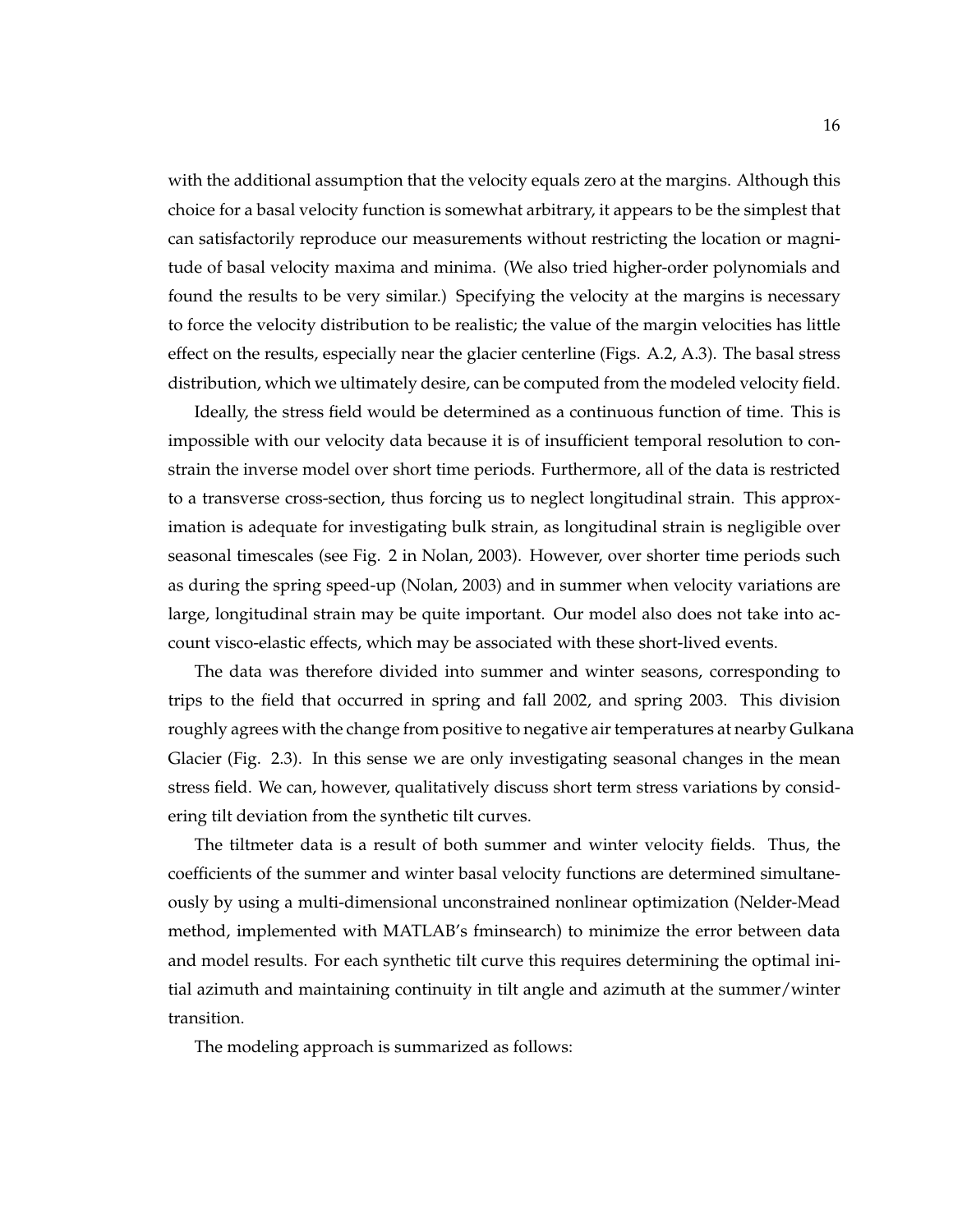with the additional assumption that the velocity equals zero at the margins. Although this choice for a basal velocity function is somewhat arbitrary, it appears to be the simplest that can satisfactorily reproduce our measurements without restricting the location or magnitude of basal velocity maxima and minima. (We also tried higher-order polynomials and found the results to be very similar.) Specifying the velocity at the margins is necessary to force the velocity distribution to be realistic; the value of the margin velocities has little effect on the results, especially near the glacier centerline (Figs. A.2, A.3). The basal stress distribution, which we ultimately desire, can be computed from the modeled velocity field.

Ideally, the stress field would be determined as a continuous function of time. This is impossible with our velocity data because it is of insufficient temporal resolution to constrain the inverse model over short time periods. Furthermore, all of the data is restricted to a transverse cross-section, thus forcing us to neglect longitudinal strain. This approximation is adequate for investigating bulk strain, as longitudinal strain is negligible over seasonal timescales (see Fig. 2 in Nolan, 2003). However, over shorter time periods such as during the spring speed-up (Nolan, 2003) and in summer when velocity variations are large, longitudinal strain may be quite important. Our model also does not take into account visco-elastic effects, which may be associated with these short-lived events.

The data was therefore divided into summer and winter seasons, corresponding to trips to the field that occurred in spring and fall 2002, and spring 2003. This division roughly agrees with the change from positive to negative air temperatures at nearby Gulkana Glacier (Fig. 2.3). In this sense we are only investigating seasonal changes in the mean stress field. We can, however, qualitatively discuss short term stress variations by considering tilt deviation from the synthetic tilt curves.

The tiltmeter data is a result of both summer and winter velocity fields. Thus, the coefficients of the summer and winter basal velocity functions are determined simultaneously by using a multi-dimensional unconstrained nonlinear optimization (Nelder-Mead method, implemented with MATLAB's fminsearch) to minimize the error between data and model results. For each synthetic tilt curve this requires determining the optimal initial azimuth and maintaining continuity in tilt angle and azimuth at the summer/winter transition.

The modeling approach is summarized as follows: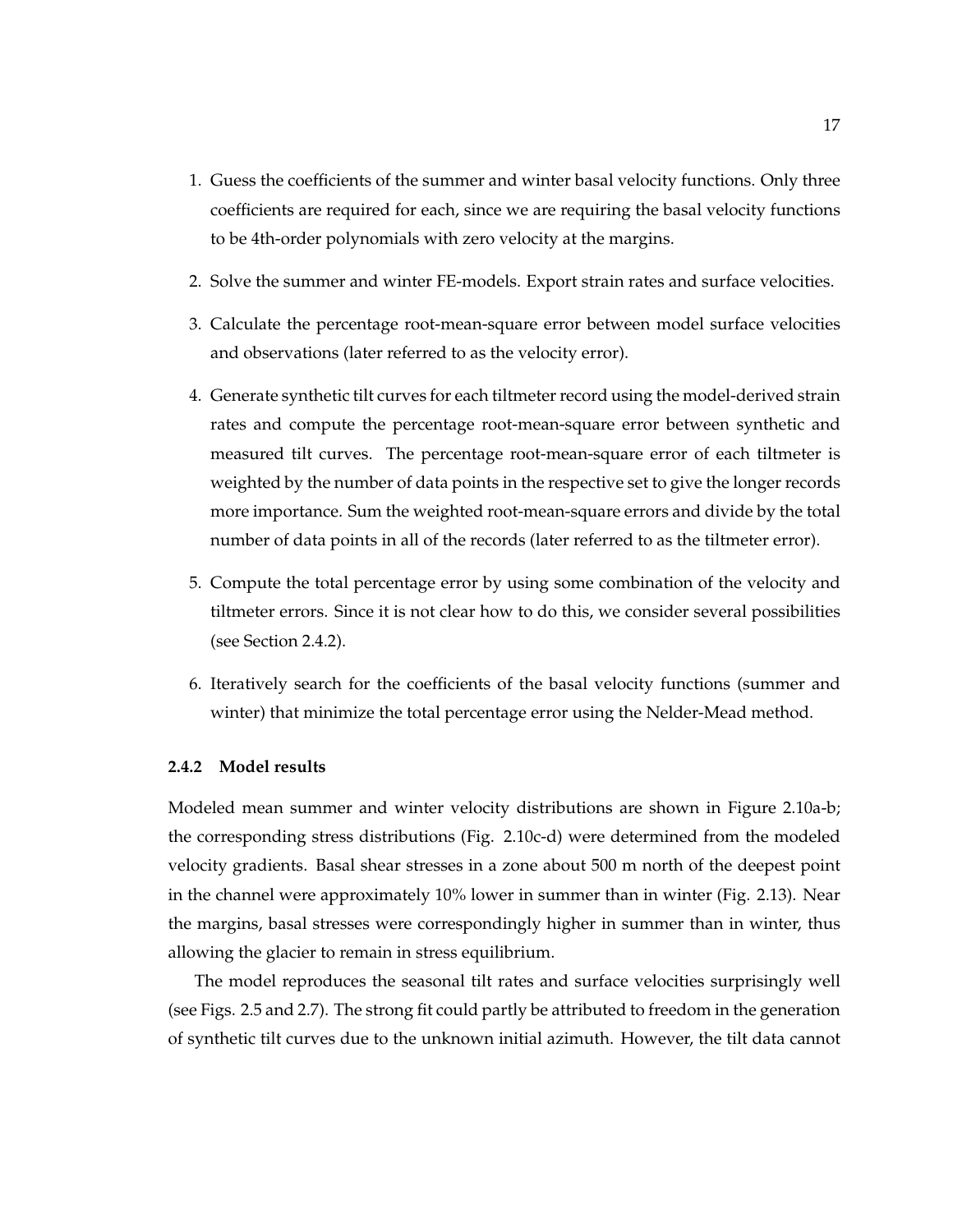1. Guess the coefficients of the summer and winter basal velocity functions. Only three coefficients are required for each, since we are requiring the basal velocity functions to be 4th-order polynomials with zero velocity at the margins.

2. Solve the summer and winter FE-models. Export strain rates and surface velocities.

3. Calculate the percentage root-mean-square error between model surface velocities and observations (later referred to as the velocity error).

4. Generate synthetic tilt curves for each tiltmeter record using the model-derived strain rates and compute the percentage root-mean-square error between synthetic and measured tilt curves. The percentage root-mean-square error of each tiltmeter is weighted by the number of data points in the respective set to give the longer records more importance. Sum the weighted root-mean-square errors and divide by the total number of data points in all of the records (later referred to as the tiltmeter error).

5. Compute the total percentage error by using some combination of the velocity and tiltmeter errors. Since it is not clear how to do this, we consider several possibilities (see Section 2.4.2).

6. Iteratively search for the coefficients of the basal velocity functions (summer and winter) that minimize the total percentage error using the Nelder-Mead method.

### 2.4.2 Model results

Modeled mean summer and winter velocity distributions are shown in Figure 2.10a-b; the corresponding stress distributions (Fig. 2.10c-d) were determined from the modeled velocity gradients. Basal shear stresses in a zone about 500 m north of the deepest point in the channel were approximately 10% lower in summer than in winter (Fig. 2.13). Near the margins, basal stresses were correspondingly higher in summer than in winter, thus allowing the glacier to remain in stress equilibrium.

The model reproduces the seasonal tilt rates and surface velocities surprisingly well (see Figs. 2.5 and 2.7). The strong fit could partly be attributed to freedom in the generation of synthetic tilt curves due to the unknown initial azimuth. However, the tilt data cannot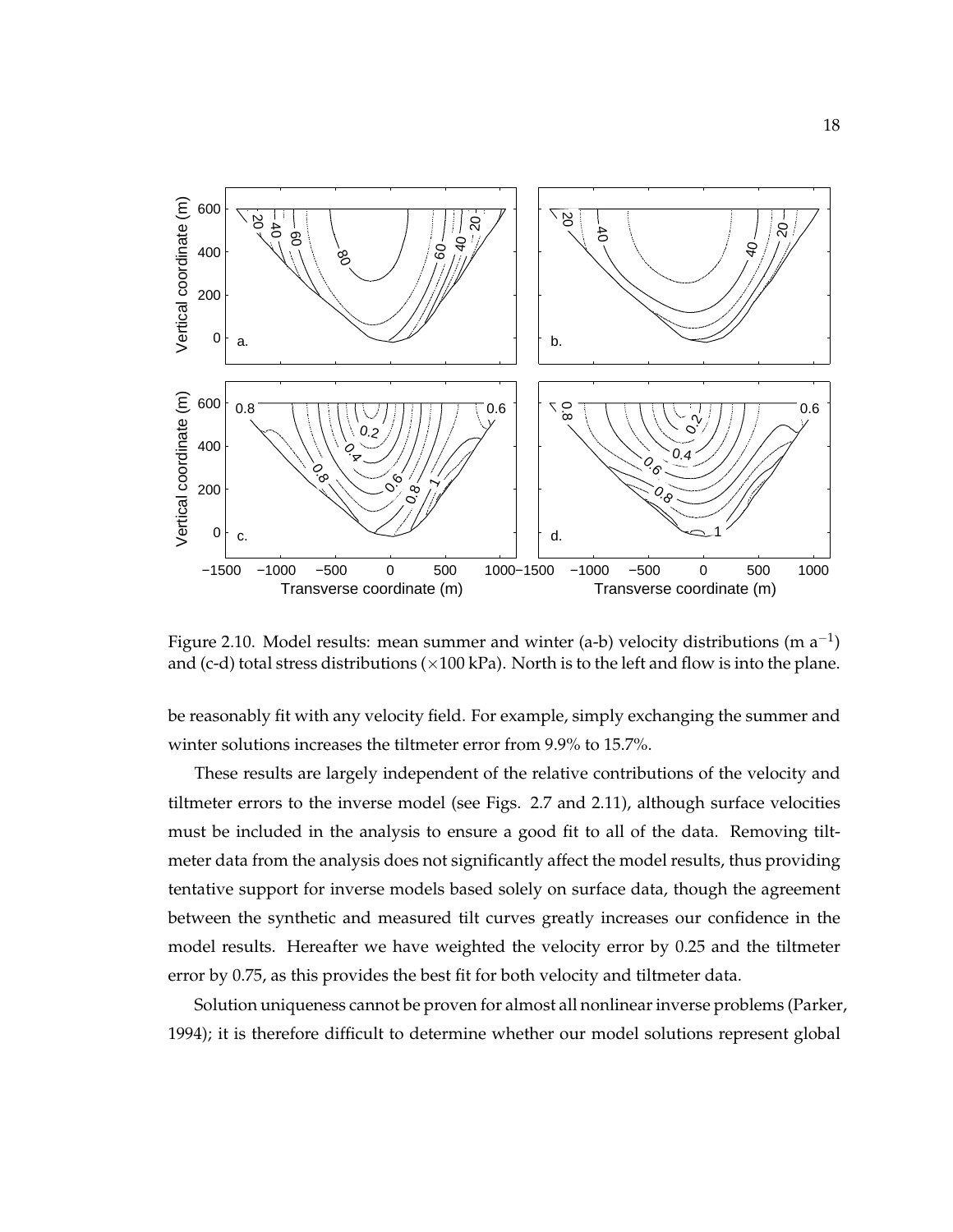Figure 2.10. Model results: mean summer and winter (a-b) velocity distributions (m $a^{-1}$) and (c-d) total stress distributions ($\times$100 kPa). North is to the left and flow is into the plane.

be reasonably fit with any velocity field. For example, simply exchanging the summer and winter solutions increases the tiltmeter error from 9.9% to 15.7%.

These results are largely independent of the relative contributions of the velocity and tiltmeter errors to the inverse model (see Figs. 2.7 and 2.11), although surface velocities must be included in the analysis to ensure a good fit to all of the data. Removing tiltmeter data from the analysis does not significantly affect the model results, thus providing tentative support for inverse models based solely on surface data, though the agreement between the synthetic and measured tilt curves greatly increases our confidence in the model results. Hereafter we have weighted the velocity error by 0.25 and the tiltmeter error by 0.75, as this provides the best fit for both velocity and tiltmeter data.

Solution uniqueness cannot be proven for almost all nonlinear inverse problems (Parker, 1994); it is therefore difficult to determine whether our model solutions represent global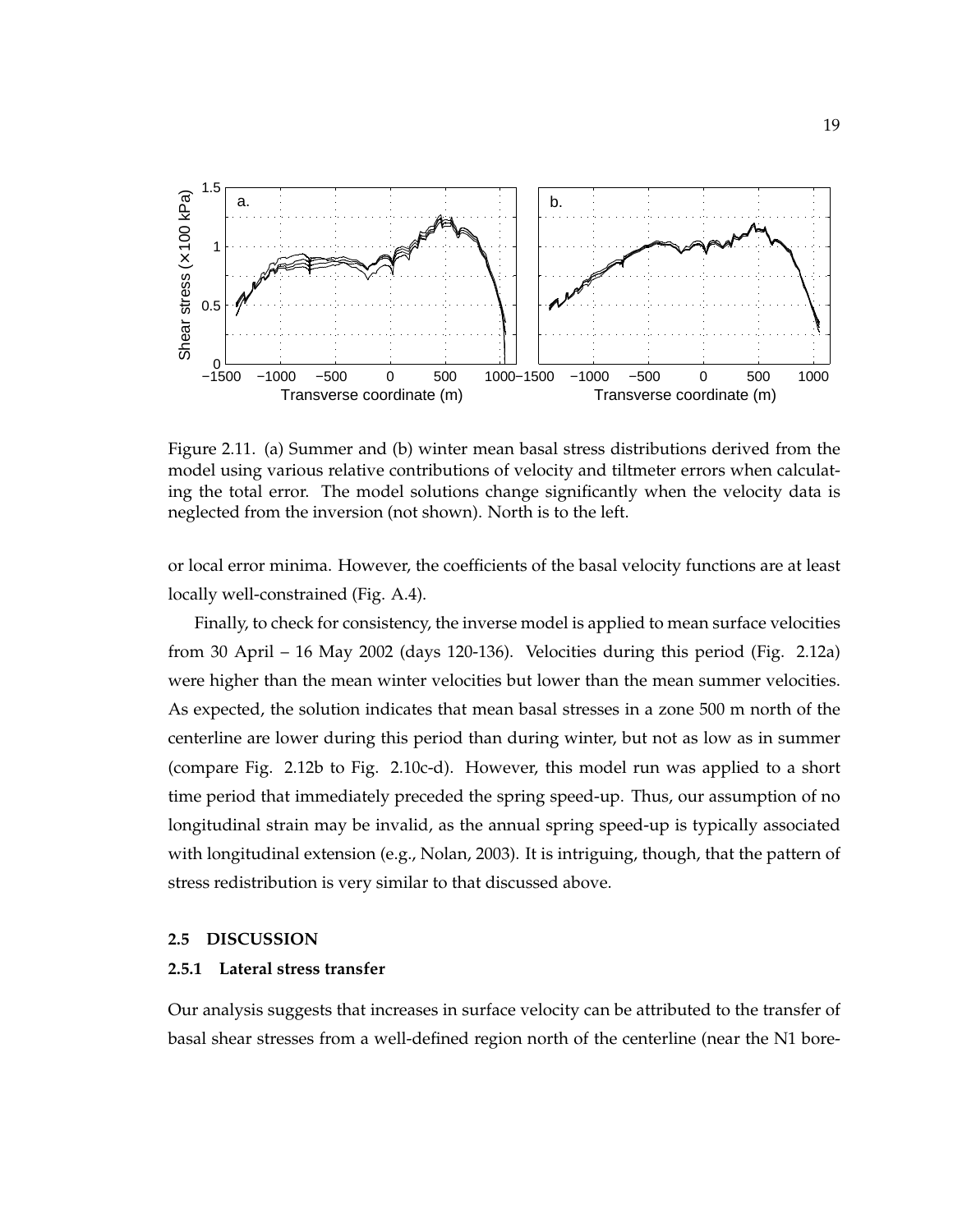Figure 2.11. (a) Summer and (b) winter mean basal stress distributions derived from the model using various relative contributions of velocity and tiltmeter errors when calculating the total error. The model solutions change significantly when the velocity data is neglected from the inversion (not shown). North is to the left.

or local error minima. However, the coefficients of the basal velocity functions are at least locally well-constrained (Fig. A.4).

Finally, to check for consistency, the inverse model is applied to mean surface velocities from 30 April – 16 May 2002 (days 120-136). Velocities during this period (Fig. 2.12a) were higher than the mean winter velocities but lower than the mean summer velocities. As expected, the solution indicates that mean basal stresses in a zone 500 m north of the centerline are lower during this period than during winter, but not as low as in summer (compare Fig. 2.12b to Fig. 2.10c-d). However, this model run was applied to a short time period that immediately preceded the spring speed-up. Thus, our assumption of no longitudinal strain may be invalid, as the annual spring speed-up is typically associated with longitudinal extension (e.g., Nolan, 2003). It is intriguing, though, that the pattern of stress redistribution is very similar to that discussed above.

## 2.5 DISCUSSION

### 2.5.1 Lateral stress transfer

Our analysis suggests that increases in surface velocity can be attributed to the transfer of basal shear stresses from a well-defined region north of the centerline (near the N1 bore-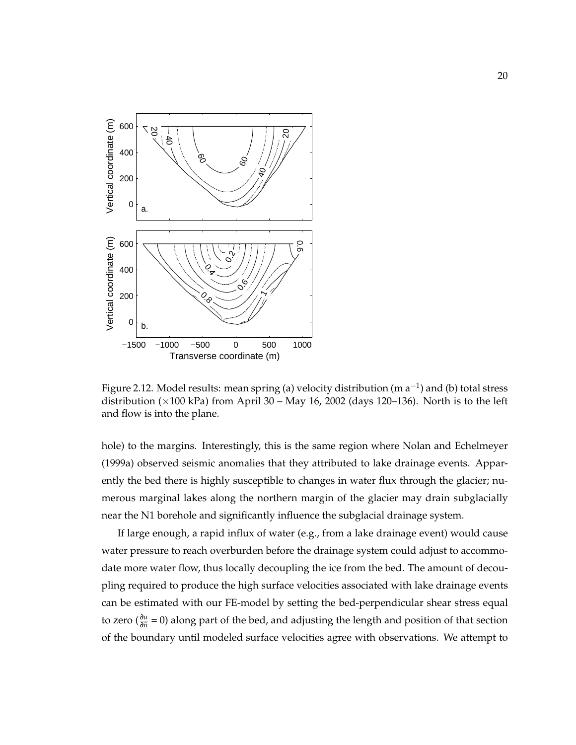Figure 2.12. Model results: mean spring (a) velocity distribution (m a$^{-1}$) and (b) total stress distribution ($\times$100 kPa) from April 30 – May 16, 2002 (days 120–136). North is to the left and flow is into the plane.

hole) to the margins. Interestingly, this is the same region where Nolan and Echelmeyer (1999a) observed seismic anomalies that they attributed to lake drainage events. Apparently the bed there is highly susceptible to changes in water flux through the glacier; numerous marginal lakes along the northern margin of the glacier may drain subglacially near the N1 borehole and significantly influence the subglacial drainage system.

If large enough, a rapid influx of water (e.g., from a lake drainage event) would cause water pressure to reach overburden before the drainage system could adjust to accommodate more water flow, thus locally decoupling the ice from the bed. The amount of decoupling required to produce the high surface velocities associated with lake drainage events can be estimated with our FE-model by setting the bed-perpendicular shear stress equal to zero ($\frac{\partial u}{\partial \hat{n}} = 0$) along part of the bed, and adjusting the length and position of that section of the boundary until modeled surface velocities agree with observations. We attempt to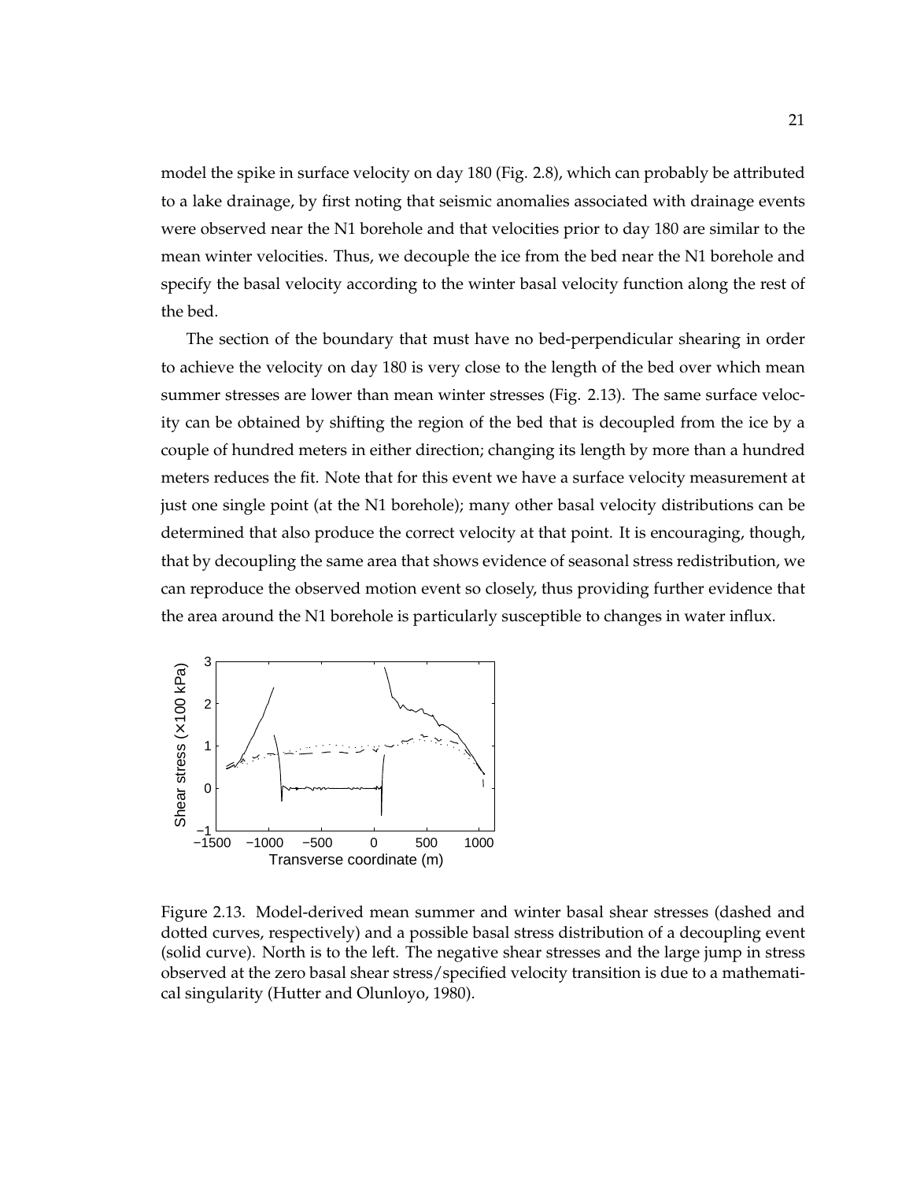model the spike in surface velocity on day 180 (Fig. 2.8), which can probably be attributed to a lake drainage, by first noting that seismic anomalies associated with drainage events were observed near the N1 borehole and that velocities prior to day 180 are similar to the mean winter velocities. Thus, we decouple the ice from the bed near the N1 borehole and specify the basal velocity according to the winter basal velocity function along the rest of the bed.

The section of the boundary that must have no bed-perpendicular shearing in order to achieve the velocity on day 180 is very close to the length of the bed over which mean summer stresses are lower than mean winter stresses (Fig. 2.13). The same surface velocity can be obtained by shifting the region of the bed that is decoupled from the ice by a couple of hundred meters in either direction; changing its length by more than a hundred meters reduces the fit. Note that for this event we have a surface velocity measurement at just one single point (at the N1 borehole); many other basal velocity distributions can be determined that also produce the correct velocity at that point. It is encouraging, though, that by decoupling the same area that shows evidence of seasonal stress redistribution, we can reproduce the observed motion event so closely, thus providing further evidence that the area around the N1 borehole is particularly susceptible to changes in water influx.

Figure 2.13. Model-derived mean summer and winter basal shear stresses (dashed and dotted curves, respectively) and a possible basal stress distribution of a decoupling event (solid curve). North is to the left. The negative shear stresses and the large jump in stress observed at the zero basal shear stress/specified velocity transition is due to a mathematical singularity (Hutter and Olunloyo, 1980).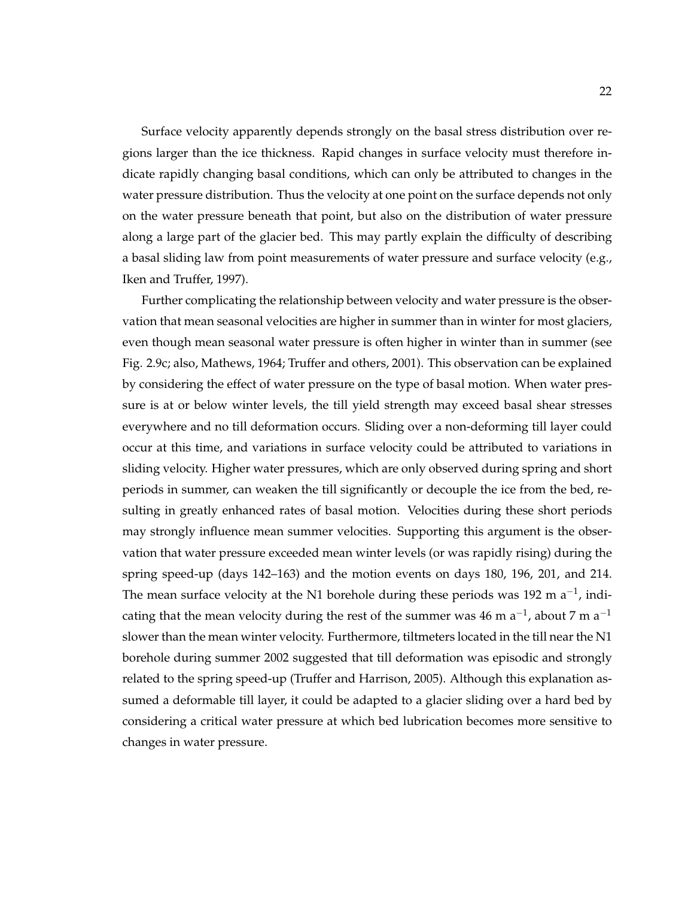Surface velocity apparently depends strongly on the basal stress distribution over regions larger than the ice thickness. Rapid changes in surface velocity must therefore indicate rapidly changing basal conditions, which can only be attributed to changes in the water pressure distribution. Thus the velocity at one point on the surface depends not only on the water pressure beneath that point, but also on the distribution of water pressure along a large part of the glacier bed. This may partly explain the difficulty of describing a basal sliding law from point measurements of water pressure and surface velocity (e.g., Iken and Truffer, 1997).

Further complicating the relationship between velocity and water pressure is the observation that mean seasonal velocities are higher in summer than in winter for most glaciers, even though mean seasonal water pressure is often higher in winter than in summer (see Fig. 2.9c; also, Mathews, 1964; Truffer and others, 2001). This observation can be explained by considering the effect of water pressure on the type of basal motion. When water pressure is at or below winter levels, the till yield strength may exceed basal shear stresses everywhere and no till deformation occurs. Sliding over a non-deforming till layer could occur at this time, and variations in surface velocity could be attributed to variations in sliding velocity. Higher water pressures, which are only observed during spring and short periods in summer, can weaken the till significantly or decouple the ice from the bed, resulting in greatly enhanced rates of basal motion. Velocities during these short periods may strongly influence mean summer velocities. Supporting this argument is the observation that water pressure exceeded mean winter levels (or was rapidly rising) during the spring speed-up (days 142–163) and the motion events on days 180, 196, 201, and 214. The mean surface velocity at the N1 borehole during these periods was 192 m $a^{-1}$, indicating that the mean velocity during the rest of the summer was 46 m $a^{-1}$, about 7 m $a^{-1}$ slower than the mean winter velocity. Furthermore, tiltmeters located in the till near the N1 borehole during summer 2002 suggested that till deformation was episodic and strongly related to the spring speed-up (Truffer and Harrison, 2005). Although this explanation assumed a deformable till layer, it could be adapted to a glacier sliding over a hard bed by considering a critical water pressure at which bed lubrication becomes more sensitive to changes in water pressure.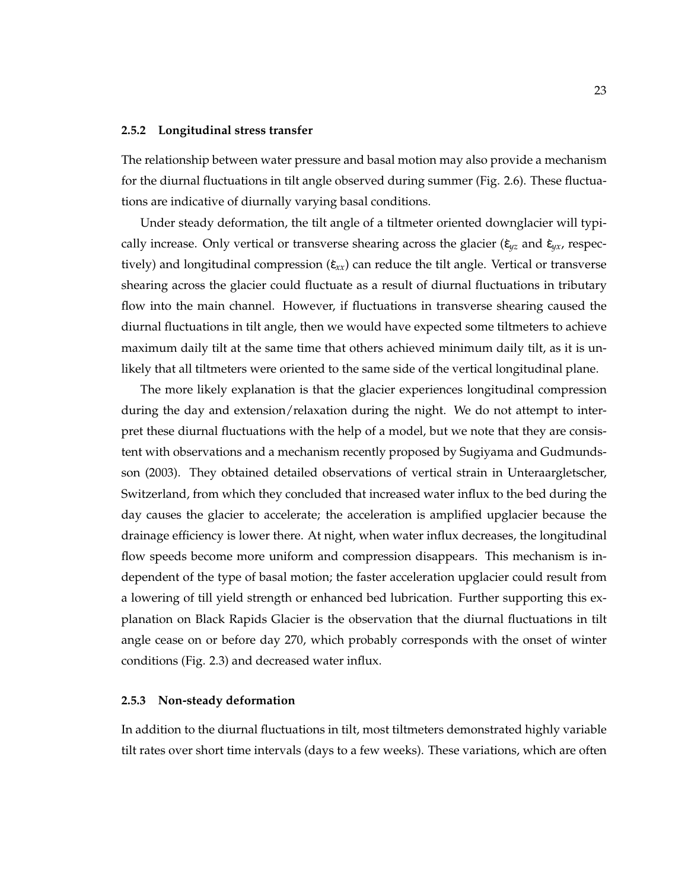### 2.5.2 Longitudinal stress transfer

The relationship between water pressure and basal motion may also provide a mechanism for the diurnal fluctuations in tilt angle observed during summer (Fig. 2.6). These fluctuations are indicative of diurnally varying basal conditions.

Under steady deformation, the tilt angle of a tiltmeter oriented downglacier will typically increase. Only vertical or transverse shearing across the glacier ($\dot{\varepsilon}_{yz}$ and $\dot{\varepsilon}_{yx}$, respectively) and longitudinal compression ($\dot{\varepsilon}_{xx}$) can reduce the tilt angle. Vertical or transverse shearing across the glacier could fluctuate as a result of diurnal fluctuations in tributary flow into the main channel. However, if fluctuations in transverse shearing caused the diurnal fluctuations in tilt angle, then we would have expected some tiltmeters to achieve maximum daily tilt at the same time that others achieved minimum daily tilt, as it is unlikely that all tiltmeters were oriented to the same side of the vertical longitudinal plane.

The more likely explanation is that the glacier experiences longitudinal compression during the day and extension/relaxation during the night. We do not attempt to interpret these diurnal fluctuations with the help of a model, but we note that they are consistent with observations and a mechanism recently proposed by Sugiyama and Gudmundsson (2003). They obtained detailed observations of vertical strain in Unteraargletscher, Switzerland, from which they concluded that increased water influx to the bed during the day causes the glacier to accelerate; the acceleration is amplified upglacier because the drainage efficiency is lower there. At night, when water influx decreases, the longitudinal flow speeds become more uniform and compression disappears. This mechanism is independent of the type of basal motion; the faster acceleration upglacier could result from a lowering of till yield strength or enhanced bed lubrication. Further supporting this explanation on Black Rapids Glacier is the observation that the diurnal fluctuations in tilt angle cease on or before day 270, which probably corresponds with the onset of winter conditions (Fig. 2.3) and decreased water influx.

### 2.5.3 Non-steady deformation

In addition to the diurnal fluctuations in tilt, most tiltmeters demonstrated highly variable tilt rates over short time intervals (days to a few weeks). These variations, which are often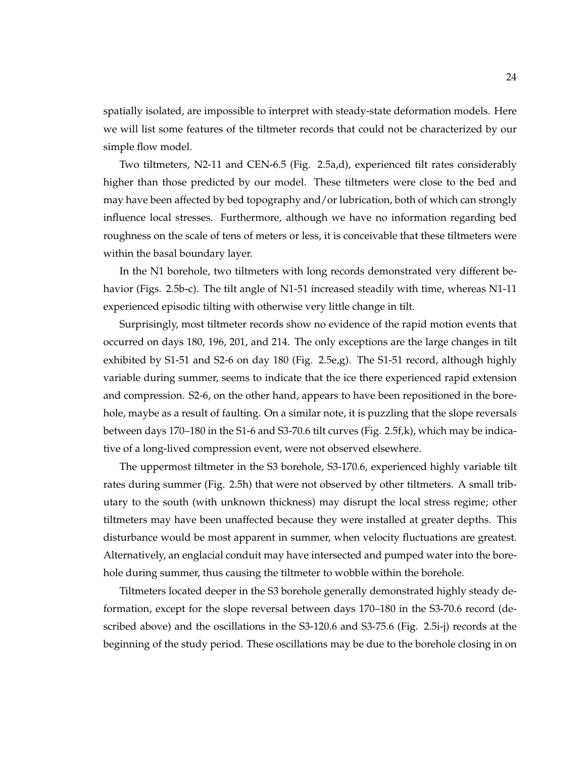spatially isolated, are impossible to interpret with steady-state deformation models. Here we will list some features of the tiltmeter records that could not be characterized by our simple flow model.

Two tiltmeters, N2-11 and CEN-6.5 (Fig. 2.5a,d), experienced tilt rates considerably higher than those predicted by our model. These tiltmeters were close to the bed and may have been affected by bed topography and/or lubrication, both of which can strongly influence local stresses. Furthermore, although we have no information regarding bed roughness on the scale of tens of meters or less, it is conceivable that these tiltmeters were within the basal boundary layer.

In the N1 borehole, two tiltmeters with long records demonstrated very different behavior (Figs. 2.5b-c). The tilt angle of N1-51 increased steadily with time, whereas N1-11 experienced episodic tilting with otherwise very little change in tilt.

Surprisingly, most tiltmeter records show no evidence of the rapid motion events that occurred on days 180, 196, 201, and 214. The only exceptions are the large changes in tilt exhibited by S1-51 and S2-6 on day 180 (Fig. 2.5e,g). The S1-51 record, although highly variable during summer, seems to indicate that the ice there experienced rapid extension and compression. S2-6, on the other hand, appears to have been repositioned in the borehole, maybe as a result of faulting. On a similar note, it is puzzling that the slope reversals between days 170–180 in the S1-6 and S3-70.6 tilt curves (Fig. 2.5f,k), which may be indicative of a long-lived compression event, were not observed elsewhere.

The uppermost tiltmeter in the S3 borehole, S3-170.6, experienced highly variable tilt rates during summer (Fig. 2.5h) that were not observed by other tiltmeters. A small tributary to the south (with unknown thickness) may disrupt the local stress regime; other tiltmeters may have been unaffected because they were installed at greater depths. This disturbance would be most apparent in summer, when velocity fluctuations are greatest. Alternatively, an englacial conduit may have intersected and pumped water into the borehole during summer, thus causing the tiltmeter to wobble within the borehole.

Tiltmeters located deeper in the S3 borehole generally demonstrated highly steady deformation, except for the slope reversal between days 170–180 in the S3-70.6 record (described above) and the oscillations in the S3-120.6 and S3-75.6 (Fig. 2.5i-j) records at the beginning of the study period. These oscillations may be due to the borehole closing in on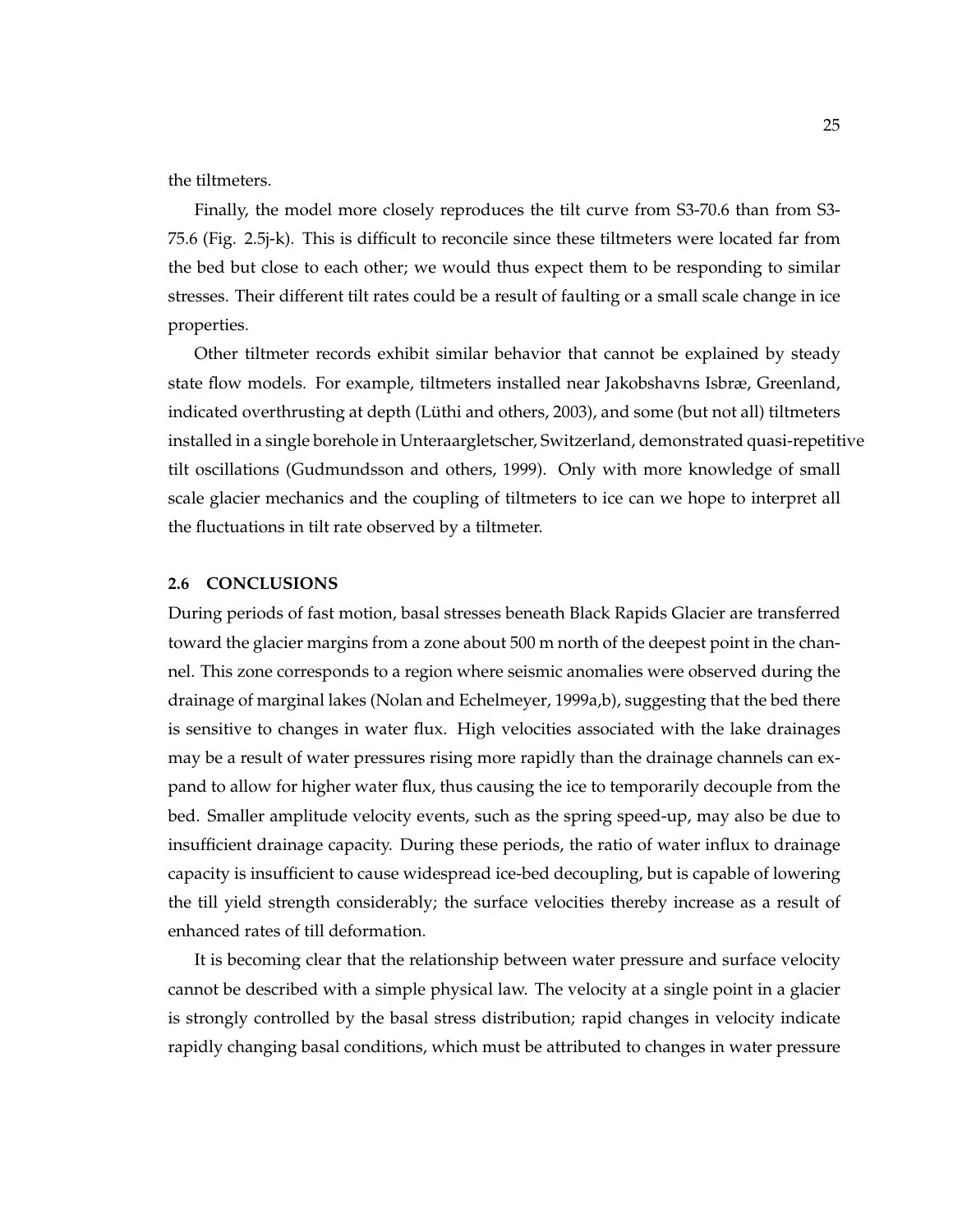the tiltmeters.

Finally, the model more closely reproduces the tilt curve from S3-70.6 than from S3-75.6 (Fig. 2.5j-k). This is difficult to reconcile since these tiltmeters were located far from the bed but close to each other; we would thus expect them to be responding to similar stresses. Their different tilt rates could be a result of faulting or a small scale change in ice properties.

Other tiltmeter records exhibit similar behavior that cannot be explained by steady state flow models. For example, tiltmeters installed near Jakobshavns Isbræ, Greenland, indicated overthrusting at depth (Lüthi and others, 2003), and some (but not all) tiltmeters installed in a single borehole in Unteraargletscher, Switzerland, demonstrated quasi-repetitive tilt oscillations (Gudmundsson and others, 1999). Only with more knowledge of small scale glacier mechanics and the coupling of tiltmeters to ice can we hope to interpret all the fluctuations in tilt rate observed by a tiltmeter.

### 2.6 CONCLUSIONS

During periods of fast motion, basal stresses beneath Black Rapids Glacier are transferred toward the glacier margins from a zone about 500 m north of the deepest point in the channel. This zone corresponds to a region where seismic anomalies were observed during the drainage of marginal lakes (Nolan and Echelmeyer, 1999a,b), suggesting that the bed there is sensitive to changes in water flux. High velocities associated with the lake drainages may be a result of water pressures rising more rapidly than the drainage channels can expand to allow for higher water flux, thus causing the ice to temporarily decouple from the bed. Smaller amplitude velocity events, such as the spring speed-up, may also be due to insufficient drainage capacity. During these periods, the ratio of water influx to drainage capacity is insufficient to cause widespread ice-bed decoupling, but is capable of lowering the till yield strength considerably; the surface velocities thereby increase as a result of enhanced rates of till deformation.

It is becoming clear that the relationship between water pressure and surface velocity cannot be described with a simple physical law. The velocity at a single point in a glacier is strongly controlled by the basal stress distribution; rapid changes in velocity indicate rapidly changing basal conditions, which must be attributed to changes in water pressure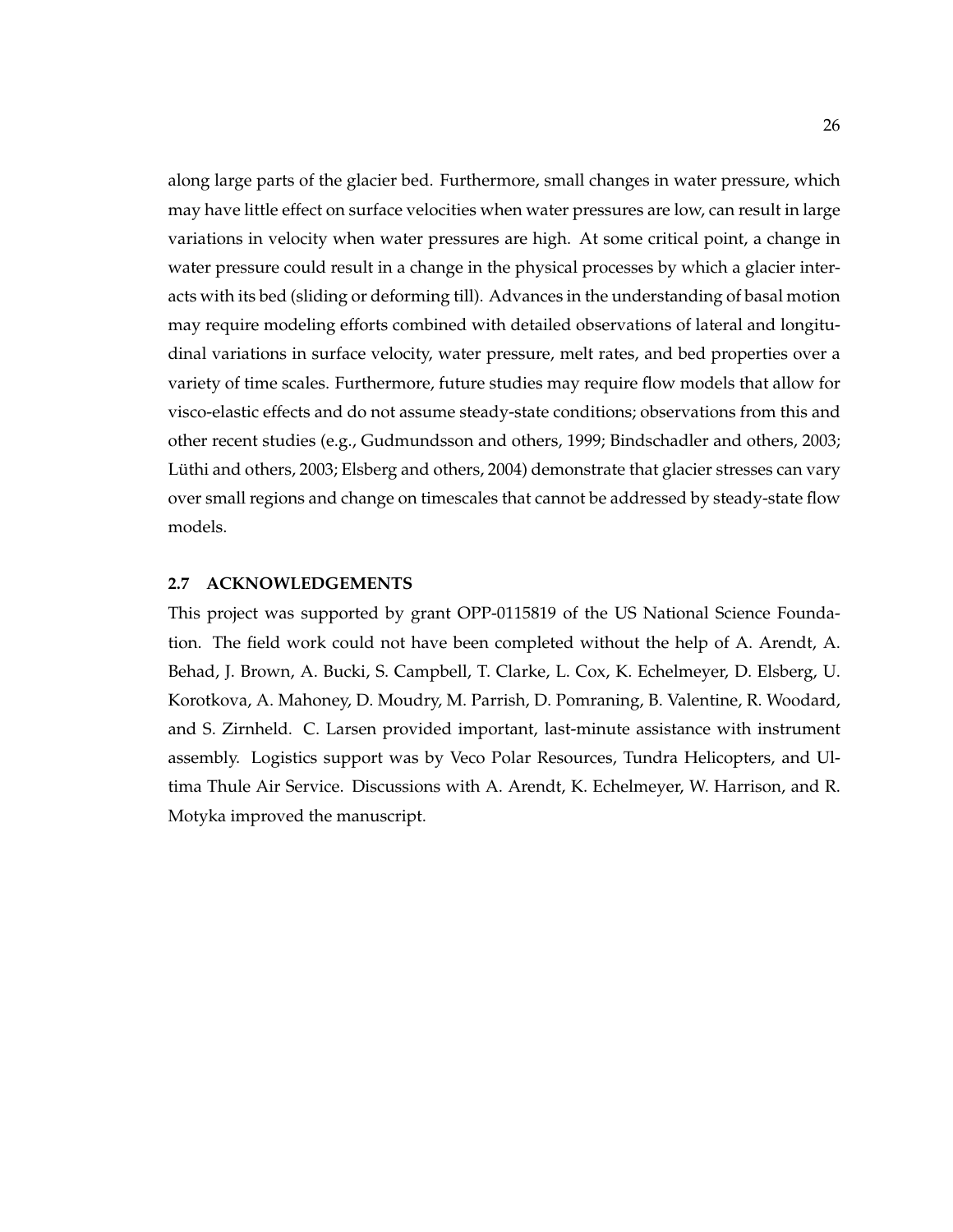along large parts of the glacier bed. Furthermore, small changes in water pressure, which may have little effect on surface velocities when water pressures are low, can result in large variations in velocity when water pressures are high. At some critical point, a change in water pressure could result in a change in the physical processes by which a glacier interacts with its bed (sliding or deforming till). Advances in the understanding of basal motion may require modeling efforts combined with detailed observations of lateral and longitudinal variations in surface velocity, water pressure, melt rates, and bed properties over a variety of time scales. Furthermore, future studies may require flow models that allow for visco-elastic effects and do not assume steady-state conditions; observations from this and other recent studies (e.g., Gudmundsson and others, 1999; Bindschadler and others, 2003; Lüthi and others, 2003; Elsberg and others, 2004) demonstrate that glacier stresses can vary over small regions and change on timescales that cannot be addressed by steady-state flow models.

### 2.7 ACKNOWLEDGEMENTS

This project was supported by grant OPP-0115819 of the US National Science Foundation. The field work could not have been completed without the help of A. Arendt, A. Behad, J. Brown, A. Bucki, S. Campbell, T. Clarke, L. Cox, K. Echelmeyer, D. Elsberg, U. Korotkova, A. Mahoney, D. Moudry, M. Parrish, D. Pomraning, B. Valentine, R. Woodard, and S. Zirnheld. C. Larsen provided important, last-minute assistance with instrument assembly. Logistics support was by Veco Polar Resources, Tundra Helicopters, and Ultima Thule Air Service. Discussions with A. Arendt, K. Echelmeyer, W. Harrison, and R. Motyka improved the manuscript.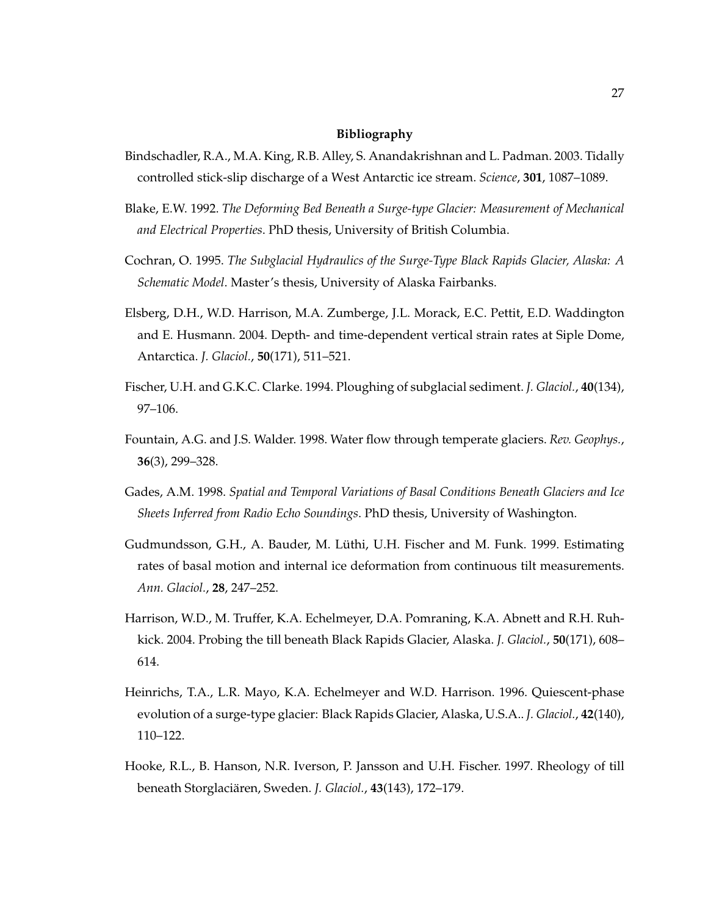## Bibliography

Bindschadler, R.A., M.A. King, R.B. Alley, S. Anandakrishnan and L. Padman. 2003. Tidally controlled stick-slip discharge of a West Antarctic ice stream. *Science*, **301**, 1087–1089.

Blake, E.W. 1992. *The Deforming Bed Beneath a Surge-type Glacier: Measurement of Mechanical and Electrical Properties*. PhD thesis, University of British Columbia.

Cochran, O. 1995. *The Subglacial Hydraulics of the Surge-Type Black Rapids Glacier, Alaska: A Schematic Model*. Master's thesis, University of Alaska Fairbanks.

Elsberg, D.H., W.D. Harrison, M.A. Zumberge, J.L. Morack, E.C. Pettit, E.D. Waddington and E. Husmann. 2004. Depth- and time-dependent vertical strain rates at Siple Dome, Antarctica. *J. Glaciol.*, **50**(171), 511–521.

Fischer, U.H. and G.K.C. Clarke. 1994. Ploughing of subglacial sediment. *J. Glaciol.*, **40**(134), 97–106.

Fountain, A.G. and J.S. Walder. 1998. Water flow through temperate glaciers. *Rev. Geophys.*, **36**(3), 299–328.

Gades, A.M. 1998. *Spatial and Temporal Variations of Basal Conditions Beneath Glaciers and Ice Sheets Inferred from Radio Echo Soundings*. PhD thesis, University of Washington.

Gudmundsson, G.H., A. Bauder, M. Lüthi, U.H. Fischer and M. Funk. 1999. Estimating rates of basal motion and internal ice deformation from continuous tilt measurements. *Ann. Glaciol.*, **28**, 247–252.

Harrison, W.D., M. Truffer, K.A. Echelmeyer, D.A. Pomraning, K.A. Abnett and R.H. Ruhkick. 2004. Probing the till beneath Black Rapids Glacier, Alaska. *J. Glaciol.*, **50**(171), 608–614.

Heinrichs, T.A., L.R. Mayo, K.A. Echelmeyer and W.D. Harrison. 1996. Quiescent-phase evolution of a surge-type glacier: Black Rapids Glacier, Alaska, U.S.A.. *J. Glaciol.*, **42**(140), 110–122.

Hooke, R.L., B. Hanson, N.R. Iverson, P. Jansson and U.H. Fischer. 1997. Rheology of till beneath Storglaciären, Sweden. *J. Glaciol.*, **43**(143), 172–179.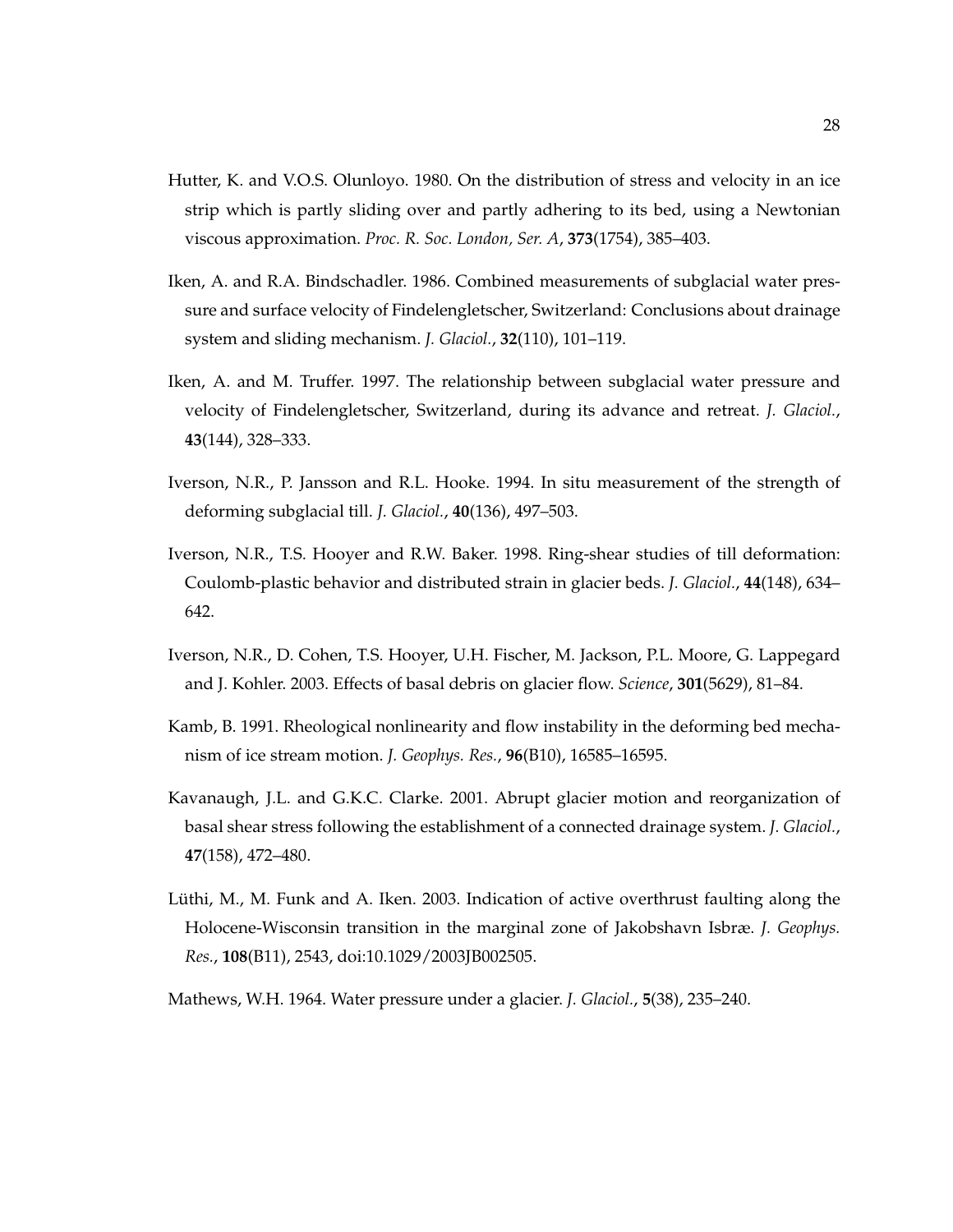Hutter, K. and V.O.S. Olunloyo. 1980. On the distribution of stress and velocity in an ice strip which is partly sliding over and partly adhering to its bed, using a Newtonian viscous approximation. *Proc. R. Soc. London, Ser. A*, **373**(1754), 385–403.

Iken, A. and R.A. Bindschadler. 1986. Combined measurements of subglacial water pressure and surface velocity of Findelengletscher, Switzerland: Conclusions about drainage system and sliding mechanism. *J. Glaciol.*, **32**(110), 101–119.

Iken, A. and M. Truffer. 1997. The relationship between subglacial water pressure and velocity of Findelengletscher, Switzerland, during its advance and retreat. *J. Glaciol.*, **43**(144), 328–333.

Iverson, N.R., P. Jansson and R.L. Hooke. 1994. In situ measurement of the strength of deforming subglacial till. *J. Glaciol.*, **40**(136), 497–503.

Iverson, N.R., T.S. Hooyer and R.W. Baker. 1998. Ring-shear studies of till deformation: Coulomb-plastic behavior and distributed strain in glacier beds. *J. Glaciol.*, **44**(148), 634–642.

Iverson, N.R., D. Cohen, T.S. Hooyer, U.H. Fischer, M. Jackson, P.L. Moore, G. Lappegard and J. Kohler. 2003. Effects of basal debris on glacier flow. *Science*, **301**(5629), 81–84.

Kamb, B. 1991. Rheological nonlinearity and flow instability in the deforming bed mechanism of ice stream motion. *J. Geophys. Res.*, **96**(B10), 16585–16595.

Kavanaugh, J.L. and G.K.C. Clarke. 2001. Abrupt glacier motion and reorganization of basal shear stress following the establishment of a connected drainage system. *J. Glaciol.*, **47**(158), 472–480.

Lüthi, M., M. Funk and A. Iken. 2003. Indication of active overthrust faulting along the Holocene-Wisconsin transition in the marginal zone of Jakobshavn Isbræ. *J. Geophys. Res.*, **108**(B11), 2543, doi:10.1029/2003JB002505.

Mathews, W.H. 1964. Water pressure under a glacier. *J. Glaciol.*, **5**(38), 235–240.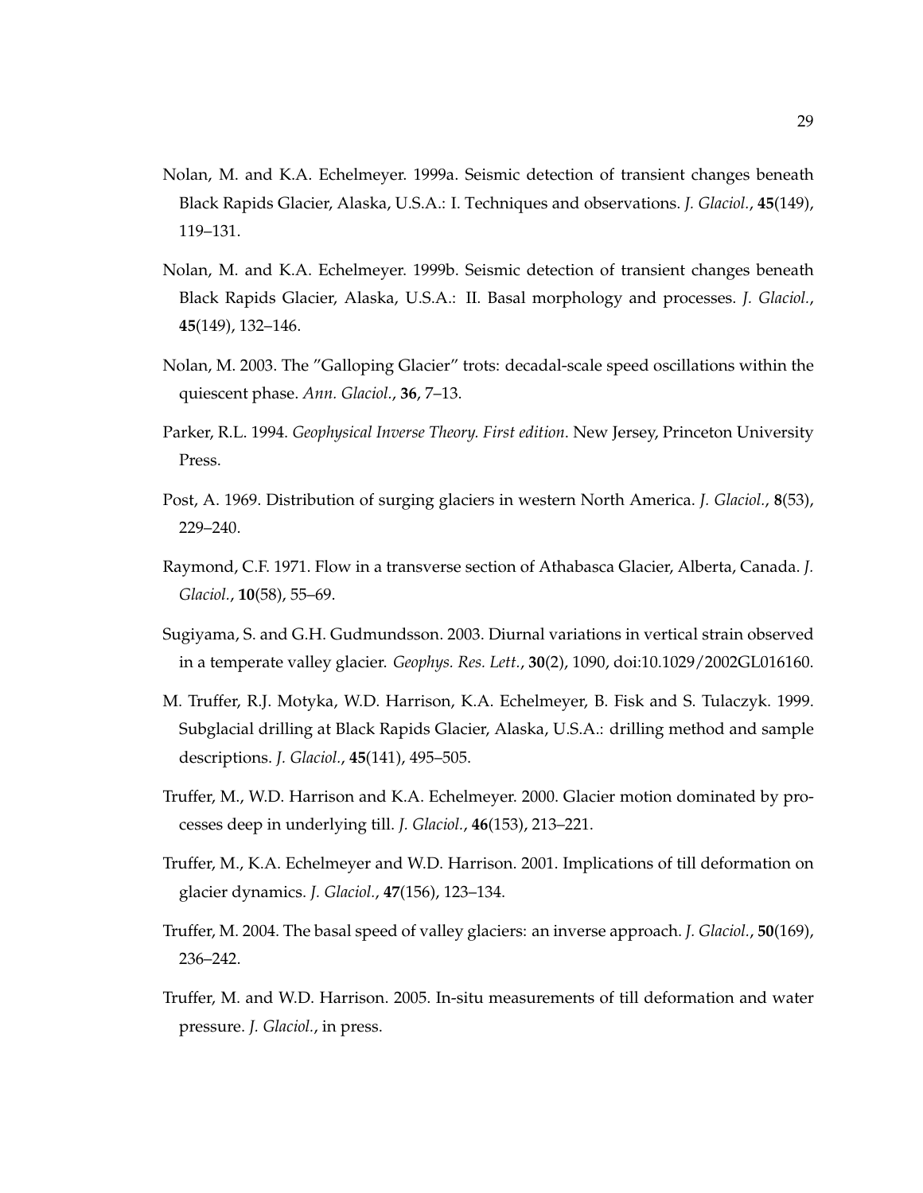Nolan, M. and K.A. Echelmeyer. 1999a. Seismic detection of transient changes beneath Black Rapids Glacier, Alaska, U.S.A.: I. Techniques and observations. *J. Glaciol.*, **45**(149), 119–131.

Nolan, M. and K.A. Echelmeyer. 1999b. Seismic detection of transient changes beneath Black Rapids Glacier, Alaska, U.S.A.: II. Basal morphology and processes. *J. Glaciol.*, **45**(149), 132–146.

Nolan, M. 2003. The "Galloping Glacier" trots: decadal-scale speed oscillations within the quiescent phase. *Ann. Glaciol.*, **36**, 7–13.

Parker, R.L. 1994. *Geophysical Inverse Theory. First edition*. New Jersey, Princeton University Press.

Post, A. 1969. Distribution of surging glaciers in western North America. *J. Glaciol.*, **8**(53), 229–240.

Raymond, C.F. 1971. Flow in a transverse section of Athabasca Glacier, Alberta, Canada. *J. Glaciol.*, **10**(58), 55–69.

Sugiyama, S. and G.H. Gudmundsson. 2003. Diurnal variations in vertical strain observed in a temperate valley glacier. *Geophys. Res. Lett.*, **30**(2), 1090, doi:10.1029/2002GL016160.

M. Truffer, R.J. Motyka, W.D. Harrison, K.A. Echelmeyer, B. Fisk and S. Tulaczyk. 1999. Subglacial drilling at Black Rapids Glacier, Alaska, U.S.A.: drilling method and sample descriptions. *J. Glaciol.*, **45**(141), 495–505.

Truffer, M., W.D. Harrison and K.A. Echelmeyer. 2000. Glacier motion dominated by processes deep in underlying till. *J. Glaciol.*, **46**(153), 213–221.

Truffer, M., K.A. Echelmeyer and W.D. Harrison. 2001. Implications of till deformation on glacier dynamics. *J. Glaciol.*, **47**(156), 123–134.

Truffer, M. 2004. The basal speed of valley glaciers: an inverse approach. *J. Glaciol.*, **50**(169), 236–242.

Truffer, M. and W.D. Harrison. 2005. In-situ measurements of till deformation and water pressure. *J. Glaciol.*, in press.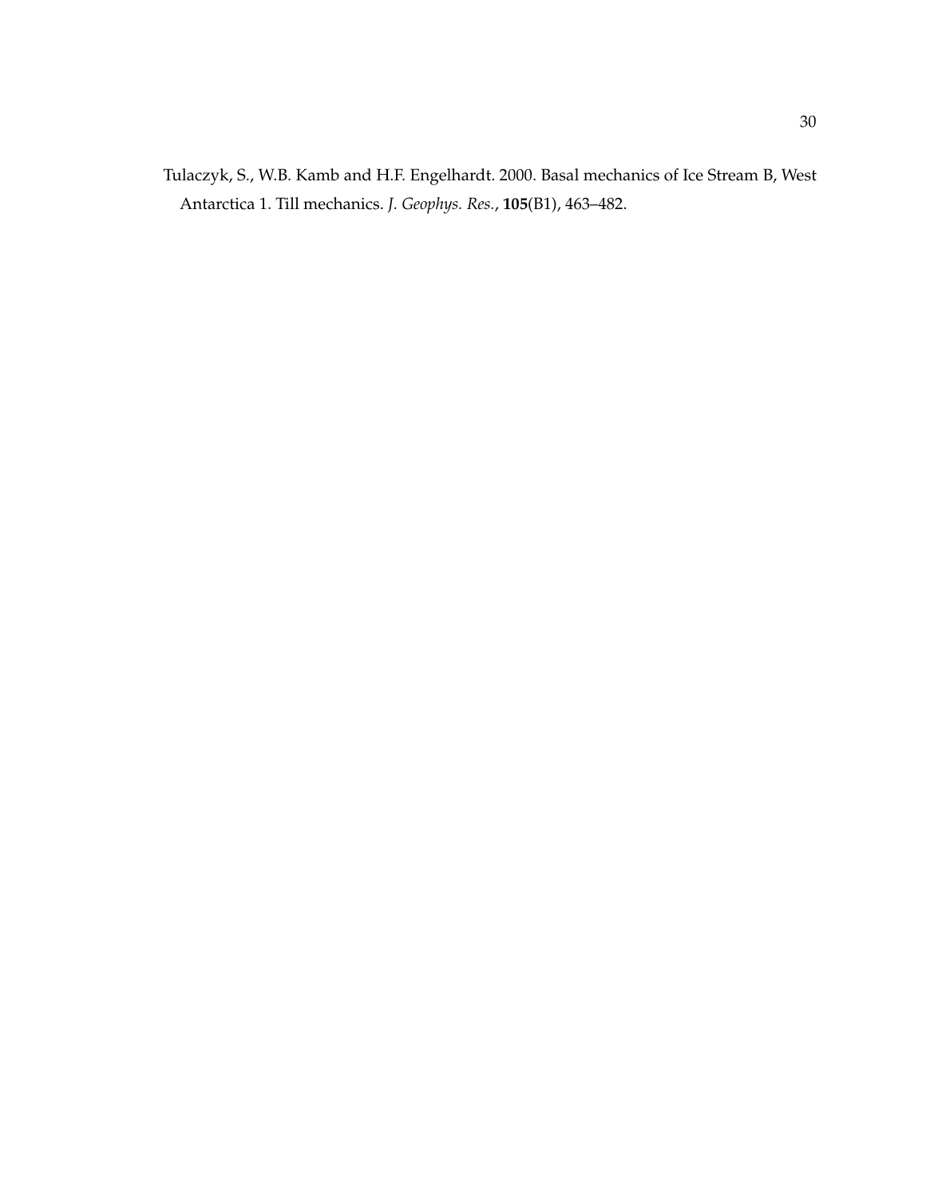Tulaczyk, S., W.B. Kamb and H.F. Engelhardt. 2000. Basal mechanics of Ice Stream B, West Antarctica 1. Till mechanics. *J. Geophys. Res.*, **105**(B1), 463–482.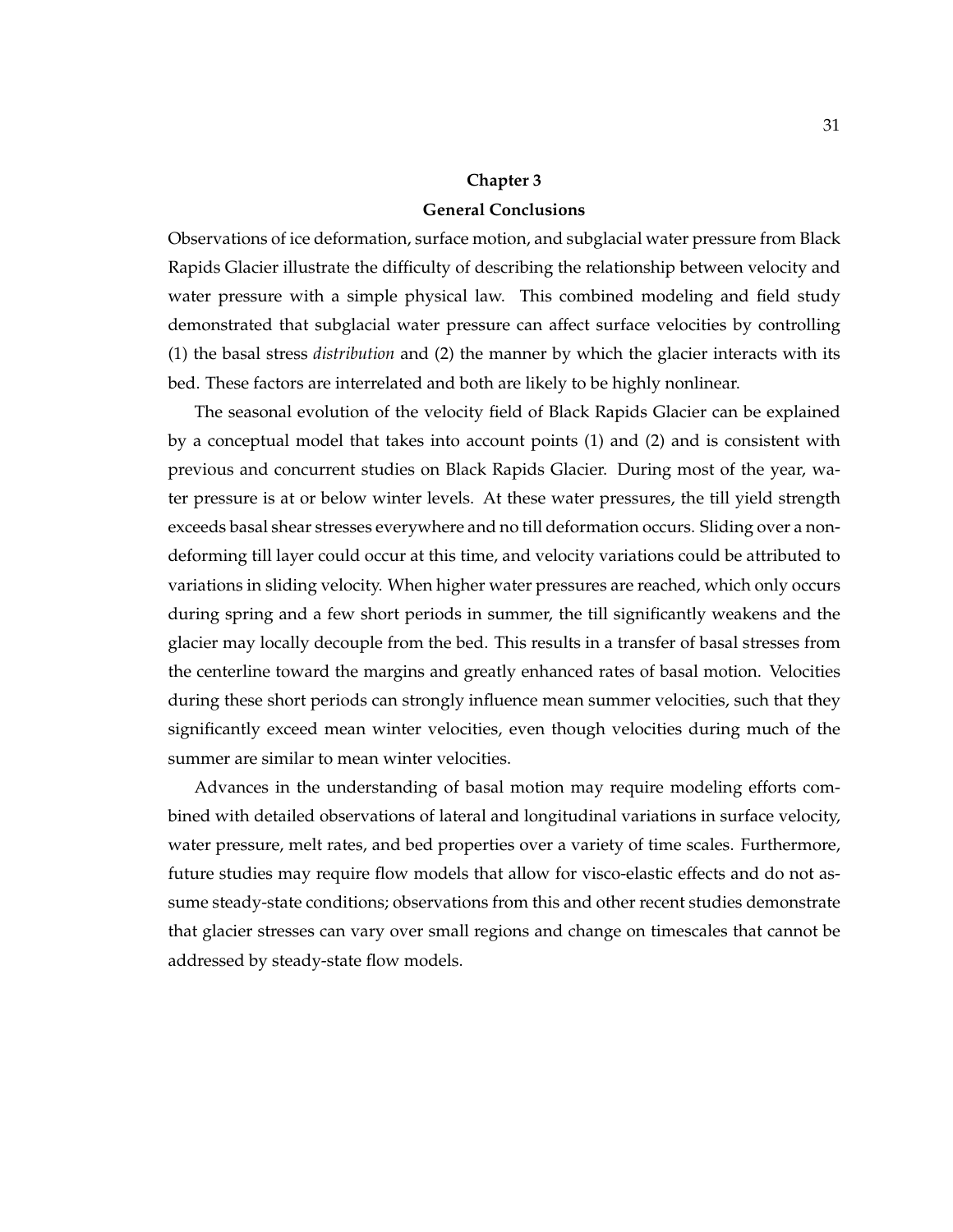# Chapter 3

## General Conclusions

Observations of ice deformation, surface motion, and subglacial water pressure from Black Rapids Glacier illustrate the difficulty of describing the relationship between velocity and water pressure with a simple physical law. This combined modeling and field study demonstrated that subglacial water pressure can affect surface velocities by controlling (1) the basal stress *distribution* and (2) the manner by which the glacier interacts with its bed. These factors are interrelated and both are likely to be highly nonlinear.

The seasonal evolution of the velocity field of Black Rapids Glacier can be explained by a conceptual model that takes into account points (1) and (2) and is consistent with previous and concurrent studies on Black Rapids Glacier. During most of the year, water pressure is at or below winter levels. At these water pressures, the till yield strength exceeds basal shear stresses everywhere and no till deformation occurs. Sliding over a non-deforming till layer could occur at this time, and velocity variations could be attributed to variations in sliding velocity. When higher water pressures are reached, which only occurs during spring and a few short periods in summer, the till significantly weakens and the glacier may locally decouple from the bed. This results in a transfer of basal stresses from the centerline toward the margins and greatly enhanced rates of basal motion. Velocities during these short periods can strongly influence mean summer velocities, such that they significantly exceed mean winter velocities, even though velocities during much of the summer are similar to mean winter velocities.

Advances in the understanding of basal motion may require modeling efforts combined with detailed observations of lateral and longitudinal variations in surface velocity, water pressure, melt rates, and bed properties over a variety of time scales. Furthermore, future studies may require flow models that allow for visco-elastic effects and do not assume steady-state conditions; observations from this and other recent studies demonstrate that glacier stresses can vary over small regions and change on timescales that cannot be addressed by steady-state flow models.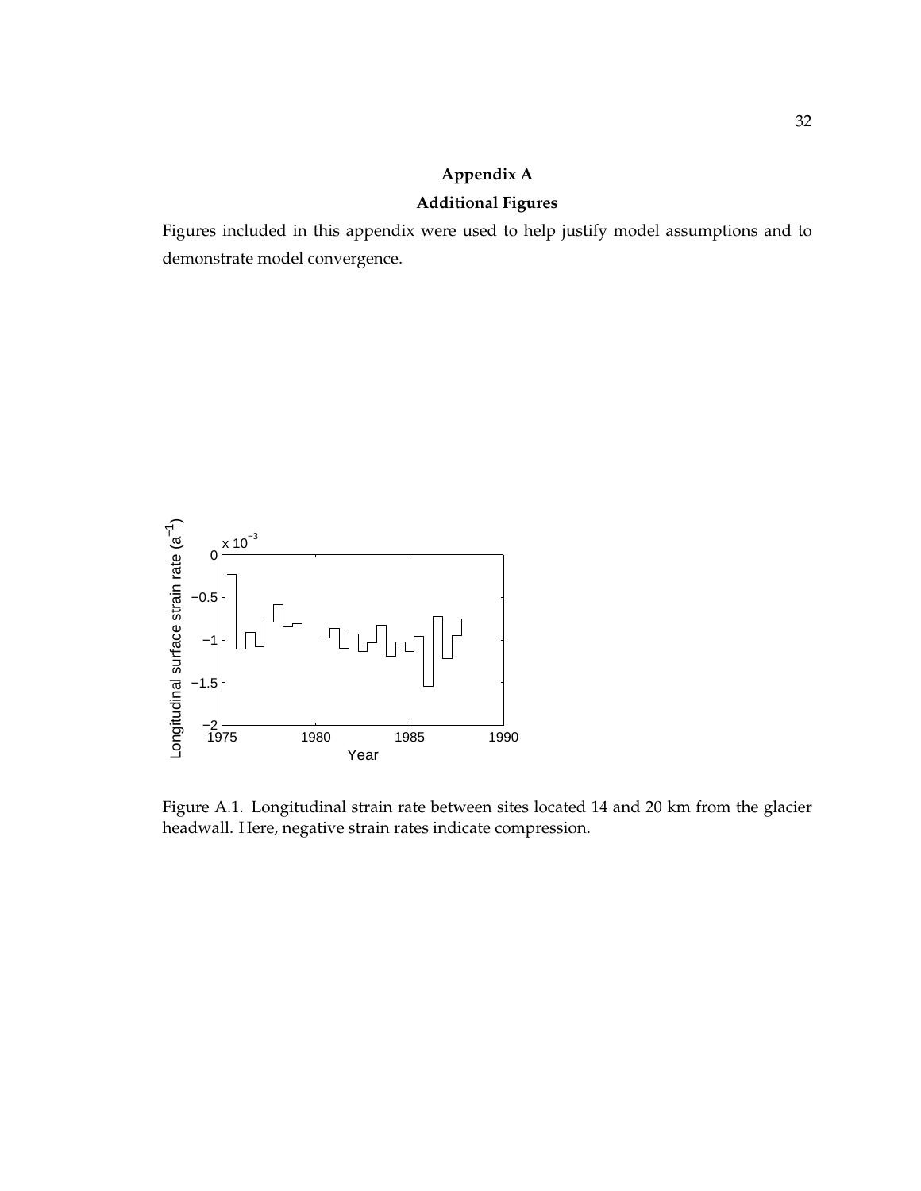# Appendix A

## Additional Figures

Figures included in this appendix were used to help justify model assumptions and to demonstrate model convergence.

Figure A.1. Longitudinal strain rate between sites located 14 and 20 km from the glacier headwall. Here, negative strain rates indicate compression.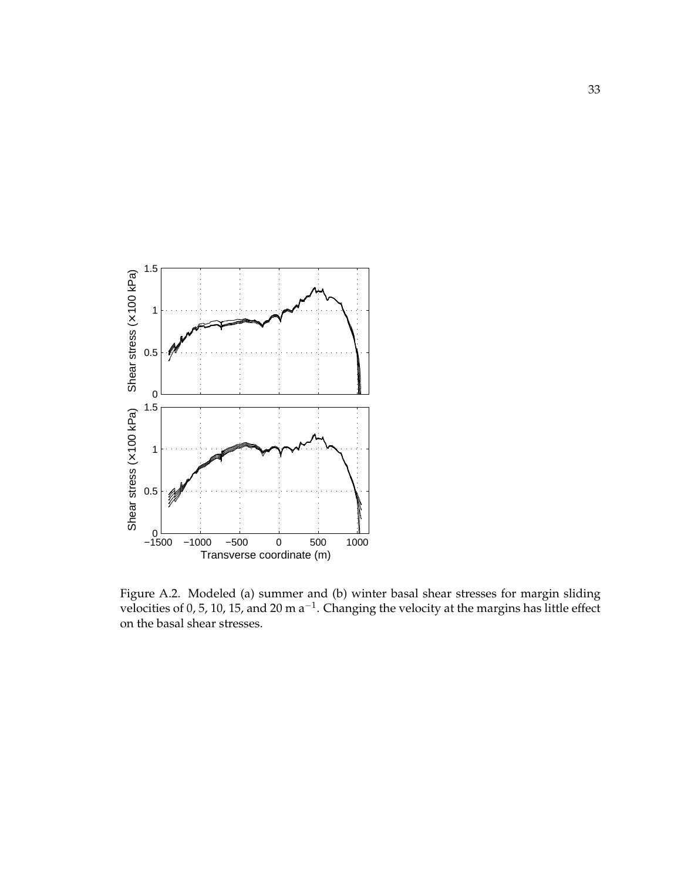Figure A.2. Modeled (a) summer and (b) winter basal shear stresses for margin sliding velocities of 0, 5, 10, 15, and 20 m a$^{-1}$. Changing the velocity at the margins has little effect on the basal shear stresses.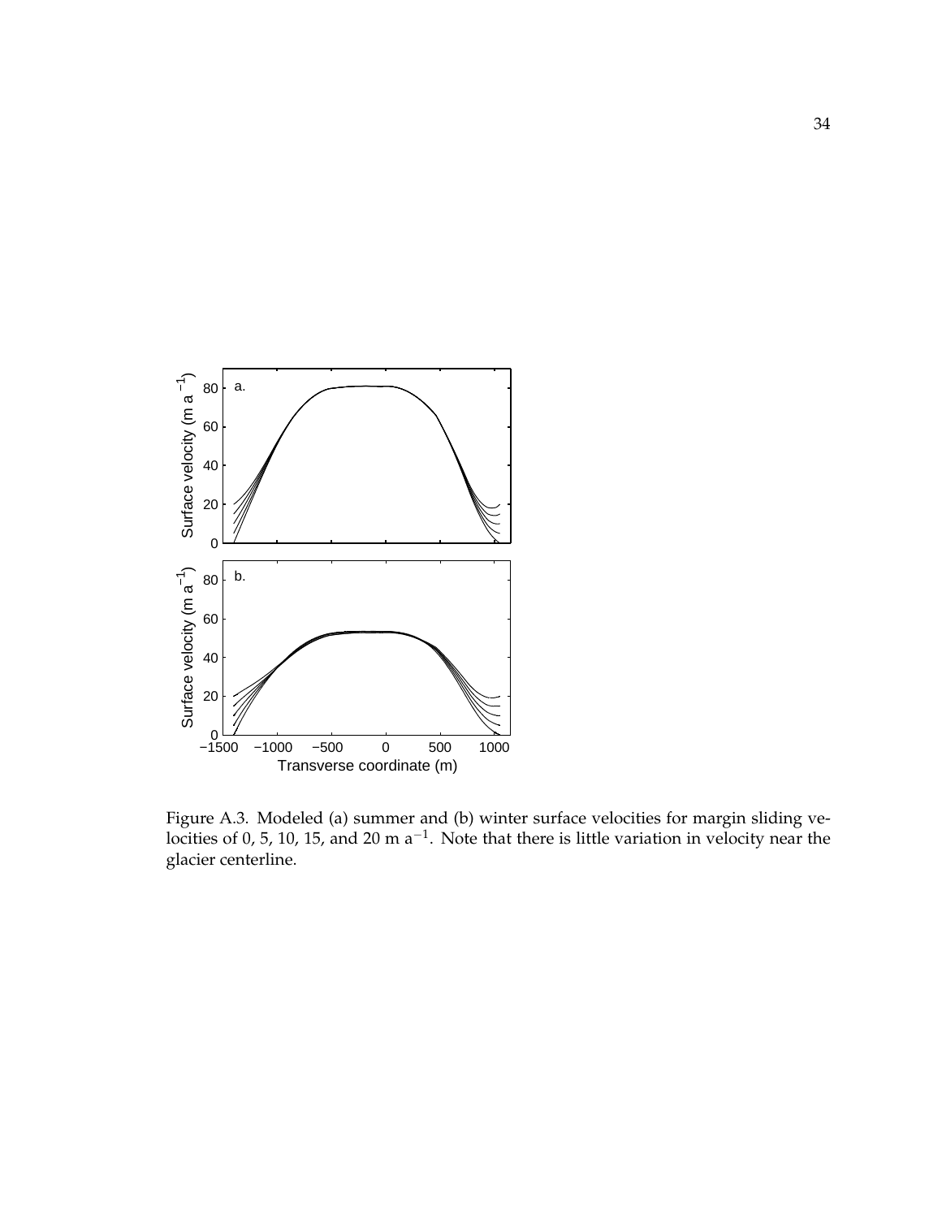Figure A.3. Modeled (a) summer and (b) winter surface velocities for margin sliding velocities of 0, 5, 10, 15, and 20 m $a^{-1}$. Note that there is little variation in velocity near the glacier centerline.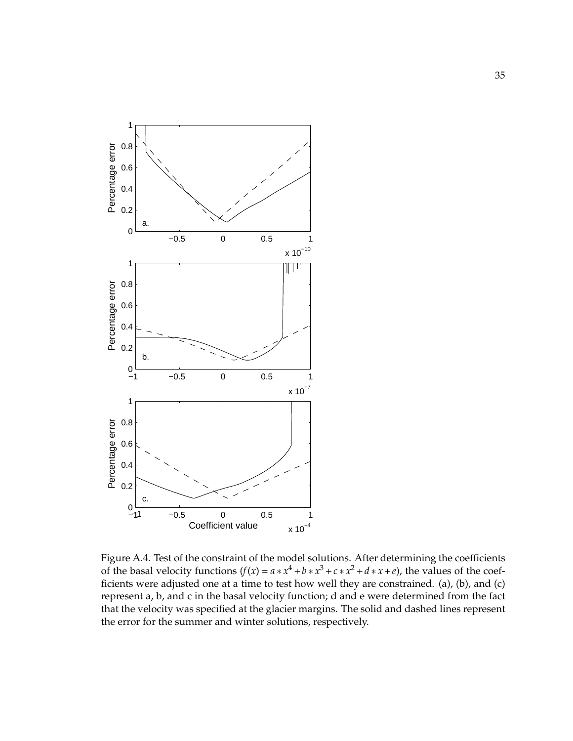Figure A.4. Test of the constraint of the model solutions. After determining the coefficients of the basal velocity functions ($f(x) = a * x^4 + b * x^3 + c * x^2 + d * x + e$), the values of the coefficients were adjusted one at a time to test how well they are constrained. (a), (b), and (c) represent a, b, and c in the basal velocity function; d and e were determined from the fact that the velocity was specified at the glacier margins. The solid and dashed lines represent the error for the summer and winter solutions, respectively.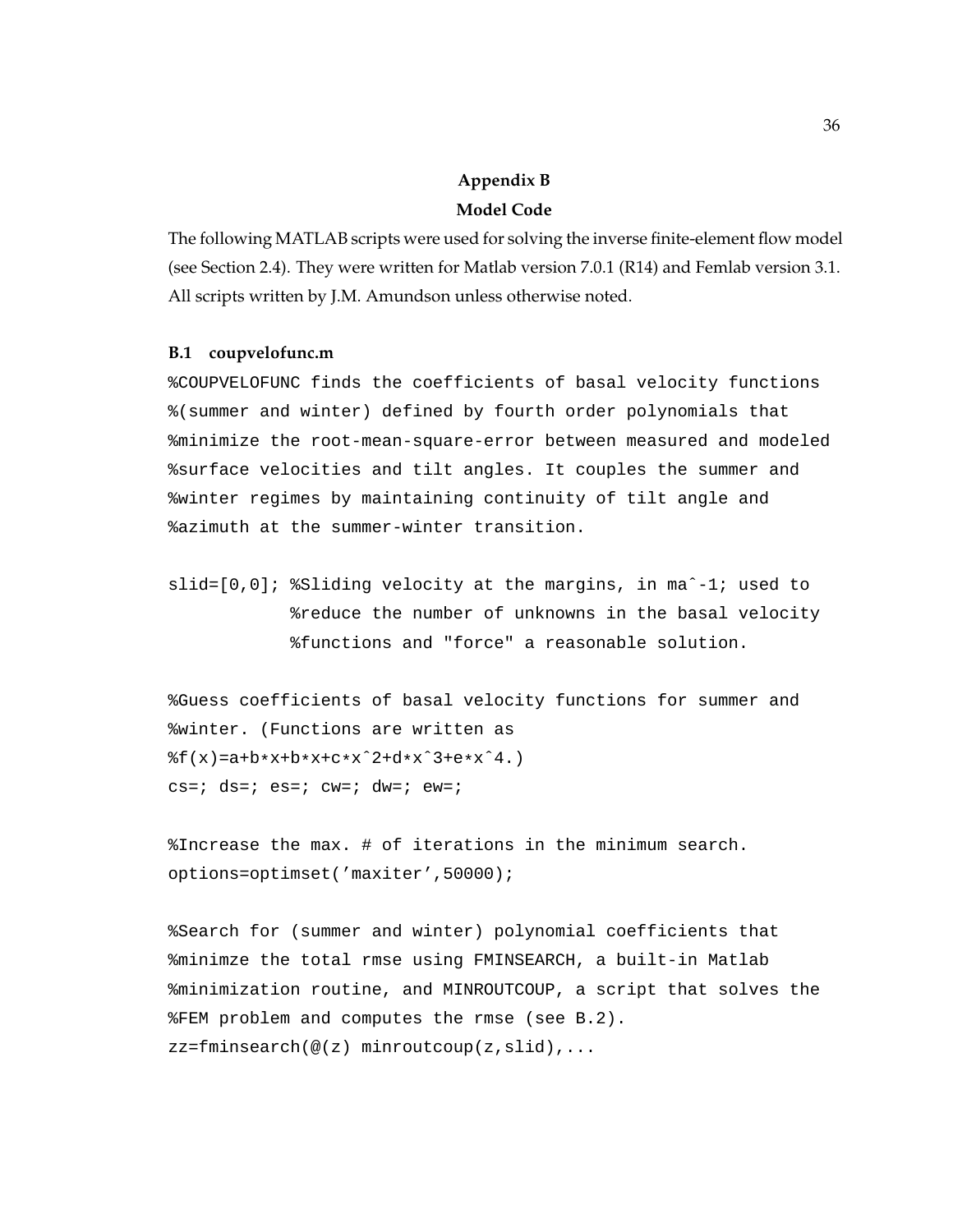# Appendix B

## Model Code

The following MATLAB scripts were used for solving the inverse finite-element flow model (see Section 2.4). They were written for Matlab version 7.0.1 (R14) and Femlab version 3.1. All scripts written by J.M. Amundson unless otherwise noted.

### B.1 coupvelofunc.m

```
%COUPVELOFUNC finds the coefficients of basal velocity functions
%(summer and winter) defined by fourth order polynomials that
%minimize the root-mean-square-error between measured and modeled
%surface velocities and tilt angles. It couples the summer and
%winter regimes by maintaining continuity of tilt angle and
%azimuth at the summer-winter transition.

slid=[0,0]; %Sliding velocity at the margins, in ma^-1; used to
            %reduce the number of unknowns in the basal velocity
            %functions and "force" a reasonable solution.

%Guess coefficients of basal velocity functions for summer and
%winter. (Functions are written as
%f(x)=a+b*x+b*x+c*x^2+d*x^3+e*x^4.)
cs=; ds=; es=; cw=; dw=; ew=;

%Increase the max. # of iterations in the minimum search.
options=optimset('maxiter',50000);

%Search for (summer and winter) polynomial coefficients that
%minimze the total rmse using FMINSEARCH, a built-in Matlab
%minimization routine, and MINROUTCOUP, a script that solves the
%FEM problem and computes the rmse (see B.2).
zz=fminsearch(@(z) minroutcoup(z,slid),...
```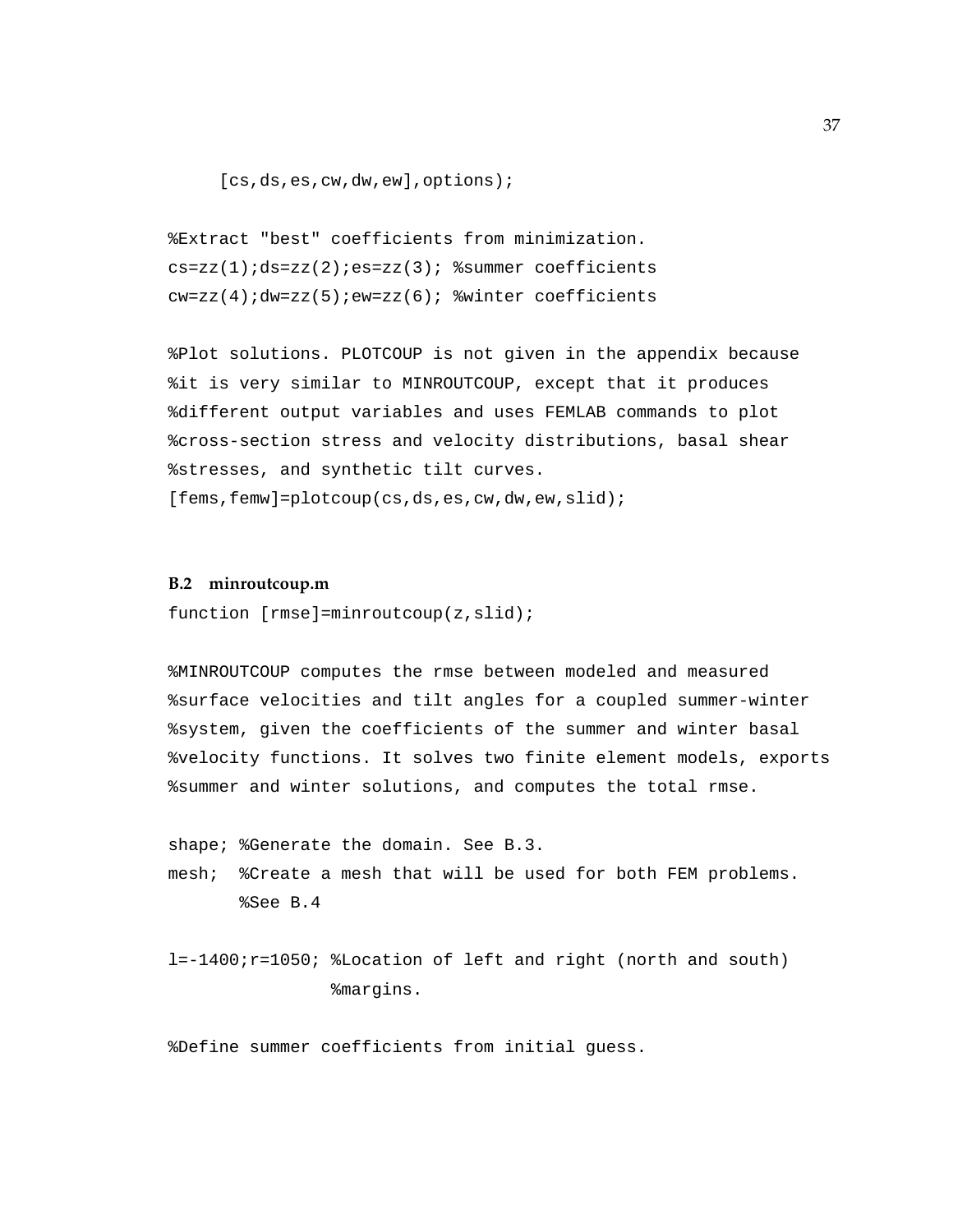```
     [cs,ds,es,cw,dw,ew],options);

%Extract "best" coefficients from minimization.
cs=zz(1);ds=zz(2);es=zz(3); %summer coefficients
cw=zz(4);dw=zz(5);ew=zz(6); %winter coefficients

%Plot solutions. PLOTCOUP is not given in the appendix because
%it is very similar to MINROUTCOUP, except that it produces
%different output variables and uses FEMLAB commands to plot
%cross-section stress and velocity distributions, basal shear
%stresses, and synthetic tilt curves.
[fems,femw]=plotcoup(cs,ds,es,cw,dw,ew,slid);
```

### B.2 minroutcoup.m

```
function [rmse]=minroutcoup(z,slid);

%MINROUTCOUP computes the rmse between modeled and measured
%surface velocities and tilt angles for a coupled summer-winter
%system, given the coefficients of the summer and winter basal
%velocity functions. It solves two finite element models, exports
%summer and winter solutions, and computes the total rmse.

shape; %Generate the domain. See B.3.
mesh;  %Create a mesh that will be used for both FEM problems.
       %See B.4

l=-1400;r=1050; %Location of left and right (north and south)
                %margins.

%Define summer coefficients from initial guess.
```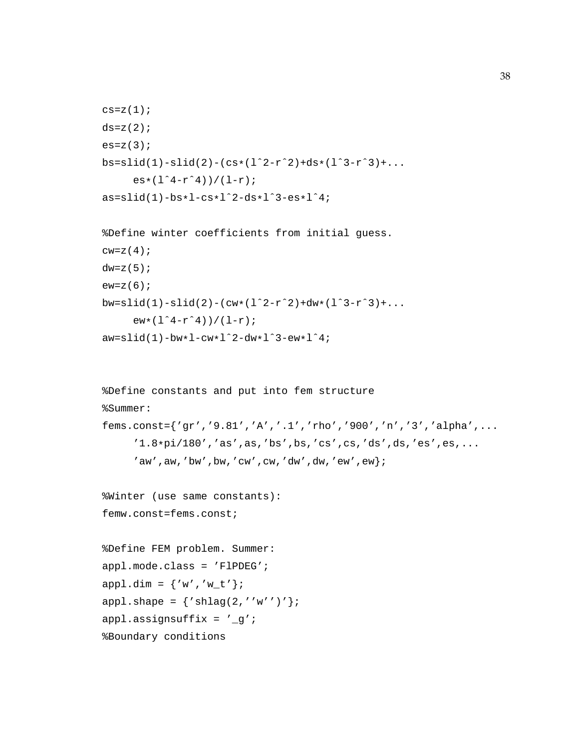```
cs=z(1);
ds=z(2);
es=z(3);
bs=slid(1)-slid(2)-(cs*(l^2-r^2)+ds*(l^3-r^3)+...
     es*(l^4-r^4))/(l-r);
as=slid(1)-bs*l-cs*l^2-ds*l^3-es*l^4;

%Define winter coefficients from initial guess.
cw=z(4);
dw=z(5);
ew=z(6);
bw=slid(1)-slid(2)-(cw*(l^2-r^2)+dw*(l^3-r^3)+...
     ew*(l^4-r^4))/(l-r);
aw=slid(1)-bw*l-cw*l^2-dw*l^3-ew*l^4;


%Define constants and put into fem structure
%Summer:
fems.const={'gr','9.81','A','.1','rho','900','n','3','alpha',...
     '1.8*pi/180','as',as,'bs',bs,'cs',cs,'ds',ds,'es',es,...
     'aw',aw,'bw',bw,'cw',cw,'dw',dw,'ew',ew};

%Winter (use same constants):
femw.const=fems.const;

%Define FEM problem. Summer:
appl.mode.class = 'FlPDEG';
appl.dim = {'w','w_t'};
appl.shape = {'shlag(2,''w'')'};
appl.assignsuffix = '_g';
%Boundary conditions
```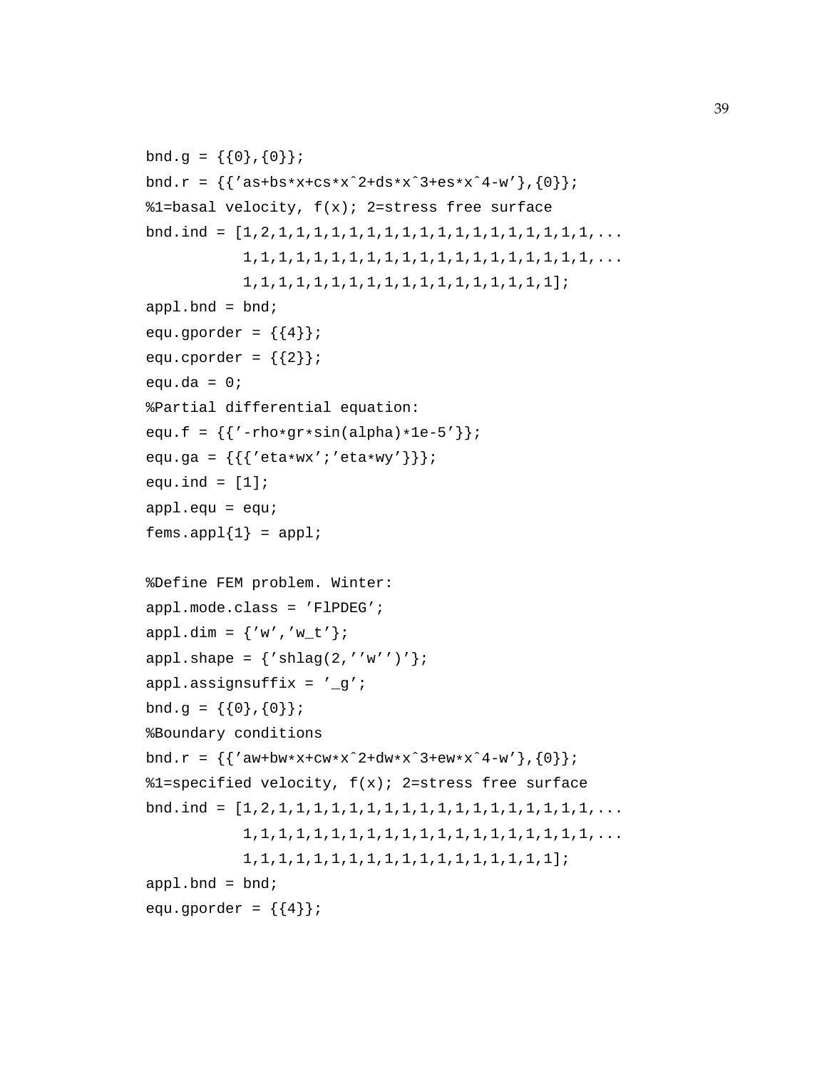```
bnd.g = {{0},{0}};
bnd.r = {{'as+bs*x+cs*x^2+ds*x^3+es*x^4-w'},{0}};
%1=basal velocity, f(x); 2=stress free surface
bnd.ind = [1,2,1,1,1,1,1,1,1,1,1,1,1,1,1,1,1,1,1,1,...
           1,1,1,1,1,1,1,1,1,1,1,1,1,1,1,1,1,1,1,1,...
           1,1,1,1,1,1,1,1,1,1,1,1,1,1,1,1,1,1];
appl.bnd = bnd;
equ.gporder = {{4}};
equ.cporder = {{2}};
equ.da = 0;
%Partial differential equation:
equ.f = {{'-rho*gr*sin(alpha)*1e-5'}};
equ.ga = {{{'eta*wx';'eta*wy'}}};
equ.ind = [1];
appl.equ = equ;
fems.appl{1} = appl;

%Define FEM problem. Winter:
appl.mode.class = 'FlPDEG';
appl.dim = {'w','w_t'};
appl.shape = {'shlag(2,''w'')'};
appl.assignsuffix = '_g';
bnd.g = {{0},{0}};
%Boundary conditions
bnd.r = {{'aw+bw*x+cw*x^2+dw*x^3+ew*x^4-w'},{0}};
%1=specified velocity, f(x); 2=stress free surface
bnd.ind = [1,2,1,1,1,1,1,1,1,1,1,1,1,1,1,1,1,1,1,1,...
           1,1,1,1,1,1,1,1,1,1,1,1,1,1,1,1,1,1,1,1,...
           1,1,1,1,1,1,1,1,1,1,1,1,1,1,1,1,1,1];
appl.bnd = bnd;
equ.gporder = {{4}};
```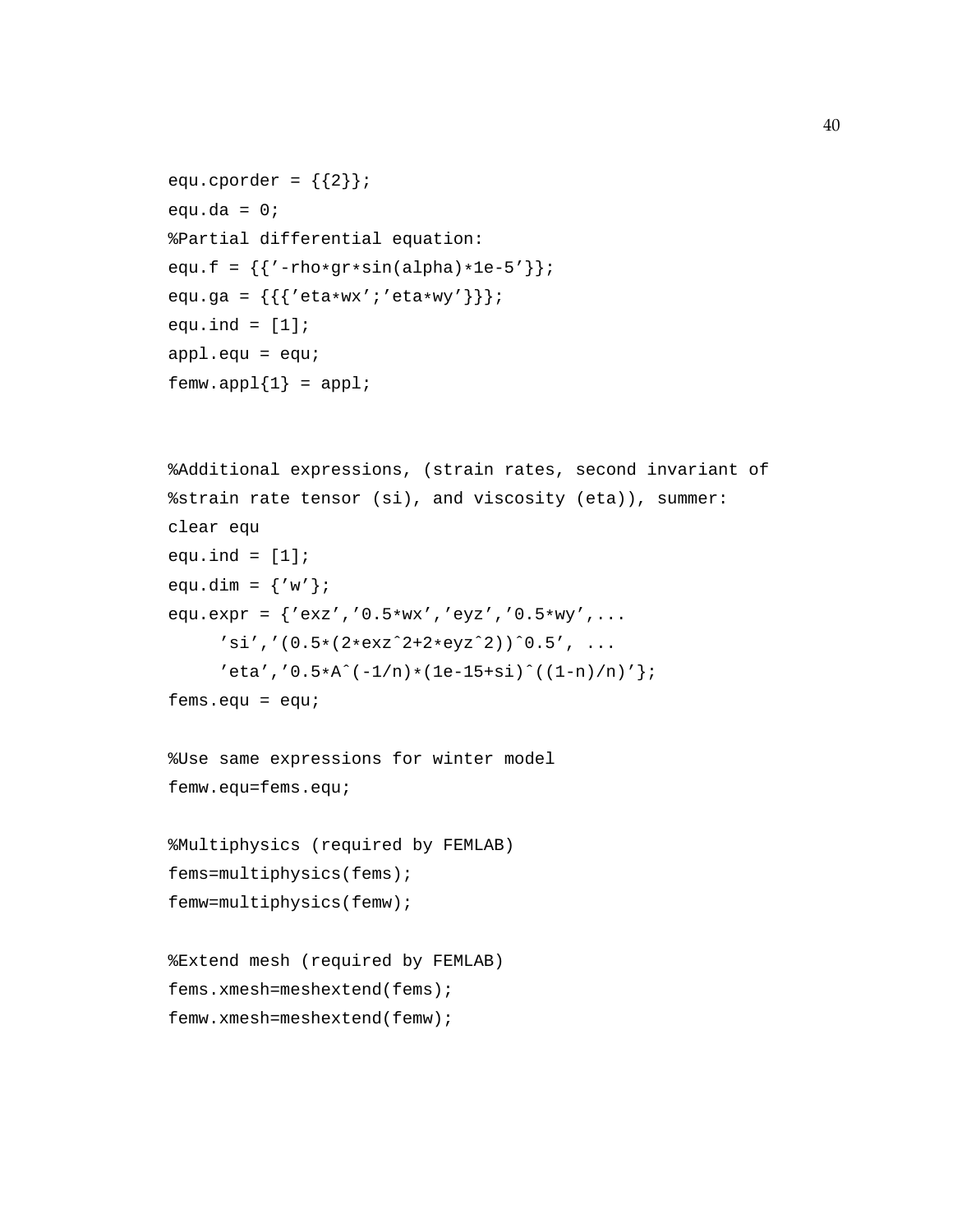```
equ.cporder = {{2}};
equ.da = 0;
%Partial differential equation:
equ.f = {{'-rho*gr*sin(alpha)*1e-5'}};
equ.ga = {{{'eta*wx';'eta*wy'}}};
equ.ind = [1];
appl.equ = equ;
femw.appl{1} = appl;


%Additional expressions, (strain rates, second invariant of
%strain rate tensor (si), and viscosity (eta)), summer:
clear equ
equ.ind = [1];
equ.dim = {'w'};
equ.expr = {'exz','0.5*wx','eyz','0.5*wy',...
     'si','(0.5*(2*exz^2+2*eyz^2))^0.5', ...
     'eta','0.5*A^(-1/n)*(1e-15+si)^((1-n)/n)'};
fems.equ = equ;

%Use same expressions for winter model
femw.equ=fems.equ;

%Multiphysics (required by FEMLAB)
fems=multiphysics(fems);
femw=multiphysics(femw);

%Extend mesh (required by FEMLAB)
fems.xmesh=meshextend(fems);
femw.xmesh=meshextend(femw);
```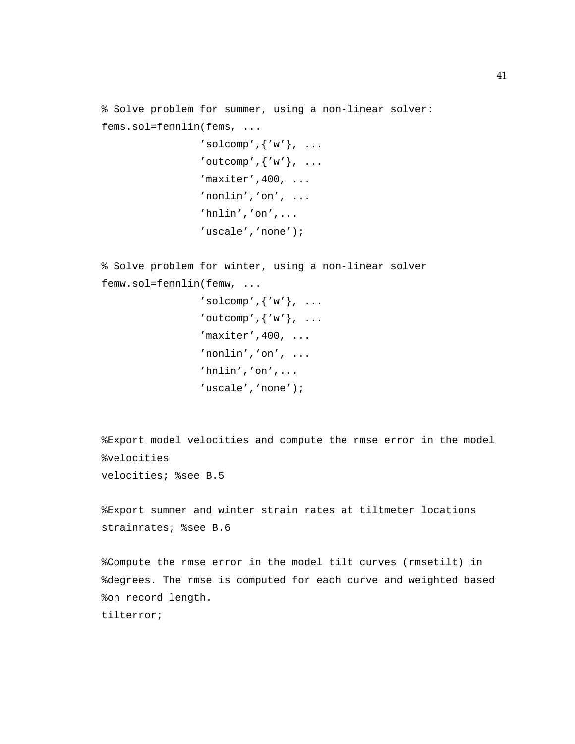```
% Solve problem for summer, using a non-linear solver:
fems.sol=femnlin(fems, ...
                'solcomp',{'w'}, ...
                'outcomp',{'w'}, ...
                'maxiter',400, ...
                'nonlin','on', ...
                'hnlin','on',...
                'uscale','none');

% Solve problem for winter, using a non-linear solver
femw.sol=femnlin(femw, ...
                'solcomp',{'w'}, ...
                'outcomp',{'w'}, ...
                'maxiter',400, ...
                'nonlin','on', ...
                'hnlin','on',...
                'uscale','none');


%Export model velocities and compute the rmse error in the model
%velocities
velocities; %see B.5

%Export summer and winter strain rates at tiltmeter locations
strainrates; %see B.6

%Compute the rmse error in the model tilt curves (rmsetilt) in
%degrees. The rmse is computed for each curve and weighted based
%on record length.
tilterror;
```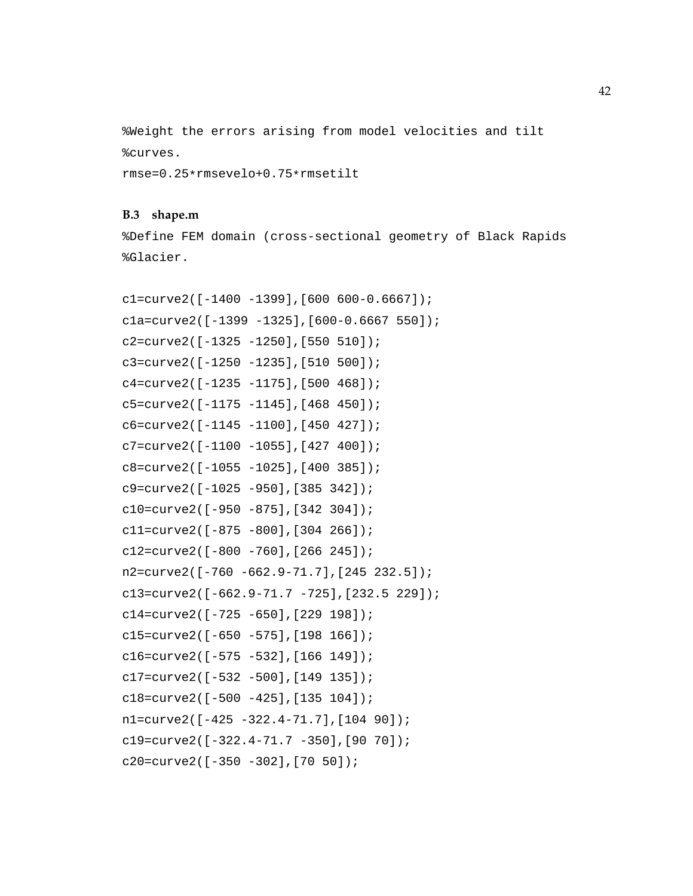```
%Weight the errors arising from model velocities and tilt
%curves.
rmse=0.25*rmsevelo+0.75*rmsetilt
```

### B.3 shape.m

```
%Define FEM domain (cross-sectional geometry of Black Rapids
%Glacier.

c1=curve2([-1400 -1399],[600 600-0.6667]);
c1a=curve2([-1399 -1325],[600-0.6667 550]);
c2=curve2([-1325 -1250],[550 510]);
c3=curve2([-1250 -1235],[510 500]);
c4=curve2([-1235 -1175],[500 468]);
c5=curve2([-1175 -1145],[468 450]);
c6=curve2([-1145 -1100],[450 427]);
c7=curve2([-1100 -1055],[427 400]);
c8=curve2([-1055 -1025],[400 385]);
c9=curve2([-1025 -950],[385 342]);
c10=curve2([-950 -875],[342 304]);
c11=curve2([-875 -800],[304 266]);
c12=curve2([-800 -760],[266 245]);
n2=curve2([-760 -662.9-71.7],[245 232.5]);
c13=curve2([-662.9-71.7 -725],[232.5 229]);
c14=curve2([-725 -650],[229 198]);
c15=curve2([-650 -575],[198 166]);
c16=curve2([-575 -532],[166 149]);
c17=curve2([-532 -500],[149 135]);
c18=curve2([-500 -425],[135 104]);
n1=curve2([-425 -322.4-71.7],[104 90]);
c19=curve2([-322.4-71.7 -350],[90 70]);
c20=curve2([-350 -302],[70 50]);
```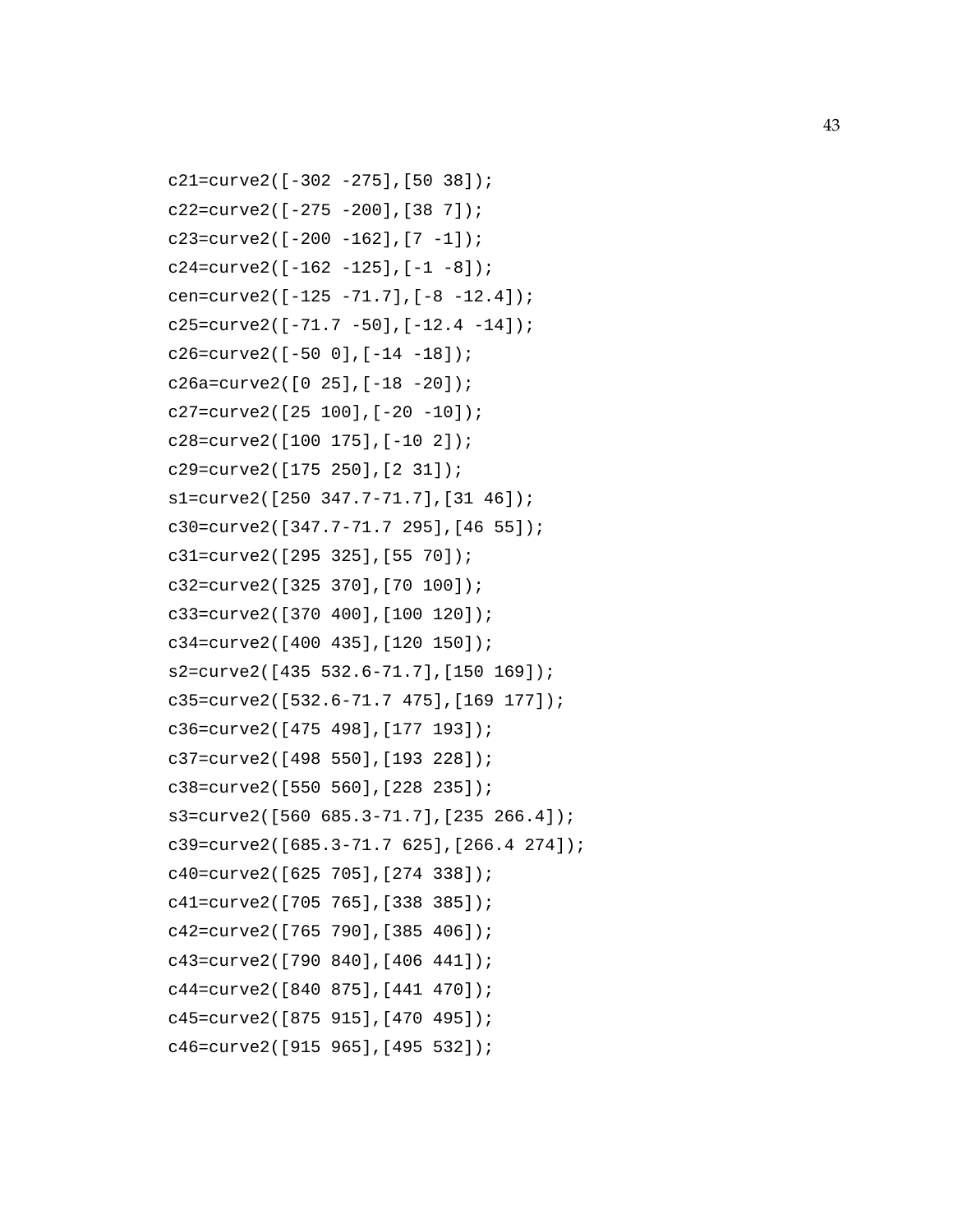```
c21=curve2([-302 -275],[50 38]);
c22=curve2([-275 -200],[38 7]);
c23=curve2([-200 -162],[7 -1]);
c24=curve2([-162 -125],[-1 -8]);
cen=curve2([-125 -71.7],[-8 -12.4]);
c25=curve2([-71.7 -50],[-12.4 -14]);
c26=curve2([-50 0],[-14 -18]);
c26a=curve2([0 25],[-18 -20]);
c27=curve2([25 100],[-20 -10]);
c28=curve2([100 175],[-10 2]);
c29=curve2([175 250],[2 31]);
s1=curve2([250 347.7-71.7],[31 46]);
c30=curve2([347.7-71.7 295],[46 55]);
c31=curve2([295 325],[55 70]);
c32=curve2([325 370],[70 100]);
c33=curve2([370 400],[100 120]);
c34=curve2([400 435],[120 150]);
s2=curve2([435 532.6-71.7],[150 169]);
c35=curve2([532.6-71.7 475],[169 177]);
c36=curve2([475 498],[177 193]);
c37=curve2([498 550],[193 228]);
c38=curve2([550 560],[228 235]);
s3=curve2([560 685.3-71.7],[235 266.4]);
c39=curve2([685.3-71.7 625],[266.4 274]);
c40=curve2([625 705],[274 338]);
c41=curve2([705 765],[338 385]);
c42=curve2([765 790],[385 406]);
c43=curve2([790 840],[406 441]);
c44=curve2([840 875],[441 470]);
c45=curve2([875 915],[470 495]);
c46=curve2([915 965],[495 532]);
```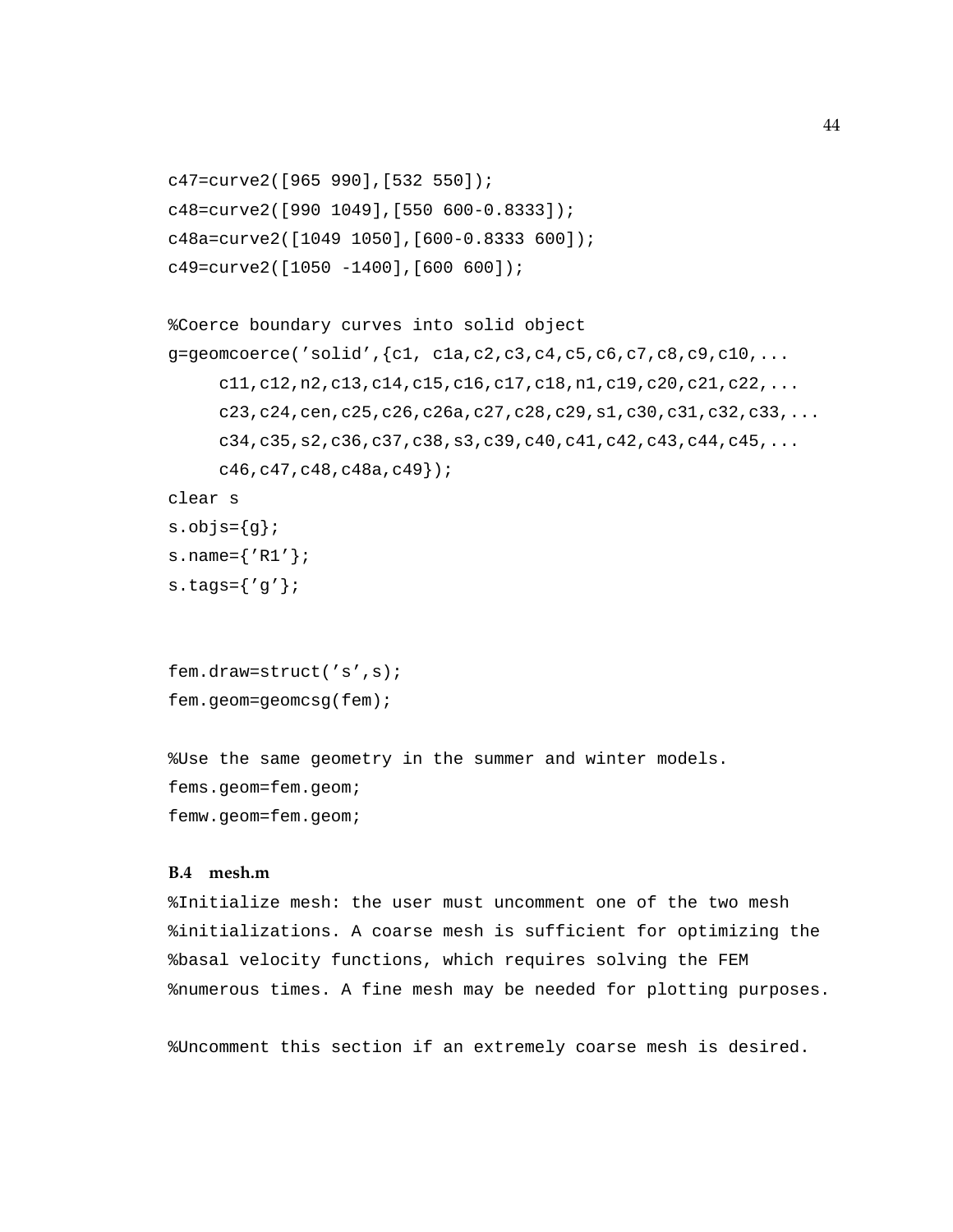```
c47=curve2([965 990],[532 550]);
c48=curve2([990 1049],[550 600-0.8333]);
c48a=curve2([1049 1050],[600-0.8333 600]);
c49=curve2([1050 -1400],[600 600]);

%Coerce boundary curves into solid object
g=geomcoerce('solid',{c1, c1a,c2,c3,c4,c5,c6,c7,c8,c9,c10,...
     c11,c12,n2,c13,c14,c15,c16,c17,c18,n1,c19,c20,c21,c22,...
     c23,c24,cen,c25,c26,c26a,c27,c28,c29,s1,c30,c31,c32,c33,...
     c34,c35,s2,c36,c37,c38,s3,c39,c40,c41,c42,c43,c44,c45,...
     c46,c47,c48,c48a,c49});
clear s
s.objs={g};
s.name={'R1'};
s.tags={'g'};


fem.draw=struct('s',s);
fem.geom=geomcsg(fem);

%Use the same geometry in the summer and winter models.
fems.geom=fem.geom;
femw.geom=fem.geom;
```

### B.4 mesh.m

```
%Initialize mesh: the user must uncomment one of the two mesh
%initializations. A coarse mesh is sufficient for optimizing the
%basal velocity functions, which requires solving the FEM
%numerous times. A fine mesh may be needed for plotting purposes.

%Uncomment this section if an extremely coarse mesh is desired.
```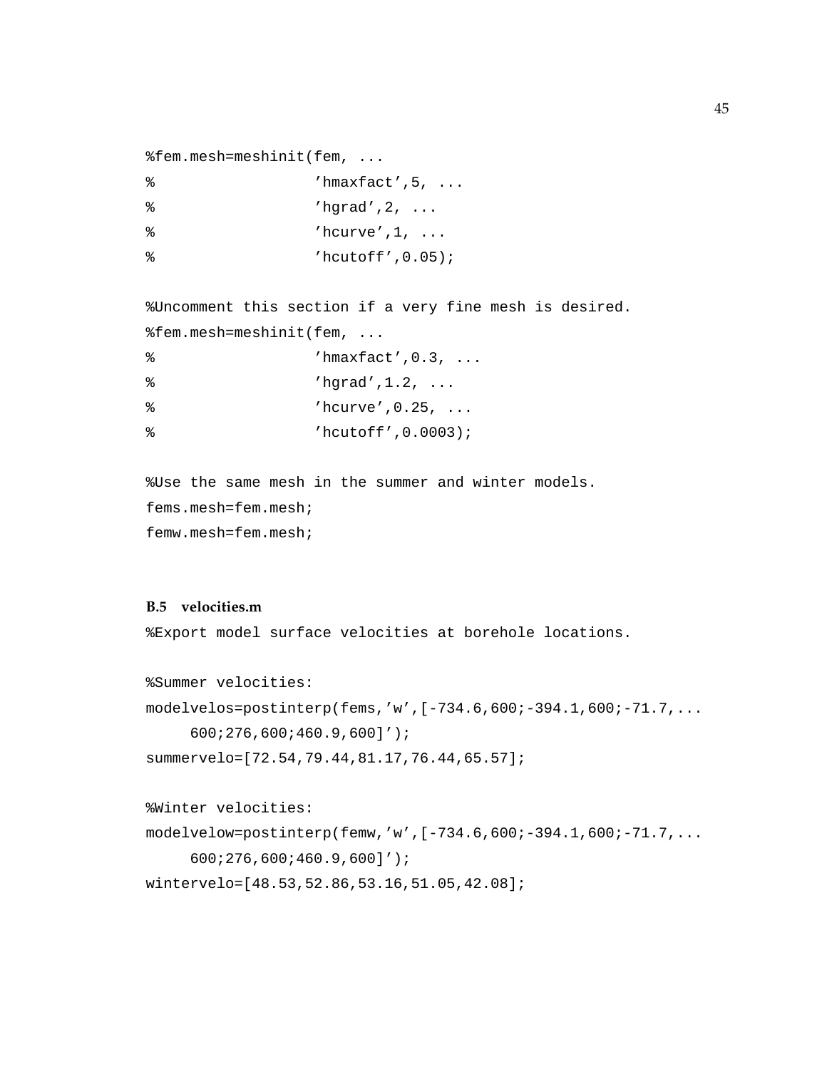```
%fem.mesh=meshinit(fem, ...
%                  'hmaxfact',5, ...
%                  'hgrad',2, ...
%                  'hcurve',1, ...
%                  'hcutoff',0.05);

%Uncomment this section if a very fine mesh is desired.
%fem.mesh=meshinit(fem, ...
%                  'hmaxfact',0.3, ...
%                  'hgrad',1.2, ...
%                  'hcurve',0.25, ...
%                  'hcutoff',0.0003);

%Use the same mesh in the summer and winter models.
fems.mesh=fem.mesh;
femw.mesh=fem.mesh;
```

### B.5 velocities.m

```
%Export model surface velocities at borehole locations.

%Summer velocities:
modelvelos=postinterp(fems,'w',[-734.6,600;-394.1,600;-71.7,...
     600;276,600;460.9,600]');
summervelo=[72.54,79.44,81.17,76.44,65.57];

%Winter velocities:
modelvelow=postinterp(femw,'w',[-734.6,600;-394.1,600;-71.7,...
     600;276,600;460.9,600]');
wintervelo=[48.53,52.86,53.16,51.05,42.08];
```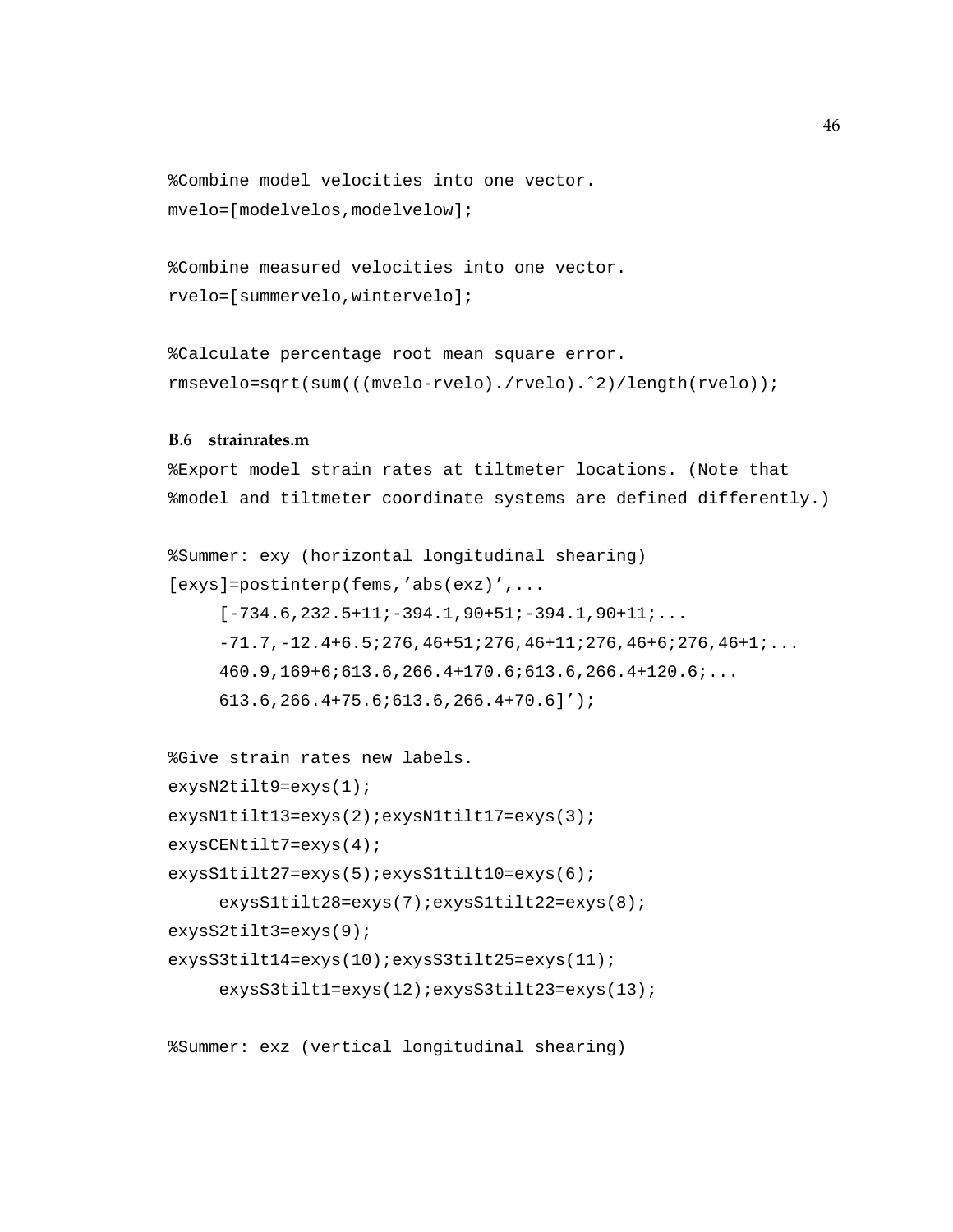```
%Combine model velocities into one vector.
mvelo=[modelvelos,modelvelow];

%Combine measured velocities into one vector.
rvelo=[summervelo,wintervelo];

%Calculate percentage root mean square error.
rmsevelo=sqrt(sum(((mvelo-rvelo)./rvelo).^2)/length(rvelo));
```

### B.6 strainrates.m

```
%Export model strain rates at tiltmeter locations. (Note that
%model and tiltmeter coordinate systems are defined differently.)

%Summer: exy (horizontal longitudinal shearing)
[exys]=postinterp(fems,'abs(exz)',...
     [-734.6,232.5+11;-394.1,90+51;-394.1,90+11;...
     -71.7,-12.4+6.5;276,46+51;276,46+11;276,46+6;276,46+1;...
     460.9,169+6;613.6,266.4+170.6;613.6,266.4+120.6;...
     613.6,266.4+75.6;613.6,266.4+70.6]');

%Give strain rates new labels.
exysN2tilt9=exys(1);
exysN1tilt13=exys(2);exysN1tilt17=exys(3);
exysCENtilt7=exys(4);
exysS1tilt27=exys(5);exysS1tilt10=exys(6);
     exysS1tilt28=exys(7);exysS1tilt22=exys(8);
exysS2tilt3=exys(9);
exysS3tilt14=exys(10);exysS3tilt25=exys(11);
     exysS3tilt1=exys(12);exysS3tilt23=exys(13);

%Summer: exz (vertical longitudinal shearing)
```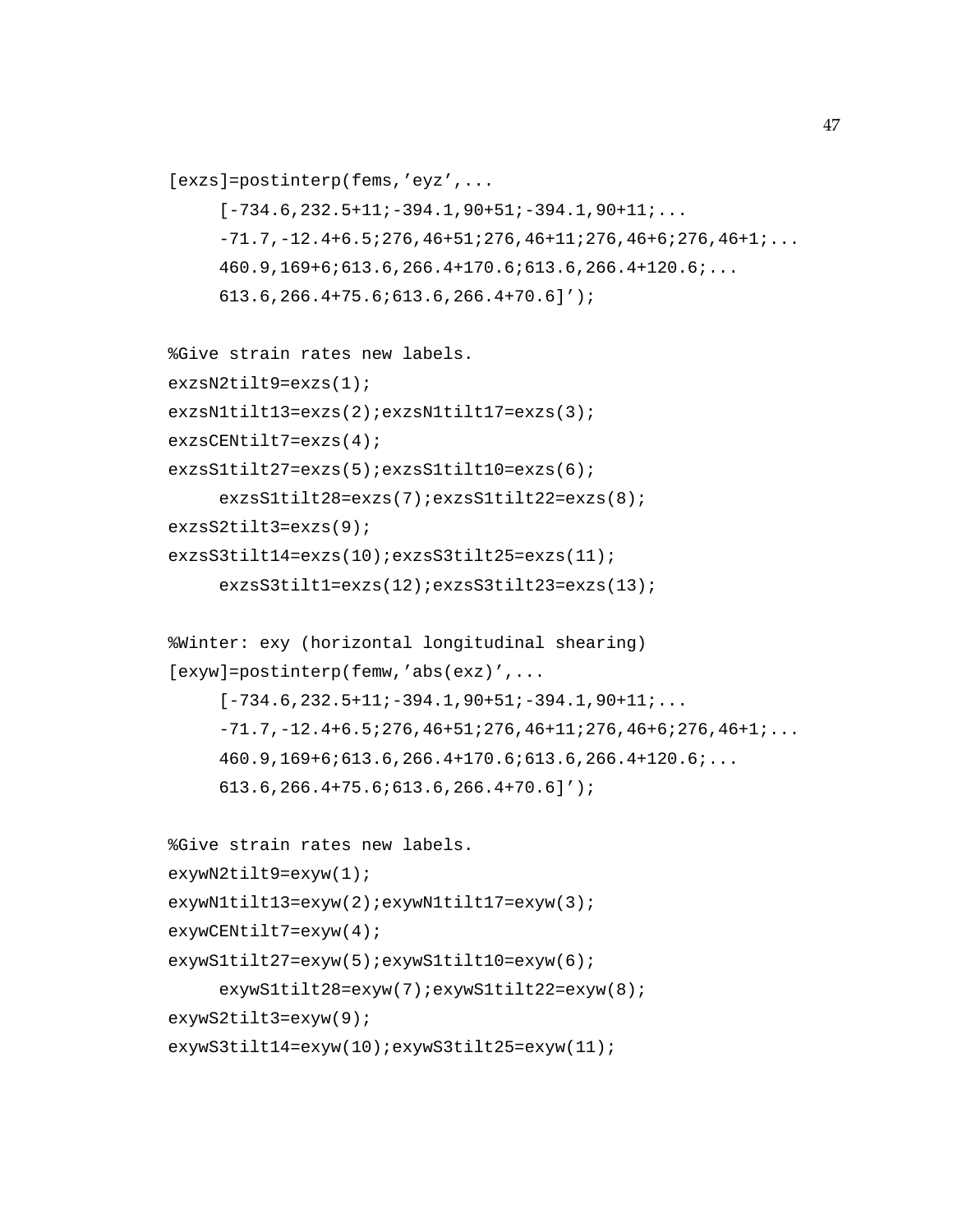```
[exzs]=postinterp(fems,'eyz',...
     [-734.6,232.5+11;-394.1,90+51;-394.1,90+11;...
     -71.7,-12.4+6.5;276,46+51;276,46+11;276,46+6;276,46+1;...
     460.9,169+6;613.6,266.4+170.6;613.6,266.4+120.6;...
     613.6,266.4+75.6;613.6,266.4+70.6]');

%Give strain rates new labels.
exzsN2tilt9=exzs(1);
exzsN1tilt13=exzs(2);exzsN1tilt17=exzs(3);
exzsCENtilt7=exzs(4);
exzsS1tilt27=exzs(5);exzsS1tilt10=exzs(6);
     exzsS1tilt28=exzs(7);exzsS1tilt22=exzs(8);
exzsS2tilt3=exzs(9);
exzsS3tilt14=exzs(10);exzsS3tilt25=exzs(11);
     exzsS3tilt1=exzs(12);exzsS3tilt23=exzs(13);

%Winter: exy (horizontal longitudinal shearing)
[exyw]=postinterp(femw,'abs(exz)',...
     [-734.6,232.5+11;-394.1,90+51;-394.1,90+11;...
     -71.7,-12.4+6.5;276,46+51;276,46+11;276,46+6;276,46+1;...
     460.9,169+6;613.6,266.4+170.6;613.6,266.4+120.6;...
     613.6,266.4+75.6;613.6,266.4+70.6]');

%Give strain rates new labels.
exywN2tilt9=exyw(1);
exywN1tilt13=exyw(2);exywN1tilt17=exyw(3);
exywCENtilt7=exyw(4);
exywS1tilt27=exyw(5);exywS1tilt10=exyw(6);
     exywS1tilt28=exyw(7);exywS1tilt22=exyw(8);
exywS2tilt3=exyw(9);
exywS3tilt14=exyw(10);exywS3tilt25=exyw(11);
```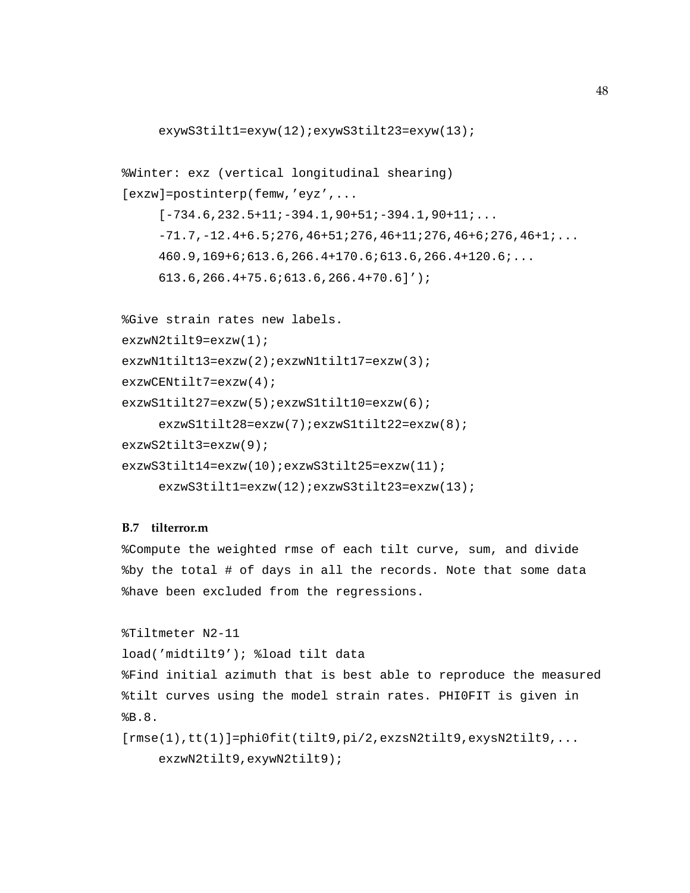```
     exywS3tilt1=exyw(12);exywS3tilt23=exyw(13);

%Winter: exz (vertical longitudinal shearing)
[exzw]=postinterp(femw,'eyz',...
     [-734.6,232.5+11;-394.1,90+51;-394.1,90+11;...
     -71.7,-12.4+6.5;276,46+51;276,46+11;276,46+6;276,46+1;...
     460.9,169+6;613.6,266.4+170.6;613.6,266.4+120.6;...
     613.6,266.4+75.6;613.6,266.4+70.6]');

%Give strain rates new labels.
exzwN2tilt9=exzw(1);
exzwN1tilt13=exzw(2);exzwN1tilt17=exzw(3);
exzwCENtilt7=exzw(4);
exzwS1tilt27=exzw(5);exzwS1tilt10=exzw(6);
     exzwS1tilt28=exzw(7);exzwS1tilt22=exzw(8);
exzwS2tilt3=exzw(9);
exzwS3tilt14=exzw(10);exzwS3tilt25=exzw(11);
     exzwS3tilt1=exzw(12);exzwS3tilt23=exzw(13);
```

### B.7 tilterror.m

```
%Compute the weighted rmse of each tilt curve, sum, and divide
%by the total # of days in all the records. Note that some data
%have been excluded from the regressions.

%Tiltmeter N2-11
load('midtilt9'); %load tilt data
%Find initial azimuth that is best able to reproduce the measured
%tilt curves using the model strain rates. PHI0FIT is given in
%B.8.
[rmse(1),tt(1)]=phi0fit(tilt9,pi/2,exzsN2tilt9,exysN2tilt9,...
     exzwN2tilt9,exywN2tilt9);
```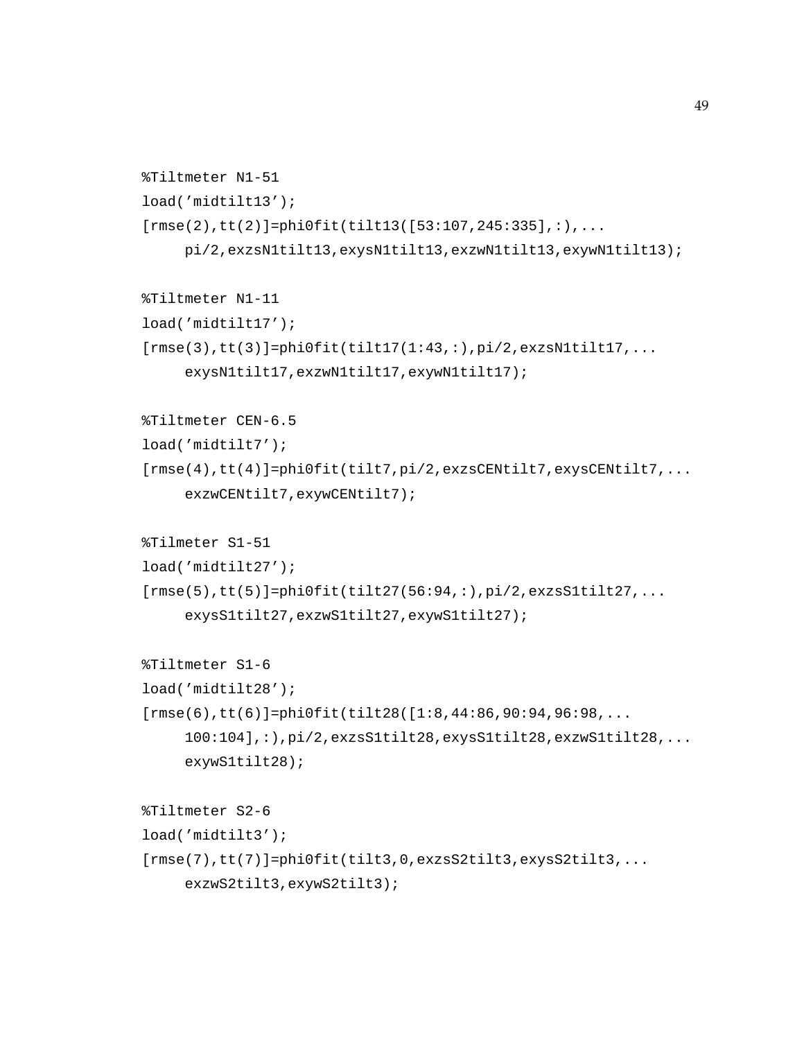```
%Tiltmeter N1-51
load('midtilt13');
[rmse(2),tt(2)]=phi0fit(tilt13([53:107,245:335],:),...
     pi/2,exzsN1tilt13,exysN1tilt13,exzwN1tilt13,exywN1tilt13);

%Tiltmeter N1-11
load('midtilt17');
[rmse(3),tt(3)]=phi0fit(tilt17(1:43,:),pi/2,exzsN1tilt17,...
     exysN1tilt17,exzwN1tilt17,exywN1tilt17);

%Tiltmeter CEN-6.5
load('midtilt7');
[rmse(4),tt(4)]=phi0fit(tilt7,pi/2,exzsCENtilt7,exysCENtilt7,...
     exzwCENtilt7,exywCENtilt7);

%Tilmeter S1-51
load('midtilt27');
[rmse(5),tt(5)]=phi0fit(tilt27(56:94,:),pi/2,exzsS1tilt27,...
     exysS1tilt27,exzwS1tilt27,exywS1tilt27);

%Tiltmeter S1-6
load('midtilt28');
[rmse(6),tt(6)]=phi0fit(tilt28([1:8,44:86,90:94,96:98,...
     100:104],:),pi/2,exzsS1tilt28,exysS1tilt28,exzwS1tilt28,...
     exywS1tilt28);

%Tiltmeter S2-6
load('midtilt3');
[rmse(7),tt(7)]=phi0fit(tilt3,0,exzsS2tilt3,exysS2tilt3,...
     exzwS2tilt3,exywS2tilt3);
```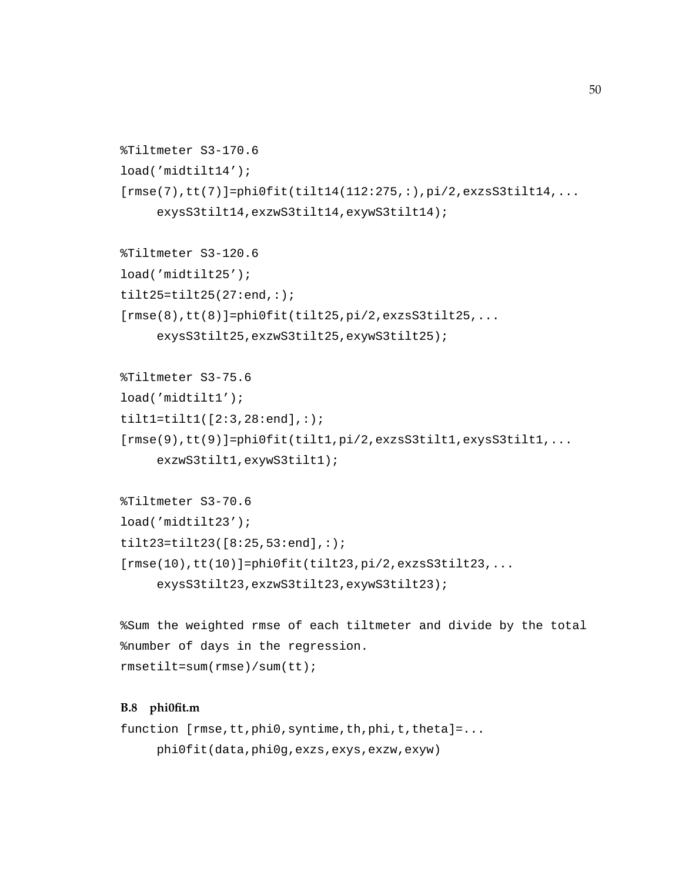```
%Tiltmeter S3-170.6
load('midtilt14');
[rmse(7),tt(7)]=phi0fit(tilt14(112:275,:),pi/2,exzsS3tilt14,...
     exysS3tilt14,exzwS3tilt14,exywS3tilt14);

%Tiltmeter S3-120.6
load('midtilt25');
tilt25=tilt25(27:end,:);
[rmse(8),tt(8)]=phi0fit(tilt25,pi/2,exzsS3tilt25,...
     exysS3tilt25,exzwS3tilt25,exywS3tilt25);

%Tiltmeter S3-75.6
load('midtilt1');
tilt1=tilt1([2:3,28:end],:);
[rmse(9),tt(9)]=phi0fit(tilt1,pi/2,exzsS3tilt1,exysS3tilt1,...
     exzwS3tilt1,exywS3tilt1);

%Tiltmeter S3-70.6
load('midtilt23');
tilt23=tilt23([8:25,53:end],:);
[rmse(10),tt(10)]=phi0fit(tilt23,pi/2,exzsS3tilt23,...
     exysS3tilt23,exzwS3tilt23,exywS3tilt23);

%Sum the weighted rmse of each tiltmeter and divide by the total
%number of days in the regression.
rmsetilt=sum(rmse)/sum(tt);
```

### B.8 phi0fit.m

```
function [rmse,tt,phi0,syntime,th,phi,t,theta]=...
     phi0fit(data,phi0g,exzs,exys,exzw,exyw)
```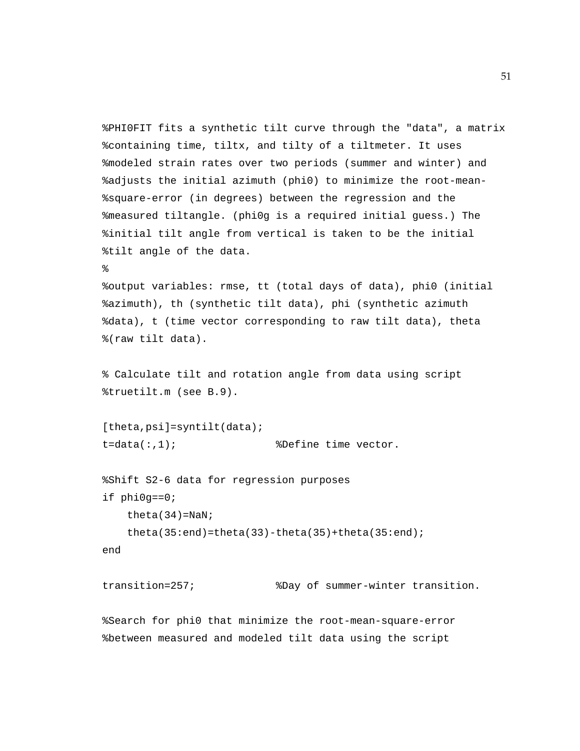```
%PHI0FIT fits a synthetic tilt curve through the "data", a matrix
%containing time, tiltx, and tilty of a tiltmeter. It uses
%modeled strain rates over two periods (summer and winter) and
%adjusts the initial azimuth (phi0) to minimize the root-mean-
%square-error (in degrees) between the regression and the
%measured tiltangle. (phi0g is a required initial guess.) The
%initial tilt angle from vertical is taken to be the initial
%tilt angle of the data.
%
%output variables: rmse, tt (total days of data), phi0 (initial
%azimuth), th (synthetic tilt data), phi (synthetic azimuth
%data), t (time vector corresponding to raw tilt data), theta
%(raw tilt data).

% Calculate tilt and rotation angle from data using script
%truetilt.m (see B.9).

[theta,psi]=syntilt(data);
t=data(:,1);                %Define time vector.

%Shift S2-6 data for regression purposes
if phi0g==0;
    theta(34)=NaN;
    theta(35:end)=theta(33)-theta(35)+theta(35:end);
end

transition=257;             %Day of summer-winter transition.

%Search for phi0 that minimize the root-mean-square-error
%between measured and modeled tilt data using the script
```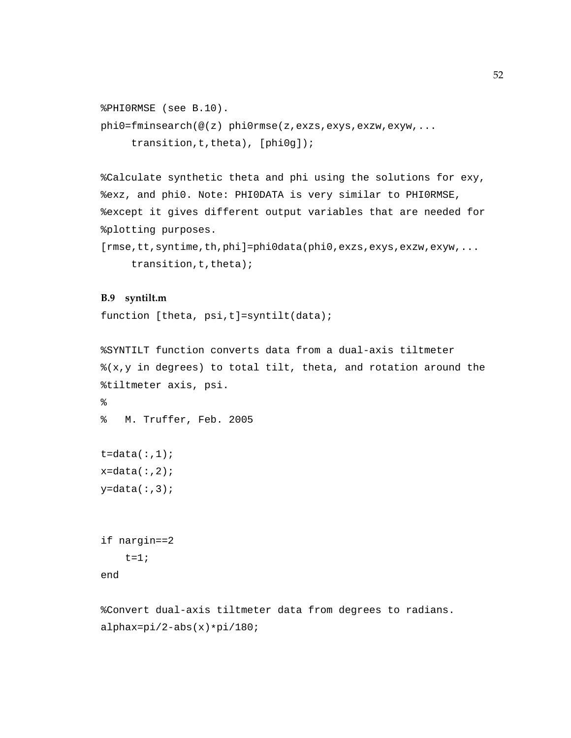```
%PHI0RMSE (see B.10).
phi0=fminsearch(@(z) phi0rmse(z,exzs,exys,exzw,exyw,...
     transition,t,theta), [phi0g]);

%Calculate synthetic theta and phi using the solutions for exy,
%exz, and phi0. Note: PHI0DATA is very similar to PHI0RMSE,
%except it gives different output variables that are needed for
%plotting purposes.
[rmse,tt,syntime,th,phi]=phi0data(phi0,exzs,exys,exzw,exyw,...
     transition,t,theta);
```

### B.9 syntilt.m

```
function [theta, psi,t]=syntilt(data);

%SYNTILT function converts data from a dual-axis tiltmeter
%(x,y in degrees) to total tilt, theta, and rotation around the
%tiltmeter axis, psi.
%
%   M. Truffer, Feb. 2005

t=data(:,1);
x=data(:,2);
y=data(:,3);


if nargin==2
    t=1;
end

%Convert dual-axis tiltmeter data from degrees to radians.
alphax=pi/2-abs(x)*pi/180;
```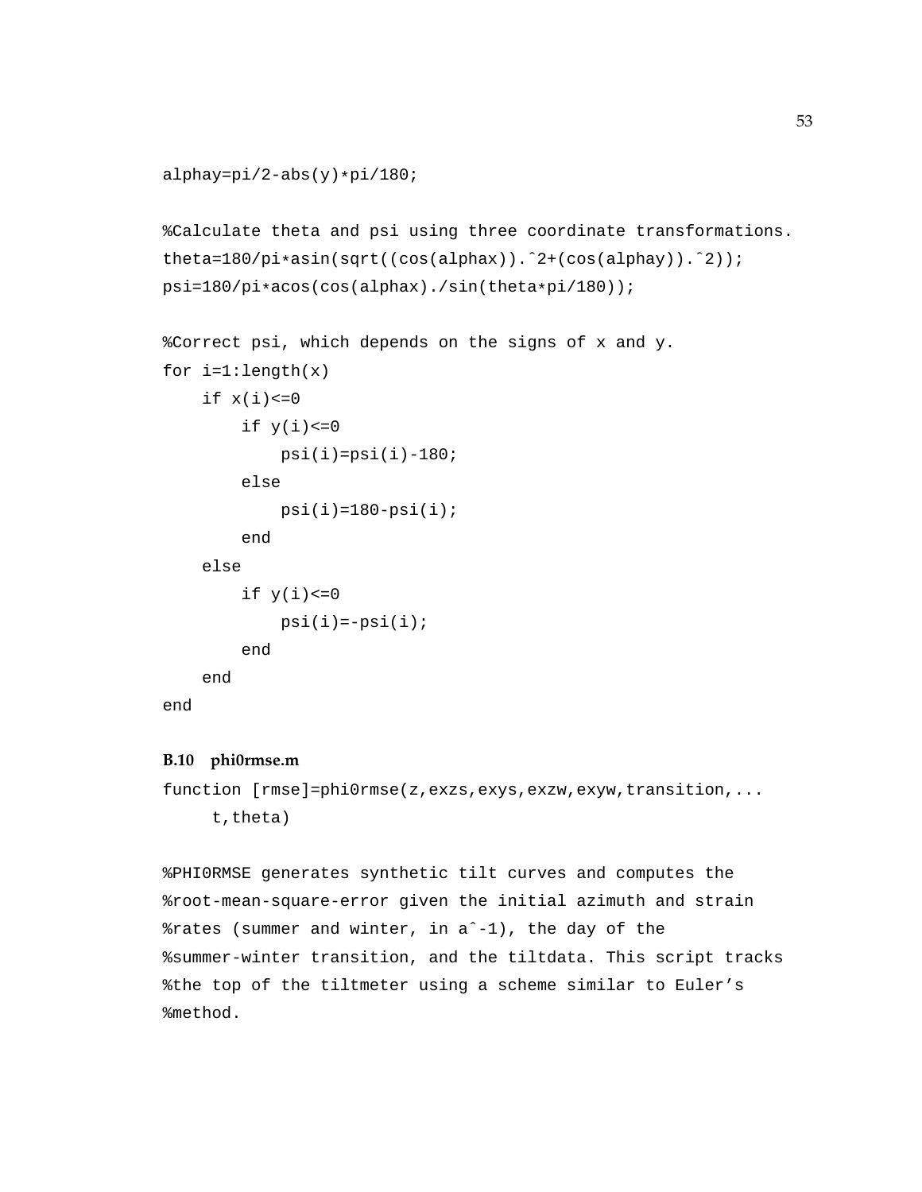```
alphay=pi/2-abs(y)*pi/180;

%Calculate theta and psi using three coordinate transformations.
theta=180/pi*asin(sqrt((cos(alphax)).^2+(cos(alphay)).^2));
psi=180/pi*acos(cos(alphax)./sin(theta*pi/180));

%Correct psi, which depends on the signs of x and y.
for i=1:length(x)
    if x(i)<=0
        if y(i)<=0
            psi(i)=psi(i)-180;
        else
            psi(i)=180-psi(i);
        end
    else
        if y(i)<=0
            psi(i)=-psi(i);
        end
    end
end
```

### B.10 phi0rmse.m

```
function [rmse]=phi0rmse(z,exzs,exys,exzw,exyw,transition,...
     t,theta)

%PHI0RMSE generates synthetic tilt curves and computes the
%root-mean-square-error given the initial azimuth and strain
%rates (summer and winter, in a^-1), the day of the
%summer-winter transition, and the tiltdata. This script tracks
%the top of the tiltmeter using a scheme similar to Euler's
%method.
```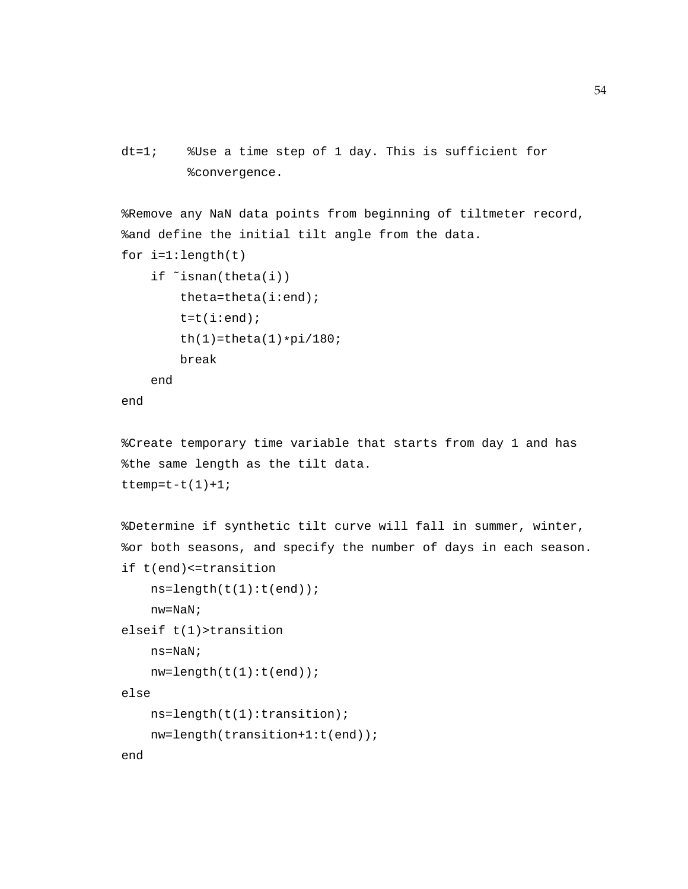```
dt=1;    %Use a time step of 1 day. This is sufficient for
         %convergence.

%Remove any NaN data points from beginning of tiltmeter record,
%and define the initial tilt angle from the data.
for i=1:length(t)
    if ~isnan(theta(i))
        theta=theta(i:end);
        t=t(i:end);
        th(1)=theta(1)*pi/180;
        break
    end
end

%Create temporary time variable that starts from day 1 and has
%the same length as the tilt data.
ttemp=t-t(1)+1;

%Determine if synthetic tilt curve will fall in summer, winter,
%or both seasons, and specify the number of days in each season.
if t(end)<=transition
    ns=length(t(1):t(end));
    nw=NaN;
elseif t(1)>transition
    ns=NaN;
    nw=length(t(1):t(end));
else
    ns=length(t(1):transition);
    nw=length(transition+1:t(end));
end
```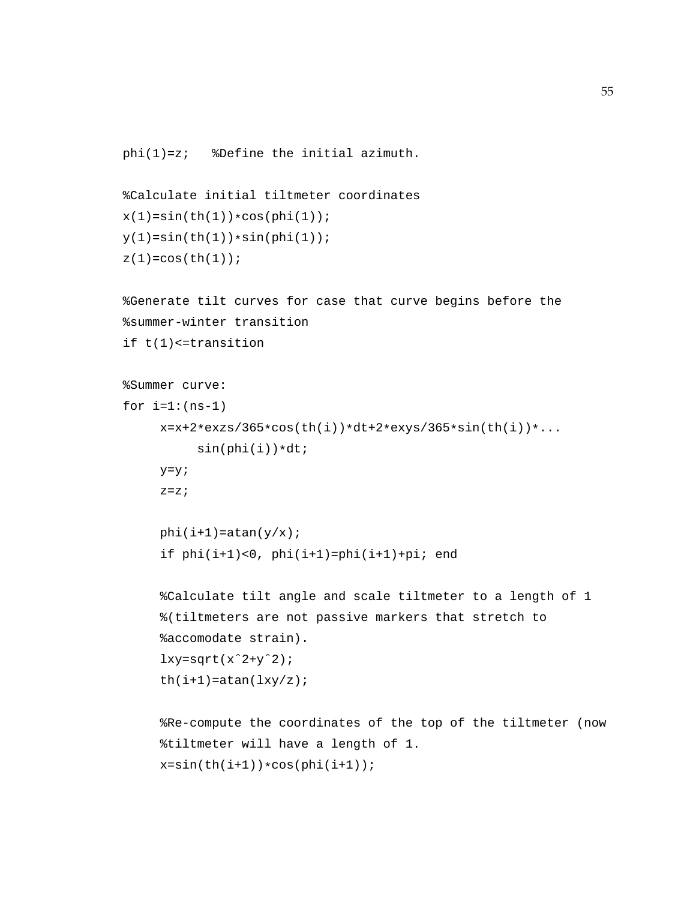```
phi(1)=z;   %Define the initial azimuth.

%Calculate initial tiltmeter coordinates
x(1)=sin(th(1))*cos(phi(1));
y(1)=sin(th(1))*sin(phi(1));
z(1)=cos(th(1));

%Generate tilt curves for case that curve begins before the
%summer-winter transition
if t(1)<=transition

%Summer curve:
for i=1:(ns-1)
     x=x+2*exzs/365*cos(th(i))*dt+2*exys/365*sin(th(i))*...
          sin(phi(i))*dt;
     y=y;
     z=z;

     phi(i+1)=atan(y/x);
     if phi(i+1)<0, phi(i+1)=phi(i+1)+pi; end

     %Calculate tilt angle and scale tiltmeter to a length of 1
     %(tiltmeters are not passive markers that stretch to
     %accomodate strain).
     lxy=sqrt(x^2+y^2);
     th(i+1)=atan(lxy/z);

     %Re-compute the coordinates of the top of the tiltmeter (now
     %tiltmeter will have a length of 1.
     x=sin(th(i+1))*cos(phi(i+1));
```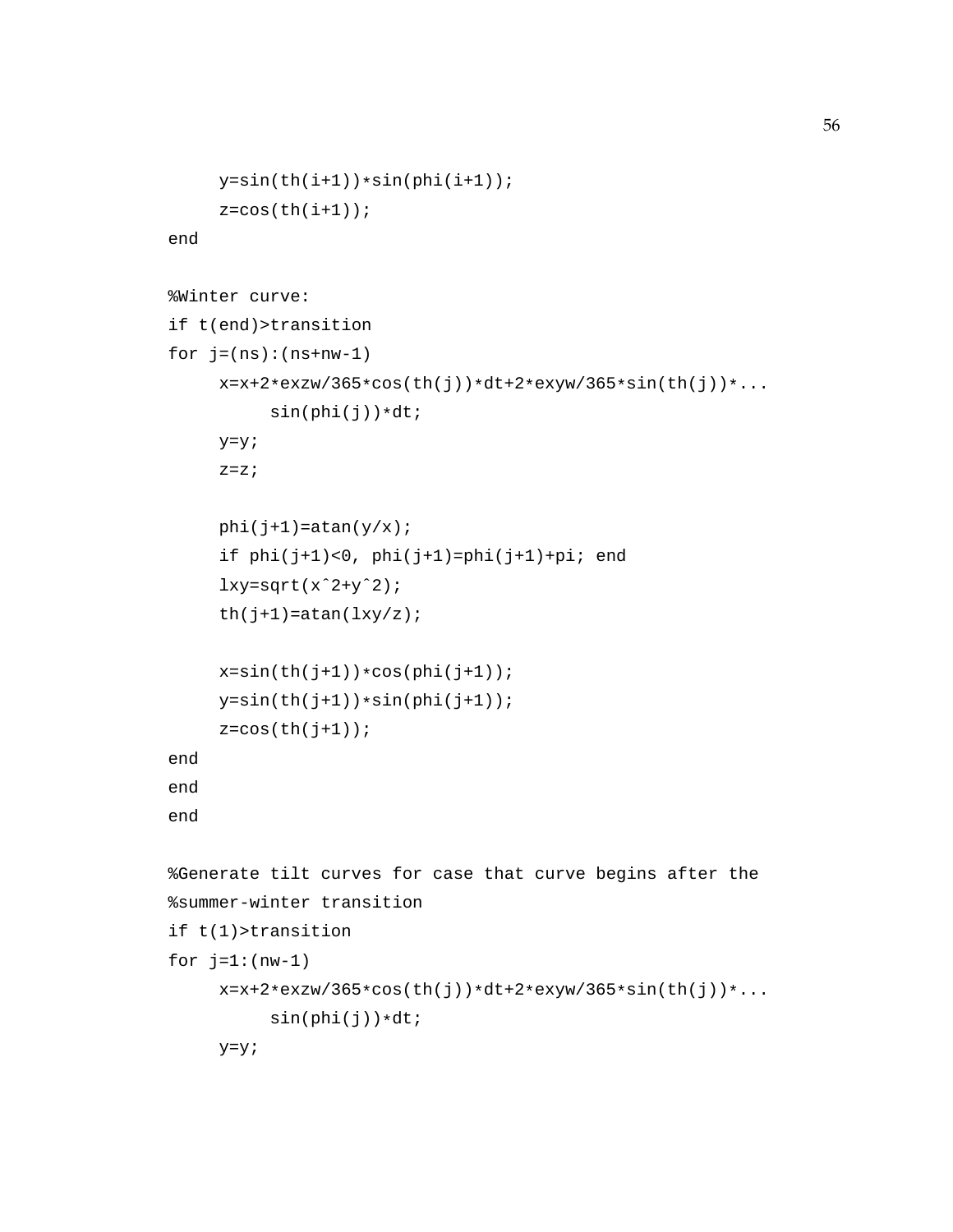```
    y=sin(th(i+1))*sin(phi(i+1));
    z=cos(th(i+1));
end

%Winter curve:
if t(end)>transition
for j=(ns):(ns+nw-1)
    x=x+2*exzw/365*cos(th(j))*dt+2*exyw/365*sin(th(j))*...
        sin(phi(j))*dt;
    y=y;
    z=z;

    phi(j+1)=atan(y/x);
    if phi(j+1)<0, phi(j+1)=phi(j+1)+pi; end
    lxy=sqrt(x^2+y^2);
    th(j+1)=atan(lxy/z);

    x=sin(th(j+1))*cos(phi(j+1));
    y=sin(th(j+1))*sin(phi(j+1));
    z=cos(th(j+1));
end
end
end

%Generate tilt curves for case that curve begins after the
%summer-winter transition
if t(1)>transition
for j=1:(nw-1)
    x=x+2*exzw/365*cos(th(j))*dt+2*exyw/365*sin(th(j))*...
        sin(phi(j))*dt;
    y=y;
```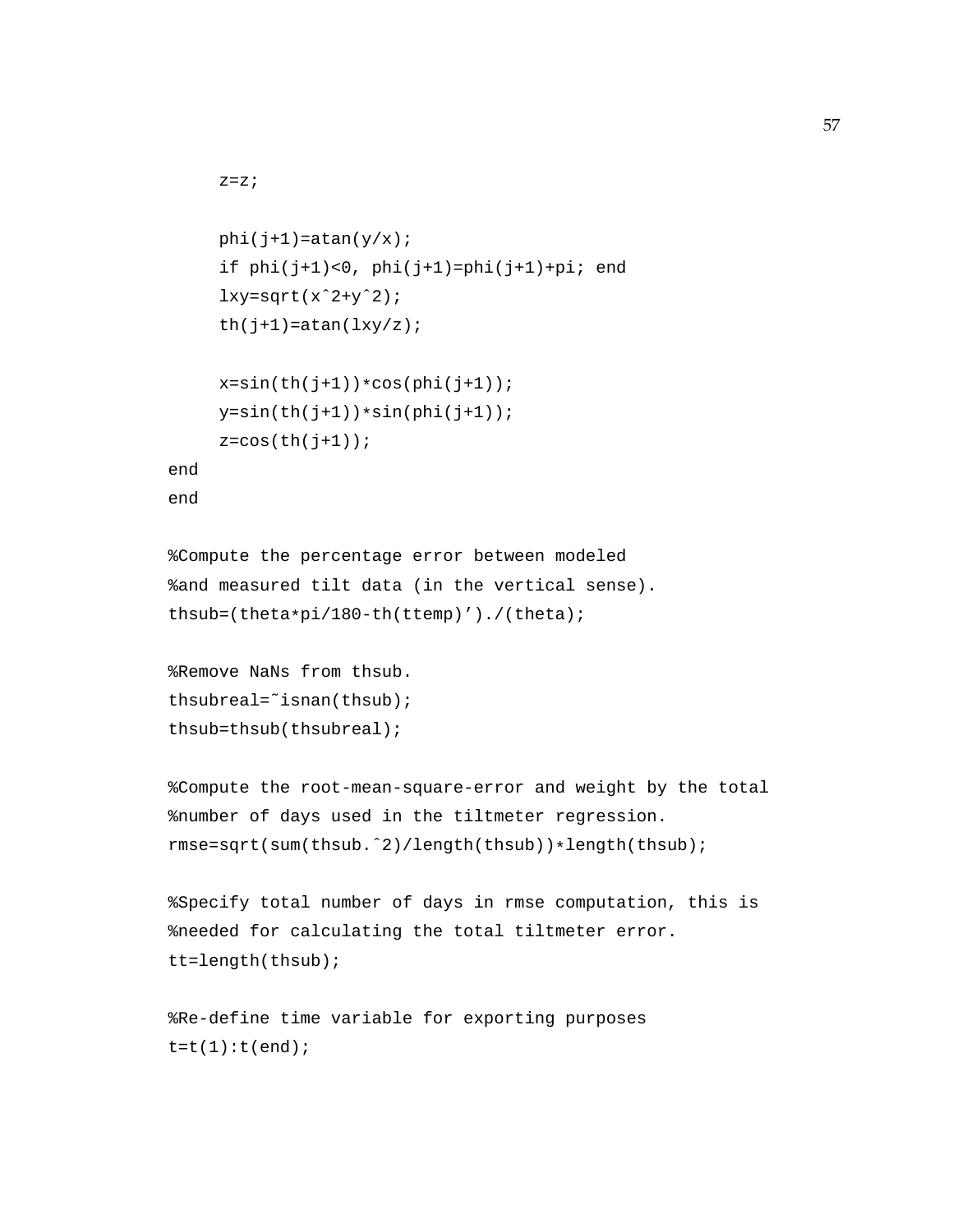```
     z=z;

     phi(j+1)=atan(y/x);
     if phi(j+1)<0, phi(j+1)=phi(j+1)+pi; end
     lxy=sqrt(x^2+y^2);
     th(j+1)=atan(lxy/z);

     x=sin(th(j+1))*cos(phi(j+1));
     y=sin(th(j+1))*sin(phi(j+1));
     z=cos(th(j+1));
end
end

%Compute the percentage error between modeled
%and measured tilt data (in the vertical sense).
thsub=(theta*pi/180-th(ttemp)').(theta);

%Remove NaNs from thsub.
thsubreal=~isnan(thsub);
thsub=thsub(thsubreal);

%Compute the root-mean-square-error and weight by the total
%number of days used in the tiltmeter regression.
rmse=sqrt(sum(thsub.^2)/length(thsub))*length(thsub);

%Specify total number of days in rmse computation, this is
%needed for calculating the total tiltmeter error.
tt=length(thsub);

%Re-define time variable for exporting purposes
t=t(1):t(end);
```